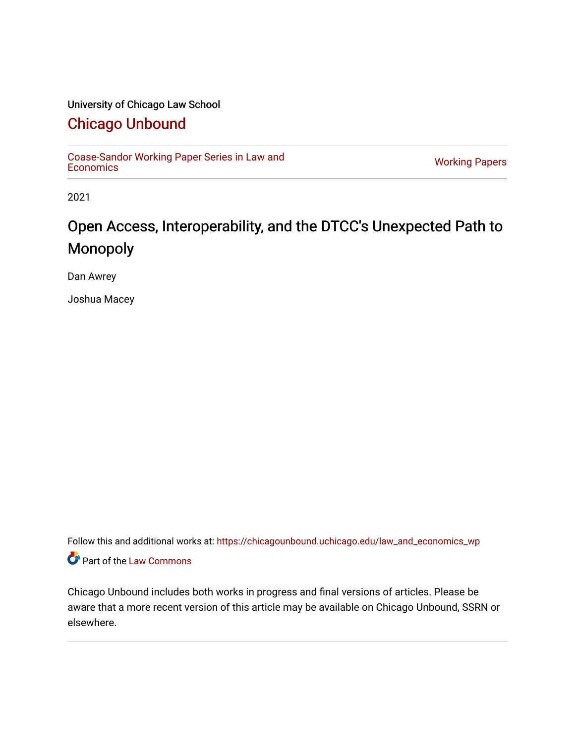University of Chicago Law School

# Chicago Unbound

Coase-Sandor Working Paper Series in Law and Economics | Working Papers

2021

## Open Access, Interoperability, and the DTCC's Unexpected Path to Monopoly

Dan Awrey

Joshua Macey

Follow this and additional works at: https://chicagounbound.uchicago.edu/law_and_economics_wp

Part of the Law Commons

Chicago Unbound includes both works in progress and final versions of articles. Please be aware that a more recent version of this article may be available on Chicago Unbound, SSRN or elsewhere.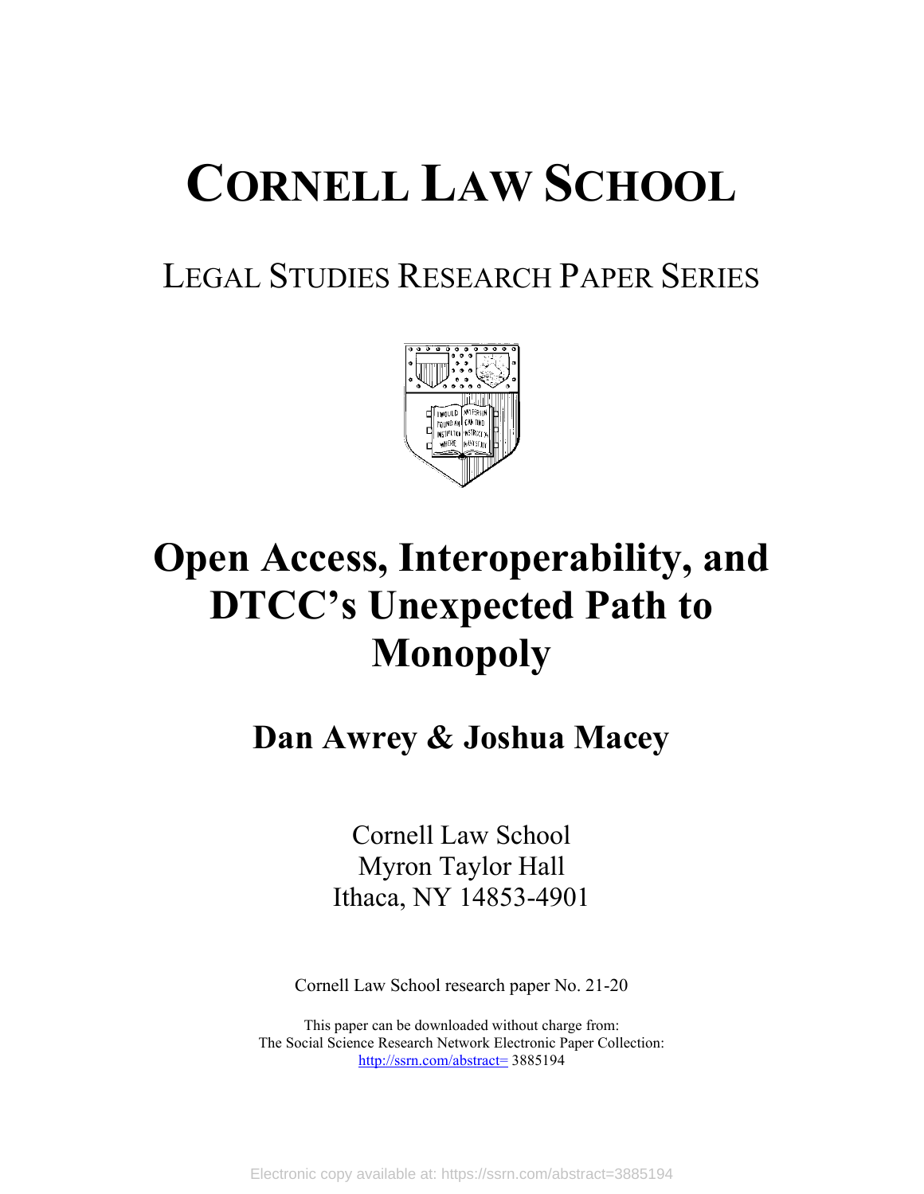# CORNELL LAW SCHOOL

## LEGAL STUDIES RESEARCH PAPER SERIES

# Open Access, Interoperability, and DTCC's Unexpected Path to Monopoly

## Dan Awrey & Joshua Macey

Cornell Law School
Myron Taylor Hall
Ithaca, NY 14853-4901

Cornell Law School research paper No. 21-20

This paper can be downloaded without charge from:
The Social Science Research Network Electronic Paper Collection:
http://ssrn.com/abstract= 3885194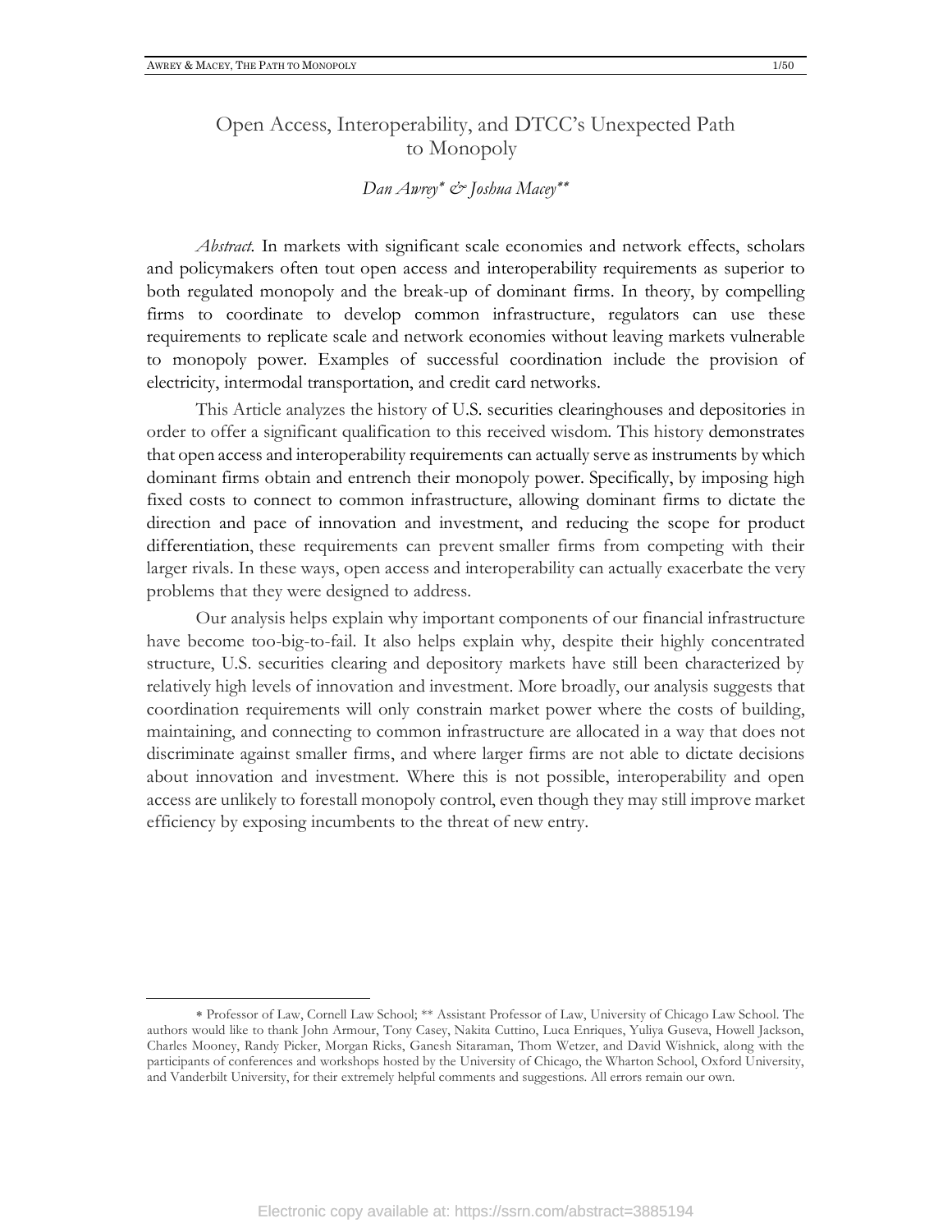# Open Access, Interoperability, and DTCC's Unexpected Path to Monopoly

*Dan Awrey\* & Joshua Macey\*\**

*Abstract*. In markets with significant scale economies and network effects, scholars and policymakers often tout open access and interoperability requirements as superior to both regulated monopoly and the break-up of dominant firms. In theory, by compelling firms to coordinate to develop common infrastructure, regulators can use these requirements to replicate scale and network economies without leaving markets vulnerable to monopoly power. Examples of successful coordination include the provision of electricity, intermodal transportation, and credit card networks.

This Article analyzes the history of U.S. securities clearinghouses and depositories in order to offer a significant qualification to this received wisdom. This history demonstrates that open access and interoperability requirements can actually serve as instruments by which dominant firms obtain and entrench their monopoly power. Specifically, by imposing high fixed costs to connect to common infrastructure, allowing dominant firms to dictate the direction and pace of innovation and investment, and reducing the scope for product differentiation, these requirements can prevent smaller firms from competing with their larger rivals. In these ways, open access and interoperability can actually exacerbate the very problems that they were designed to address.

Our analysis helps explain why important components of our financial infrastructure have become too-big-to-fail. It also helps explain why, despite their highly concentrated structure, U.S. securities clearing and depository markets have still been characterized by relatively high levels of innovation and investment. More broadly, our analysis suggests that coordination requirements will only constrain market power where the costs of building, maintaining, and connecting to common infrastructure are allocated in a way that does not discriminate against smaller firms, and where larger firms are not able to dictate decisions about innovation and investment. Where this is not possible, interoperability and open access are unlikely to forestall monopoly control, even though they may still improve market efficiency by exposing incumbents to the threat of new entry.

---

\* Professor of Law, Cornell Law School; \*\* Assistant Professor of Law, University of Chicago Law School. The authors would like to thank John Armour, Tony Casey, Nakita Cuttino, Luca Enriques, Yuliya Guseva, Howell Jackson, Charles Mooney, Randy Picker, Morgan Ricks, Ganesh Sitaraman, Thom Wetzer, and David Wishnick, along with the participants of conferences and workshops hosted by the University of Chicago, the Wharton School, Oxford University, and Vanderbilt University, for their extremely helpful comments and suggestions. All errors remain our own.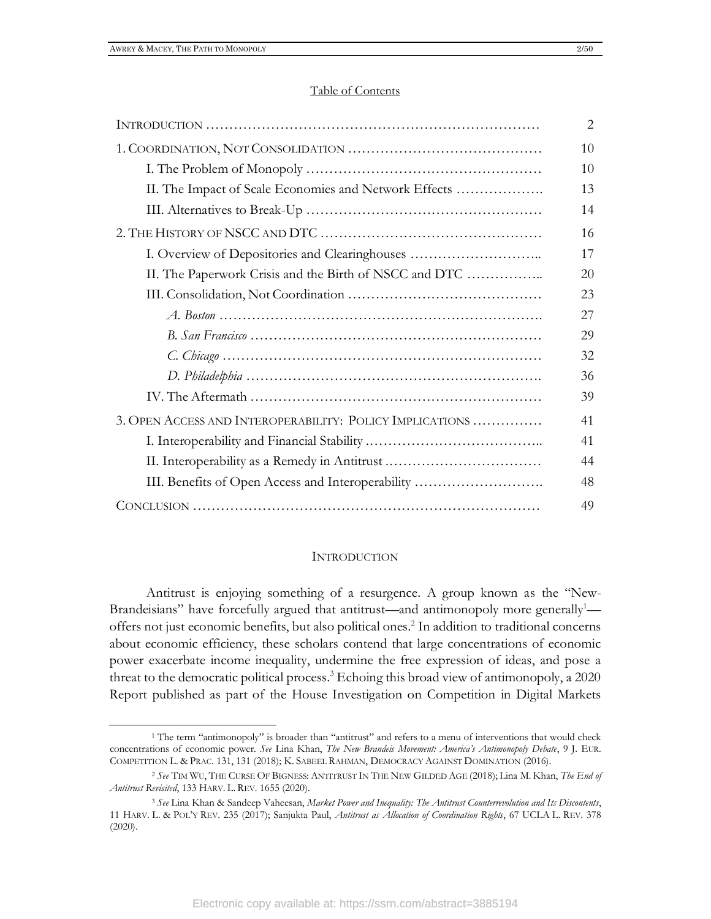Table of Contents

| | |
|---|---|
| INTRODUCTION | 2 |
| 1. COORDINATION, NOT CONSOLIDATION | 10 |
| I. The Problem of Monopoly | 10 |
| II. The Impact of Scale Economies and Network Effects | 13 |
| III. Alternatives to Break-Up | 14 |
| 2. THE HISTORY OF NSCC AND DTC | 16 |
| I. Overview of Depositories and Clearinghouses | 17 |
| II. The Paperwork Crisis and the Birth of NSCC and DTC | 20 |
| III. Consolidation, Not Coordination | 23 |
| *A. Boston* | 27 |
| *B. San Francisco* | 29 |
| *C. Chicago* | 32 |
| *D. Philadelphia* | 36 |
| IV. The Aftermath | 39 |
| 3. OPEN ACCESS AND INTEROPERABILITY: POLICY IMPLICATIONS | 41 |
| I. Interoperability and Financial Stability | 41 |
| II. Interoperability as a Remedy in Antitrust | 44 |
| III. Benefits of Open Access and Interoperability | 48 |
| CONCLUSION | 49 |

## INTRODUCTION

Antitrust is enjoying something of a resurgence. A group known as the "New-Brandeisians" have forcefully argued that antitrust—and antimonopoly more generally[1]—offers not just economic benefits, but also political ones.[2] In addition to traditional concerns about economic efficiency, these scholars contend that large concentrations of economic power exacerbate income inequality, undermine the free expression of ideas, and pose a threat to the democratic political process.[3] Echoing this broad view of antimonopoly, a 2020 Report published as part of the House Investigation on Competition in Digital Markets

---

[1] The term "antimonopoly" is broader than "antitrust" and refers to a menu of interventions that would check concentrations of economic power. *See* Lina Khan, *The New Brandeis Movement: America's Antimonopoly Debate*, 9 J. EUR. COMPETITION L. & PRAC. 131, 131 (2018); K. SABEEL RAHMAN, DEMOCRACY AGAINST DOMINATION (2016).

[2] *See* TIM WU, THE CURSE OF BIGNESS: ANTITRUST IN THE NEW GILDED AGE (2018); Lina M. Khan, *The End of Antitrust Revisited*, 133 HARV. L. REV. 1655 (2020).

[3] *See* Lina Khan & Sandeep Vaheesan, *Market Power and Inequality: The Antitrust Counterrevolution and Its Discontents*, 11 HARV. L. & POL'Y REV. 235 (2017); Sanjukta Paul, *Antitrust as Allocation of Coordination Rights*, 67 UCLA L. REV. 378 (2020).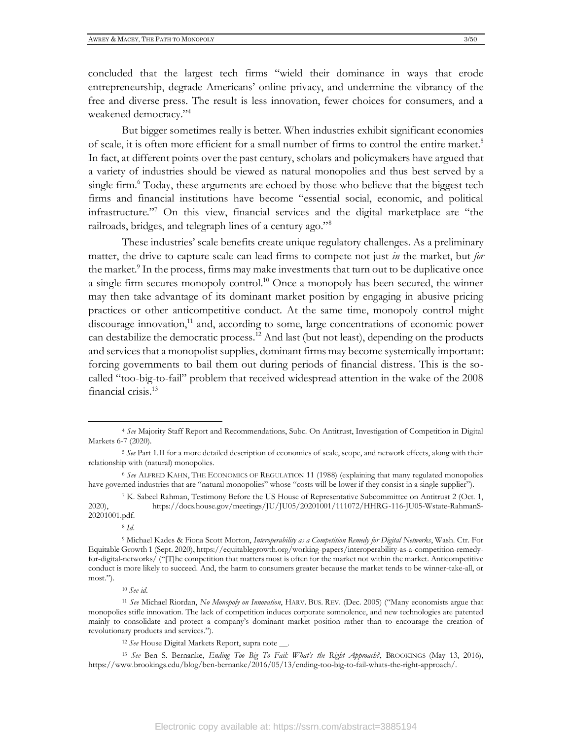concluded that the largest tech firms "wield their dominance in ways that erode entrepreneurship, degrade Americans' online privacy, and undermine the vibrancy of the free and diverse press. The result is less innovation, fewer choices for consumers, and a weakened democracy."[4]

But bigger sometimes really is better. When industries exhibit significant economies of scale, it is often more efficient for a small number of firms to control the entire market.[5] In fact, at different points over the past century, scholars and policymakers have argued that a variety of industries should be viewed as natural monopolies and thus best served by a single firm.[6] Today, these arguments are echoed by those who believe that the biggest tech firms and financial institutions have become "essential social, economic, and political infrastructure."[7] On this view, financial services and the digital marketplace are "the railroads, bridges, and telegraph lines of a century ago."[8]

These industries' scale benefits create unique regulatory challenges. As a preliminary matter, the drive to capture scale can lead firms to compete not just *in* the market, but *for* the market.[9] In the process, firms may make investments that turn out to be duplicative once a single firm secures monopoly control.[10] Once a monopoly has been secured, the winner may then take advantage of its dominant market position by engaging in abusive pricing practices or other anticompetitive conduct. At the same time, monopoly control might discourage innovation,[11] and, according to some, large concentrations of economic power can destabilize the democratic process.[12] And last (but not least), depending on the products and services that a monopolist supplies, dominant firms may become systemically important: forcing governments to bail them out during periods of financial distress. This is the so-called "too-big-to-fail" problem that received widespread attention in the wake of the 2008 financial crisis.[13]

---

[4] *See* Majority Staff Report and Recommendations, Subc. On Antitrust, Investigation of Competition in Digital Markets 6-7 (2020).

[5] *See* Part 1.II for a more detailed description of economies of scale, scope, and network effects, along with their relationship with (natural) monopolies.

[6] *See* ALFRED KAHN, THE ECONOMICS OF REGULATION 11 (1988) (explaining that many regulated monopolies have governed industries that are "natural monopolies" whose "costs will be lower if they consist in a single supplier").

[7] K. Sabeel Rahman, Testimony Before the US House of Representative Subcommittee on Antitrust 2 (Oct. 1, 2020), https://docs.house.gov/meetings/JU/JU05/20201001/111072/HHRG-116-JU05-Wstate-RahmanS-20201001.pdf.

[8] *Id*.

[9] Michael Kades & Fiona Scott Morton, *Interoperability as a Competition Remedy for Digital Networks*, Wash. Ctr. For Equitable Growth 1 (Sept. 2020), https://equitablegrowth.org/working-papers/interoperability-as-a-competition-remedy-for-digital-networks/ ("[T]he competition that matters most is often for the market not within the market. Anticompetitive conduct is more likely to succeed. And, the harm to consumers greater because the market tends to be winner-take-all, or most.").

[10] *See id*.

[11] *See* Michael Riordan, *No Monopoly on Innovation*, HARV. BUS. REV. (Dec. 2005) ("Many economists argue that monopolies stifle innovation. The lack of competition induces corporate somnolence, and new technologies are patented mainly to consolidate and protect a company's dominant market position rather than to encourage the creation of revolutionary products and services.").

[12] *See* House Digital Markets Report, supra note __.

[13] *See* Ben S. Bernanke, *Ending Too Big To Fail: What's the Right Approach?*, BROOKINGS (May 13, 2016), https://www.brookings.edu/blog/ben-bernanke/2016/05/13/ending-too-big-to-fail-whats-the-right-approach/.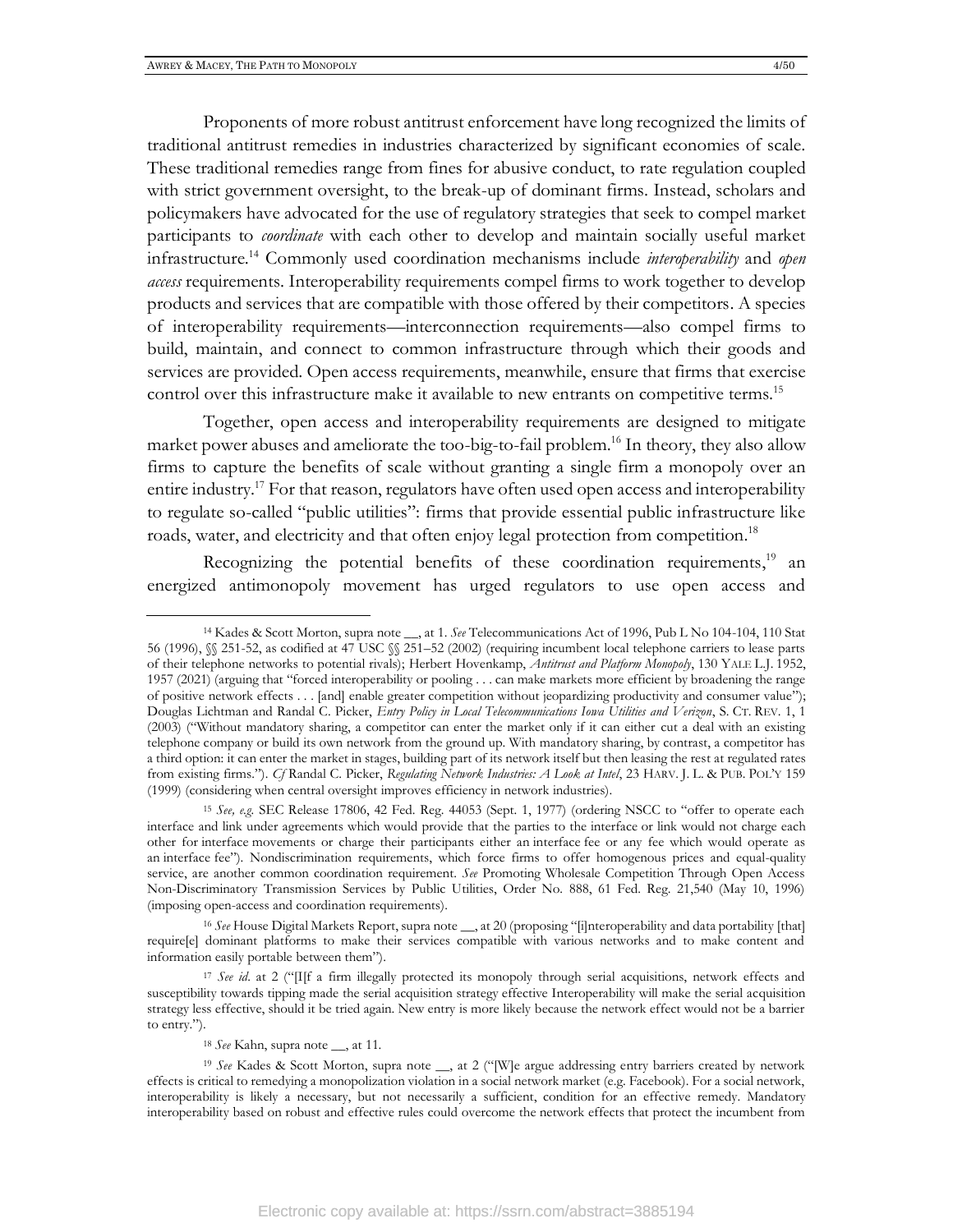Proponents of more robust antitrust enforcement have long recognized the limits of traditional antitrust remedies in industries characterized by significant economies of scale. These traditional remedies range from fines for abusive conduct, to rate regulation coupled with strict government oversight, to the break-up of dominant firms. Instead, scholars and policymakers have advocated for the use of regulatory strategies that seek to compel market participants to *coordinate* with each other to develop and maintain socially useful market infrastructure.[14] Commonly used coordination mechanisms include *interoperability* and *open access* requirements. Interoperability requirements compel firms to work together to develop products and services that are compatible with those offered by their competitors. A species of interoperability requirements—interconnection requirements—also compel firms to build, maintain, and connect to common infrastructure through which their goods and services are provided. Open access requirements, meanwhile, ensure that firms that exercise control over this infrastructure make it available to new entrants on competitive terms.[15]

Together, open access and interoperability requirements are designed to mitigate market power abuses and ameliorate the too-big-to-fail problem.[16] In theory, they also allow firms to capture the benefits of scale without granting a single firm a monopoly over an entire industry.[17] For that reason, regulators have often used open access and interoperability to regulate so-called "public utilities": firms that provide essential public infrastructure like roads, water, and electricity and that often enjoy legal protection from competition.[18]

Recognizing the potential benefits of these coordination requirements,[19] an energized antimonopoly movement has urged regulators to use open access and

---

[14] Kades & Scott Morton, supra note __, at 1. *See* Telecommunications Act of 1996, Pub L No 104-104, 110 Stat 56 (1996), §§ 251-52, as codified at 47 USC §§ 251–52 (2002) (requiring incumbent local telephone carriers to lease parts of their telephone networks to potential rivals); Herbert Hovenkamp, *Antitrust and Platform Monopoly*, 130 YALE L.J. 1952, 1957 (2021) (arguing that "forced interoperability or pooling . . . can make markets more efficient by broadening the range of positive network effects . . . [and] enable greater competition without jeopardizing productivity and consumer value"); Douglas Lichtman and Randal C. Picker, *Entry Policy in Local Telecommunications Iowa Utilities and Verizon*, S. CT. REV. 1, 1 (2003) ("Without mandatory sharing, a competitor can enter the market only if it can either cut a deal with an existing telephone company or build its own network from the ground up. With mandatory sharing, by contrast, a competitor has a third option: it can enter the market in stages, building part of its network itself but then leasing the rest at regulated rates from existing firms."). *Cf* Randal C. Picker, *Regulating Network Industries: A Look at Intel*, 23 HARV. J. L. & PUB. POL'Y 159 (1999) (considering when central oversight improves efficiency in network industries).

[15] *See, e.g.* SEC Release 17806, 42 Fed. Reg. 44053 (Sept. 1, 1977) (ordering NSCC to "offer to operate each interface and link under agreements which would provide that the parties to the interface or link would not charge each other for interface movements or charge their participants either an interface fee or any fee which would operate as an interface fee"). Nondiscrimination requirements, which force firms to offer homogenous prices and equal-quality service, are another common coordination requirement. *See* Promoting Wholesale Competition Through Open Access Non-Discriminatory Transmission Services by Public Utilities, Order No. 888, 61 Fed. Reg. 21,540 (May 10, 1996) (imposing open-access and coordination requirements).

[16] *See* House Digital Markets Report, supra note __, at 20 (proposing "[i]nteroperability and data portability [that] require[e] dominant platforms to make their services compatible with various networks and to make content and information easily portable between them").

[17] *See id.* at 2 ("[I[f a firm illegally protected its monopoly through serial acquisitions, network effects and susceptibility towards tipping made the serial acquisition strategy effective Interoperability will make the serial acquisition strategy less effective, should it be tried again. New entry is more likely because the network effect would not be a barrier to entry.").

[18] *See* Kahn, supra note __, at 11.

[19] *See* Kades & Scott Morton, supra note __, at 2 ("[W]e argue addressing entry barriers created by network effects is critical to remedying a monopolization violation in a social network market (e.g. Facebook). For a social network, interoperability is likely a necessary, but not necessarily a sufficient, condition for an effective remedy. Mandatory interoperability based on robust and effective rules could overcome the network effects that protect the incumbent from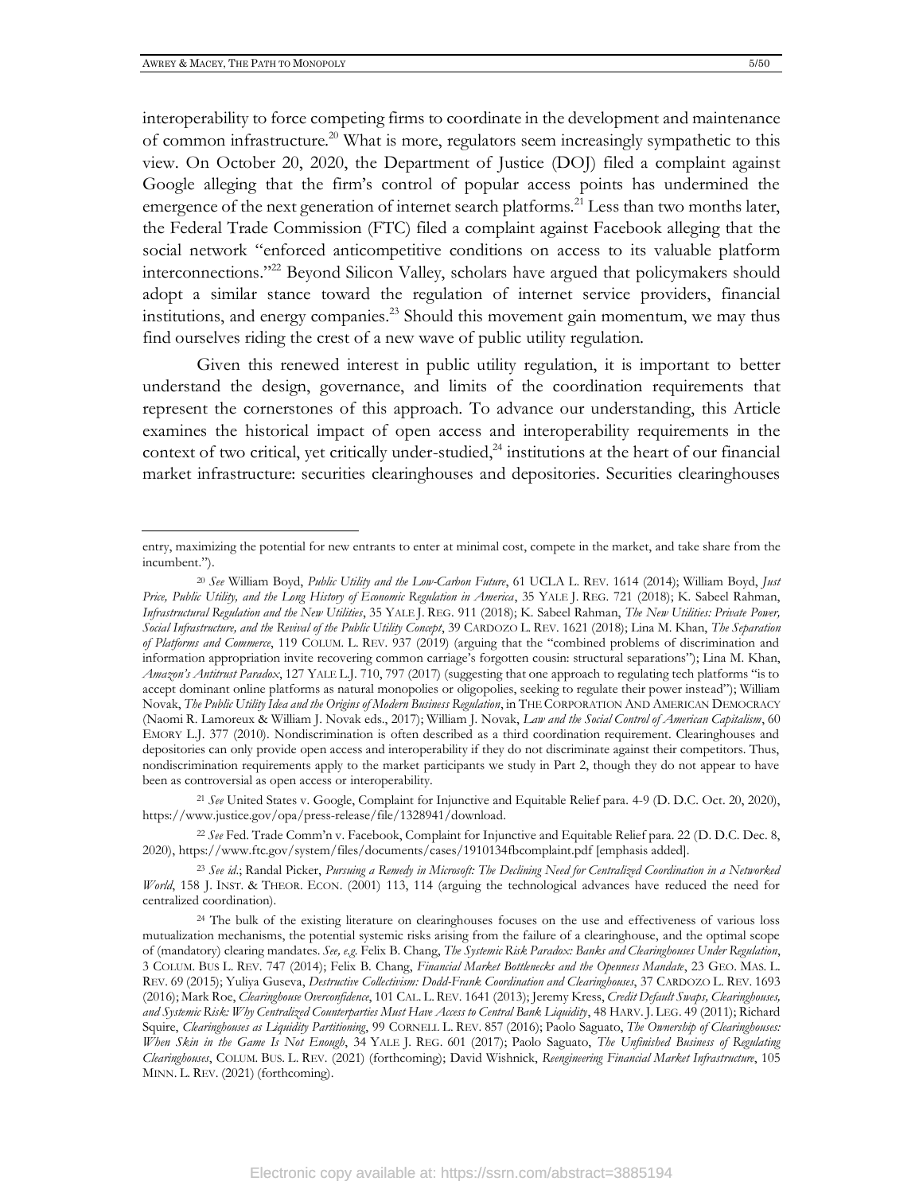interoperability to force competing firms to coordinate in the development and maintenance of common infrastructure.[20] What is more, regulators seem increasingly sympathetic to this view. On October 20, 2020, the Department of Justice (DOJ) filed a complaint against Google alleging that the firm's control of popular access points has undermined the emergence of the next generation of internet search platforms.[21] Less than two months later, the Federal Trade Commission (FTC) filed a complaint against Facebook alleging that the social network "enforced anticompetitive conditions on access to its valuable platform interconnections."[22] Beyond Silicon Valley, scholars have argued that policymakers should adopt a similar stance toward the regulation of internet service providers, financial institutions, and energy companies.[23] Should this movement gain momentum, we may thus find ourselves riding the crest of a new wave of public utility regulation.

Given this renewed interest in public utility regulation, it is important to better understand the design, governance, and limits of the coordination requirements that represent the cornerstones of this approach. To advance our understanding, this Article examines the historical impact of open access and interoperability requirements in the context of two critical, yet critically under-studied,[24] institutions at the heart of our financial market infrastructure: securities clearinghouses and depositories. Securities clearinghouses

---

entry, maximizing the potential for new entrants to enter at minimal cost, compete in the market, and take share from the incumbent.").

[20] *See* William Boyd, *Public Utility and the Low-Carbon Future*, 61 UCLA L. REV. 1614 (2014); William Boyd, *Just Price, Public Utility, and the Long History of Economic Regulation in America*, 35 YALE J. REG. 721 (2018); K. Sabeel Rahman, *Infrastructural Regulation and the New Utilities*, 35 YALE J. REG. 911 (2018); K. Sabeel Rahman, *The New Utilities: Private Power, Social Infrastructure, and the Revival of the Public Utility Concept*, 39 CARDOZO L. REV. 1621 (2018); Lina M. Khan, *The Separation of Platforms and Commerce*, 119 COLUM. L. REV. 937 (2019) (arguing that the "combined problems of discrimination and information appropriation invite recovering common carriage's forgotten cousin: structural separations"); Lina M. Khan, *Amazon's Antitrust Paradox*, 127 YALE L.J. 710, 797 (2017) (suggesting that one approach to regulating tech platforms "is to accept dominant online platforms as natural monopolies or oligopolies, seeking to regulate their power instead"); William Novak, *The Public Utility Idea and the Origins of Modern Business Regulation*, in THE CORPORATION AND AMERICAN DEMOCRACY (Naomi R. Lamoreux & William J. Novak eds., 2017); William J. Novak, *Law and the Social Control of American Capitalism*, 60 EMORY L.J. 377 (2010). Nondiscrimination is often described as a third coordination requirement. Clearinghouses and depositories can only provide open access and interoperability if they do not discriminate against their competitors. Thus, nondiscrimination requirements apply to the market participants we study in Part 2, though they do not appear to have been as controversial as open access or interoperability.

[21] *See* United States v. Google, Complaint for Injunctive and Equitable Relief para. 4-9 (D. D.C. Oct. 20, 2020), https://www.justice.gov/opa/press-release/file/1328941/download.

[22] *See* Fed. Trade Comm'n v. Facebook, Complaint for Injunctive and Equitable Relief para. 22 (D. D.C. Dec. 8, 2020), https://www.ftc.gov/system/files/documents/cases/1910134fbcomplaint.pdf [emphasis added].

[23] *See id*.; Randal Picker, *Pursuing a Remedy in Microsoft: The Declining Need for Centralized Coordination in a Networked World*, 158 J. INST. & THEOR. ECON. (2001) 113, 114 (arguing the technological advances have reduced the need for centralized coordination).

[24] The bulk of the existing literature on clearinghouses focuses on the use and effectiveness of various loss mutualization mechanisms, the potential systemic risks arising from the failure of a clearinghouse, and the optimal scope of (mandatory) clearing mandates. *See, e.g.* Felix B. Chang, *The Systemic Risk Paradox: Banks and Clearinghouses Under Regulation*, 3 COLUM. BUS L. REV. 747 (2014); Felix B. Chang, *Financial Market Bottlenecks and the Openness Mandate*, 23 GEO. MAS. L. REV. 69 (2015); Yuliya Guseva, *Destructive Collectivism: Dodd-Frank Coordination and Clearinghouses*, 37 CARDOZO L. REV. 1693 (2016); Mark Roe, *Clearinghouse Overconfidence*, 101 CAL. L. REV. 1641 (2013); Jeremy Kress, *Credit Default Swaps, Clearinghouses, and Systemic Risk: Why Centralized Counterparties Must Have Access to Central Bank Liquidity*, 48 HARV. J. LEG. 49 (2011); Richard Squire, *Clearinghouses as Liquidity Partitioning*, 99 CORNELL L. REV. 857 (2016); Paolo Saguato, *The Ownership of Clearinghouses: When Skin in the Game Is Not Enough*, 34 YALE J. REG. 601 (2017); Paolo Saguato, *The Unfinished Business of Regulating Clearinghouses*, COLUM. BUS. L. REV. (2021) (forthcoming); David Wishnick, *Reengineering Financial Market Infrastructure*, 105 MINN. L. REV. (2021) (forthcoming).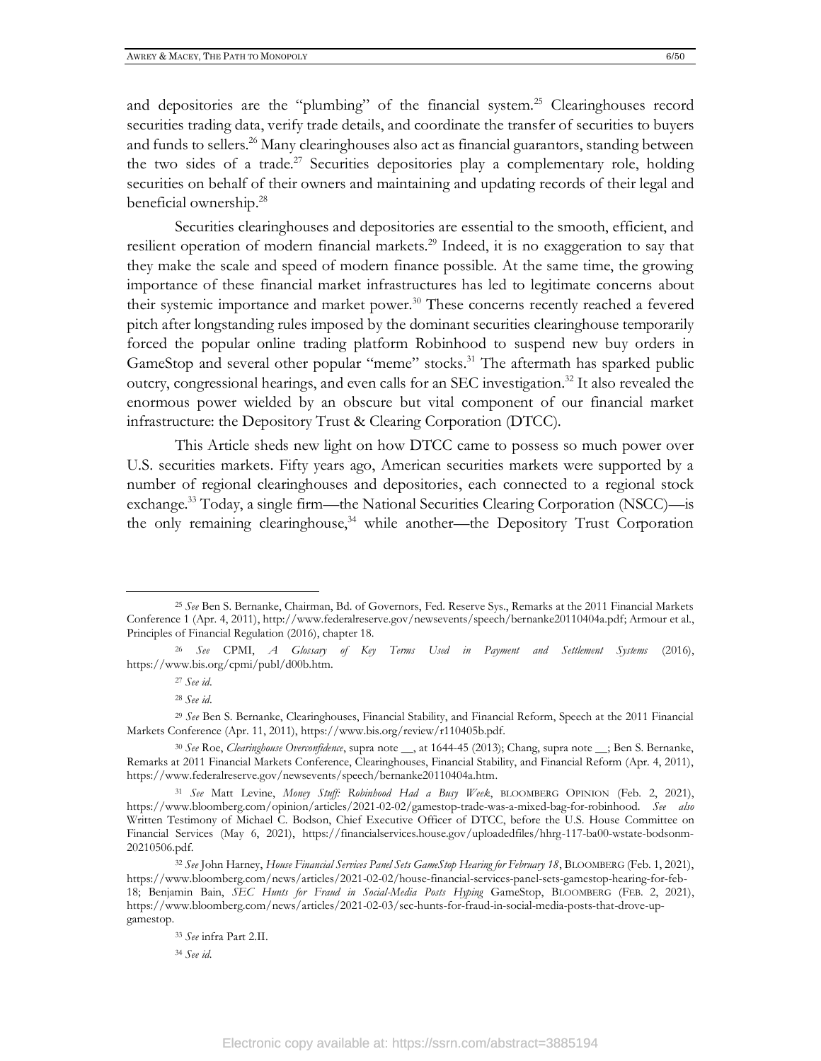and depositories are the "plumbing" of the financial system.[25] Clearinghouses record securities trading data, verify trade details, and coordinate the transfer of securities to buyers and funds to sellers.[26] Many clearinghouses also act as financial guarantors, standing between the two sides of a trade.[27] Securities depositories play a complementary role, holding securities on behalf of their owners and maintaining and updating records of their legal and beneficial ownership.[28]

Securities clearinghouses and depositories are essential to the smooth, efficient, and resilient operation of modern financial markets.[29] Indeed, it is no exaggeration to say that they make the scale and speed of modern finance possible. At the same time, the growing importance of these financial market infrastructures has led to legitimate concerns about their systemic importance and market power.[30] These concerns recently reached a fevered pitch after longstanding rules imposed by the dominant securities clearinghouse temporarily forced the popular online trading platform Robinhood to suspend new buy orders in GameStop and several other popular "meme" stocks.[31] The aftermath has sparked public outcry, congressional hearings, and even calls for an SEC investigation.[32] It also revealed the enormous power wielded by an obscure but vital component of our financial market infrastructure: the Depository Trust & Clearing Corporation (DTCC).

This Article sheds new light on how DTCC came to possess so much power over U.S. securities markets. Fifty years ago, American securities markets were supported by a number of regional clearinghouses and depositories, each connected to a regional stock exchange.[33] Today, a single firm—the National Securities Clearing Corporation (NSCC)—is the only remaining clearinghouse,[34] while another—the Depository Trust Corporation

---

[25] *See* Ben S. Bernanke, Chairman, Bd. of Governors, Fed. Reserve Sys., Remarks at the 2011 Financial Markets Conference 1 (Apr. 4, 2011), http://www.federalreserve.gov/newsevents/speech/bernanke20110404a.pdf; Armour et al., Principles of Financial Regulation (2016), chapter 18.

[26] *See* CPMI, *A Glossary of Key Terms Used in Payment and Settlement Systems* (2016), https://www.bis.org/cpmi/publ/d00b.htm.

[27] *See id.*

[28] *See id.*

[29] *See* Ben S. Bernanke, Clearinghouses, Financial Stability, and Financial Reform, Speech at the 2011 Financial Markets Conference (Apr. 11, 2011), https://www.bis.org/review/r110405b.pdf.

[30] *See* Roe, *Clearinghouse Overconfidence*, supra note __, at 1644-45 (2013); Chang, supra note __; Ben S. Bernanke, Remarks at 2011 Financial Markets Conference, Clearinghouses, Financial Stability, and Financial Reform (Apr. 4, 2011), https://www.federalreserve.gov/newsevents/speech/bernanke20110404a.htm.

[31] *See* Matt Levine, *Money Stuff: Robinhood Had a Busy Week*, BLOOMBERG OPINION (Feb. 2, 2021), https://www.bloomberg.com/opinion/articles/2021-02-02/gamestop-trade-was-a-mixed-bag-for-robinhood. *See also* Written Testimony of Michael C. Bodson, Chief Executive Officer of DTCC, before the U.S. House Committee on Financial Services (May 6, 2021), https://financialservices.house.gov/uploadedfiles/hhrg-117-ba00-wstate-bodsonm-20210506.pdf.

[32] *See* John Harney, *House Financial Services Panel Sets GameStop Hearing for February 18*, BLOOMBERG (Feb. 1, 2021), https://www.bloomberg.com/news/articles/2021-02-02/house-financial-services-panel-sets-gamestop-hearing-for-feb-18; Benjamin Bain, *SEC Hunts for Fraud in Social-Media Posts Hyping* GameStop, BLOOMBERG (FEB. 2, 2021), https://www.bloomberg.com/news/articles/2021-02-03/sec-hunts-for-fraud-in-social-media-posts-that-drove-up-gamestop.

[33] *See* infra Part 2.II.

[34] *See id.*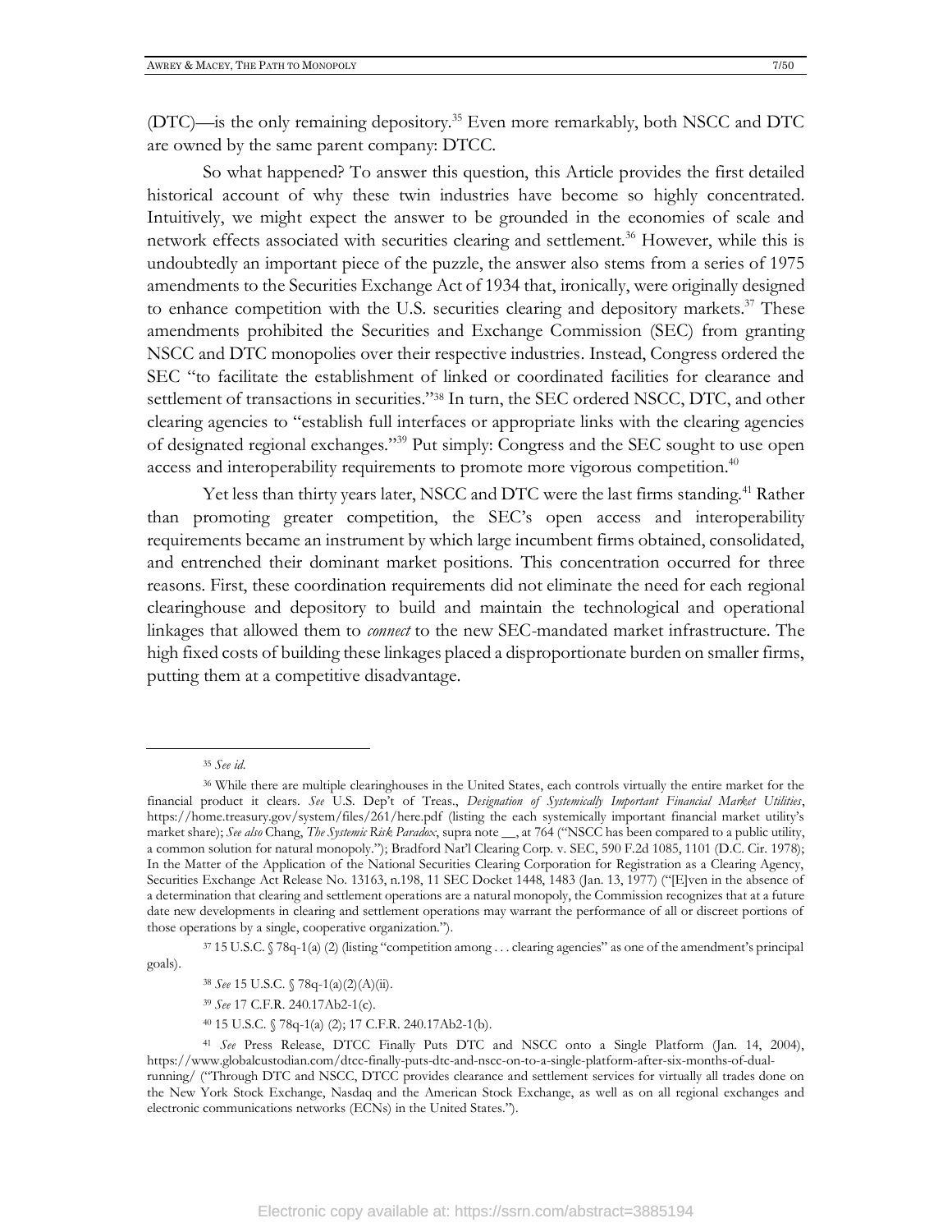(DTC)—is the only remaining depository.[35] Even more remarkably, both NSCC and DTC are owned by the same parent company: DTCC.

So what happened? To answer this question, this Article provides the first detailed historical account of why these twin industries have become so highly concentrated. Intuitively, we might expect the answer to be grounded in the economies of scale and network effects associated with securities clearing and settlement.[36] However, while this is undoubtedly an important piece of the puzzle, the answer also stems from a series of 1975 amendments to the Securities Exchange Act of 1934 that, ironically, were originally designed to enhance competition with the U.S. securities clearing and depository markets.[37] These amendments prohibited the Securities and Exchange Commission (SEC) from granting NSCC and DTC monopolies over their respective industries. Instead, Congress ordered the SEC "to facilitate the establishment of linked or coordinated facilities for clearance and settlement of transactions in securities."[38] In turn, the SEC ordered NSCC, DTC, and other clearing agencies to "establish full interfaces or appropriate links with the clearing agencies of designated regional exchanges."[39] Put simply: Congress and the SEC sought to use open access and interoperability requirements to promote more vigorous competition.[40]

Yet less than thirty years later, NSCC and DTC were the last firms standing.[41] Rather than promoting greater competition, the SEC's open access and interoperability requirements became an instrument by which large incumbent firms obtained, consolidated, and entrenched their dominant market positions. This concentration occurred for three reasons. First, these coordination requirements did not eliminate the need for each regional clearinghouse and depository to build and maintain the technological and operational linkages that allowed them to *connect* to the new SEC-mandated market infrastructure. The high fixed costs of building these linkages placed a disproportionate burden on smaller firms, putting them at a competitive disadvantage.

---

[35] *See id.*

[36] While there are multiple clearinghouses in the United States, each controls virtually the entire market for the financial product it clears. *See* U.S. Dep't of Treas., *Designation of Systemically Important Financial Market Utilities*, https://home.treasury.gov/system/files/261/here.pdf (listing the each systemically important financial market utility's market share); *See also* Chang, *The Systemic Risk Paradox*, supra note __, at 764 ("NSCC has been compared to a public utility, a common solution for natural monopoly."); Bradford Nat'l Clearing Corp. v. SEC, 590 F.2d 1085, 1101 (D.C. Cir. 1978); In the Matter of the Application of the National Securities Clearing Corporation for Registration as a Clearing Agency, Securities Exchange Act Release No. 13163, n.198, 11 SEC Docket 1448, 1483 (Jan. 13, 1977) ("[E]ven in the absence of a determination that clearing and settlement operations are a natural monopoly, the Commission recognizes that at a future date new developments in clearing and settlement operations may warrant the performance of all or discreet portions of those operations by a single, cooperative organization.").

[37] 15 U.S.C. § 78q-1(a) (2) (listing "competition among . . . clearing agencies" as one of the amendment's principal goals).

[38] *See* 15 U.S.C. § 78q-1(a)(2)(A)(ii).

[39] *See* 17 C.F.R. 240.17Ab2-1(c).

[40] 15 U.S.C. § 78q-1(a) (2); 17 C.F.R. 240.17Ab2-1(b).

[41] *See* Press Release, DTCC Finally Puts DTC and NSCC onto a Single Platform (Jan. 14, 2004), https://www.globalcustodian.com/dtcc-finally-puts-dtc-and-nscc-on-to-a-single-platform-after-six-months-of-dual-running/ ("Through DTC and NSCC, DTCC provides clearance and settlement services for virtually all trades done on the New York Stock Exchange, Nasdaq and the American Stock Exchange, as well as on all regional exchanges and electronic communications networks (ECNs) in the United States.").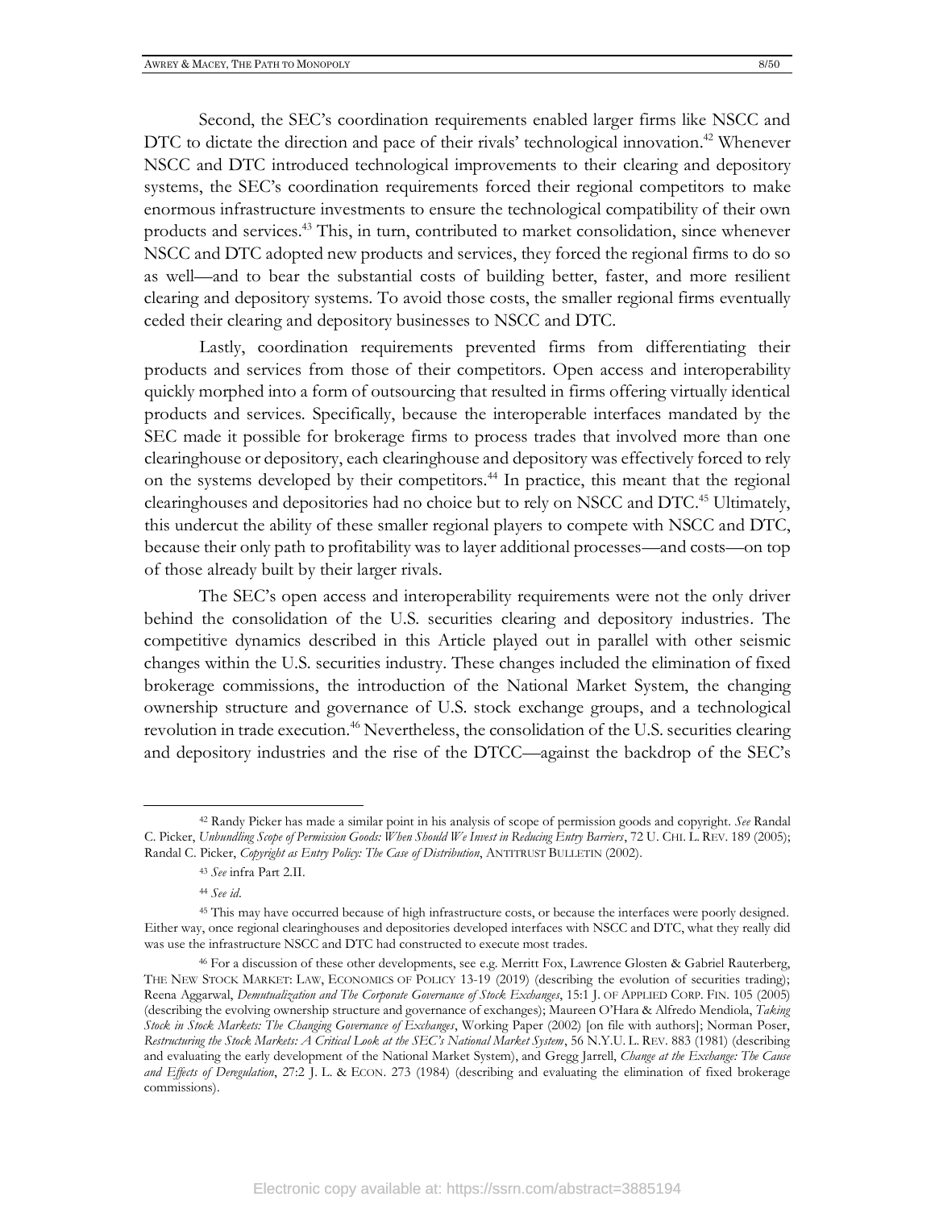Second, the SEC's coordination requirements enabled larger firms like NSCC and DTC to dictate the direction and pace of their rivals' technological innovation.[42] Whenever NSCC and DTC introduced technological improvements to their clearing and depository systems, the SEC's coordination requirements forced their regional competitors to make enormous infrastructure investments to ensure the technological compatibility of their own products and services.[43] This, in turn, contributed to market consolidation, since whenever NSCC and DTC adopted new products and services, they forced the regional firms to do so as well—and to bear the substantial costs of building better, faster, and more resilient clearing and depository systems. To avoid those costs, the smaller regional firms eventually ceded their clearing and depository businesses to NSCC and DTC.

Lastly, coordination requirements prevented firms from differentiating their products and services from those of their competitors. Open access and interoperability quickly morphed into a form of outsourcing that resulted in firms offering virtually identical products and services. Specifically, because the interoperable interfaces mandated by the SEC made it possible for brokerage firms to process trades that involved more than one clearinghouse or depository, each clearinghouse and depository was effectively forced to rely on the systems developed by their competitors.[44] In practice, this meant that the regional clearinghouses and depositories had no choice but to rely on NSCC and DTC.[45] Ultimately, this undercut the ability of these smaller regional players to compete with NSCC and DTC, because their only path to profitability was to layer additional processes—and costs—on top of those already built by their larger rivals.

The SEC's open access and interoperability requirements were not the only driver behind the consolidation of the U.S. securities clearing and depository industries. The competitive dynamics described in this Article played out in parallel with other seismic changes within the U.S. securities industry. These changes included the elimination of fixed brokerage commissions, the introduction of the National Market System, the changing ownership structure and governance of U.S. stock exchange groups, and a technological revolution in trade execution.[46] Nevertheless, the consolidation of the U.S. securities clearing and depository industries and the rise of the DTCC—against the backdrop of the SEC's

---

[42] Randy Picker has made a similar point in his analysis of scope of permission goods and copyright. *See* Randal C. Picker, *Unbundling Scope of Permission Goods: When Should We Invest in Reducing Entry Barriers*, 72 U. CHI. L. REV. 189 (2005); Randal C. Picker, *Copyright as Entry Policy: The Case of Distribution*, ANTITRUST BULLETIN (2002).

[43] *See* infra Part 2.II.

[44] *See id*.

[45] This may have occurred because of high infrastructure costs, or because the interfaces were poorly designed. Either way, once regional clearinghouses and depositories developed interfaces with NSCC and DTC, what they really did was use the infrastructure NSCC and DTC had constructed to execute most trades.

[46] For a discussion of these other developments, see e.g. Merritt Fox, Lawrence Glosten & Gabriel Rauterberg, THE NEW STOCK MARKET: LAW, ECONOMICS OF POLICY 13-19 (2019) (describing the evolution of securities trading); Reena Aggarwal, *Demutualization and The Corporate Governance of Stock Exchanges*, 15:1 J. OF APPLIED CORP. FIN. 105 (2005) (describing the evolving ownership structure and governance of exchanges); Maureen O'Hara & Alfredo Mendiola, *Taking Stock in Stock Markets: The Changing Governance of Exchanges*, Working Paper (2002) [on file with authors]; Norman Poser, *Restructuring the Stock Markets: A Critical Look at the SEC's National Market System*, 56 N.Y.U. L. REV. 883 (1981) (describing and evaluating the early development of the National Market System), and Gregg Jarrell, *Change at the Exchange: The Cause and Effects of Deregulation*, 27:2 J. L. & ECON. 273 (1984) (describing and evaluating the elimination of fixed brokerage commissions).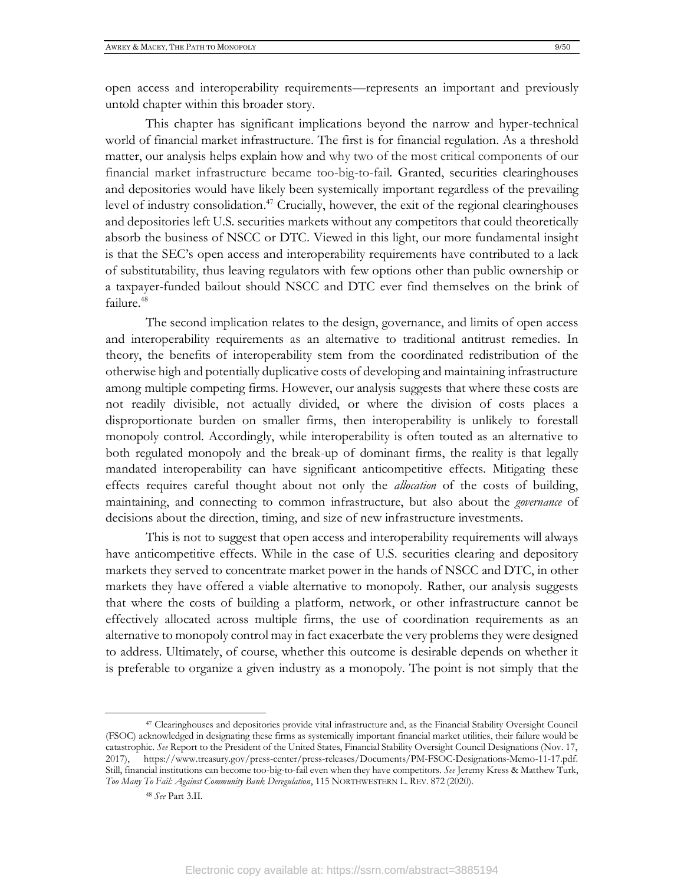open access and interoperability requirements—represents an important and previously untold chapter within this broader story.

This chapter has significant implications beyond the narrow and hyper-technical world of financial market infrastructure. The first is for financial regulation. As a threshold matter, our analysis helps explain how and why two of the most critical components of our financial market infrastructure became too-big-to-fail. Granted, securities clearinghouses and depositories would have likely been systemically important regardless of the prevailing level of industry consolidation.[47] Crucially, however, the exit of the regional clearinghouses and depositories left U.S. securities markets without any competitors that could theoretically absorb the business of NSCC or DTC. Viewed in this light, our more fundamental insight is that the SEC's open access and interoperability requirements have contributed to a lack of substitutability, thus leaving regulators with few options other than public ownership or a taxpayer-funded bailout should NSCC and DTC ever find themselves on the brink of failure.[48]

The second implication relates to the design, governance, and limits of open access and interoperability requirements as an alternative to traditional antitrust remedies. In theory, the benefits of interoperability stem from the coordinated redistribution of the otherwise high and potentially duplicative costs of developing and maintaining infrastructure among multiple competing firms. However, our analysis suggests that where these costs are not readily divisible, not actually divided, or where the division of costs places a disproportionate burden on smaller firms, then interoperability is unlikely to forestall monopoly control. Accordingly, while interoperability is often touted as an alternative to both regulated monopoly and the break-up of dominant firms, the reality is that legally mandated interoperability can have significant anticompetitive effects. Mitigating these effects requires careful thought about not only the *allocation* of the costs of building, maintaining, and connecting to common infrastructure, but also about the *governance* of decisions about the direction, timing, and size of new infrastructure investments.

This is not to suggest that open access and interoperability requirements will always have anticompetitive effects. While in the case of U.S. securities clearing and depository markets they served to concentrate market power in the hands of NSCC and DTC, in other markets they have offered a viable alternative to monopoly. Rather, our analysis suggests that where the costs of building a platform, network, or other infrastructure cannot be effectively allocated across multiple firms, the use of coordination requirements as an alternative to monopoly control may in fact exacerbate the very problems they were designed to address. Ultimately, of course, whether this outcome is desirable depends on whether it is preferable to organize a given industry as a monopoly. The point is not simply that the

---

[47] Clearinghouses and depositories provide vital infrastructure and, as the Financial Stability Oversight Council (FSOC) acknowledged in designating these firms as systemically important financial market utilities, their failure would be catastrophic. *See* Report to the President of the United States, Financial Stability Oversight Council Designations (Nov. 17, 2017), https://www.treasury.gov/press-center/press-releases/Documents/PM-FSOC-Designations-Memo-11-17.pdf. Still, financial institutions can become too-big-to-fail even when they have competitors. *See* Jeremy Kress & Matthew Turk, *Too Many To Fail: Against Community Bank Deregulation*, 115 NORTHWESTERN L. REV. 872 (2020).

[48] *See* Part 3.II.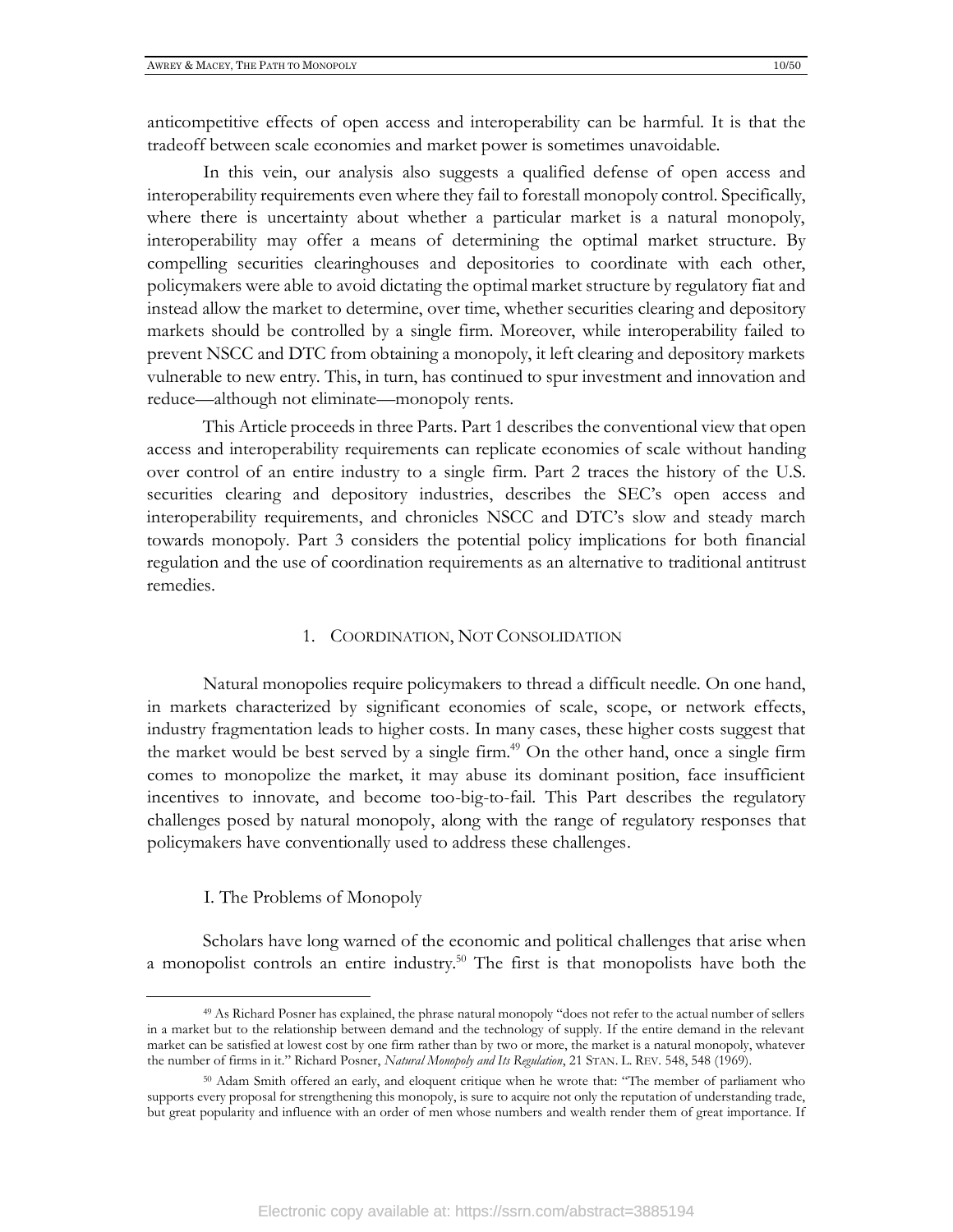anticompetitive effects of open access and interoperability can be harmful. It is that the tradeoff between scale economies and market power is sometimes unavoidable.

In this vein, our analysis also suggests a qualified defense of open access and interoperability requirements even where they fail to forestall monopoly control. Specifically, where there is uncertainty about whether a particular market is a natural monopoly, interoperability may offer a means of determining the optimal market structure. By compelling securities clearinghouses and depositories to coordinate with each other, policymakers were able to avoid dictating the optimal market structure by regulatory fiat and instead allow the market to determine, over time, whether securities clearing and depository markets should be controlled by a single firm. Moreover, while interoperability failed to prevent NSCC and DTC from obtaining a monopoly, it left clearing and depository markets vulnerable to new entry. This, in turn, has continued to spur investment and innovation and reduce—although not eliminate—monopoly rents.

This Article proceeds in three Parts. Part 1 describes the conventional view that open access and interoperability requirements can replicate economies of scale without handing over control of an entire industry to a single firm. Part 2 traces the history of the U.S. securities clearing and depository industries, describes the SEC's open access and interoperability requirements, and chronicles NSCC and DTC's slow and steady march towards monopoly. Part 3 considers the potential policy implications for both financial regulation and the use of coordination requirements as an alternative to traditional antitrust remedies.

## 1. Coordination, Not Consolidation

Natural monopolies require policymakers to thread a difficult needle. On one hand, in markets characterized by significant economies of scale, scope, or network effects, industry fragmentation leads to higher costs. In many cases, these higher costs suggest that the market would be best served by a single firm.[49] On the other hand, once a single firm comes to monopolize the market, it may abuse its dominant position, face insufficient incentives to innovate, and become too-big-to-fail. This Part describes the regulatory challenges posed by natural monopoly, along with the range of regulatory responses that policymakers have conventionally used to address these challenges.

### I. The Problems of Monopoly

Scholars have long warned of the economic and political challenges that arise when a monopolist controls an entire industry.[50] The first is that monopolists have both the

---

[49] As Richard Posner has explained, the phrase natural monopoly "does not refer to the actual number of sellers in a market but to the relationship between demand and the technology of supply. If the entire demand in the relevant market can be satisfied at lowest cost by one firm rather than by two or more, the market is a natural monopoly, whatever the number of firms in it." Richard Posner, *Natural Monopoly and Its Regulation*, 21 STAN. L. REV. 548, 548 (1969).

[50] Adam Smith offered an early, and eloquent critique when he wrote that: "The member of parliament who supports every proposal for strengthening this monopoly, is sure to acquire not only the reputation of understanding trade, but great popularity and influence with an order of men whose numbers and wealth render them of great importance. If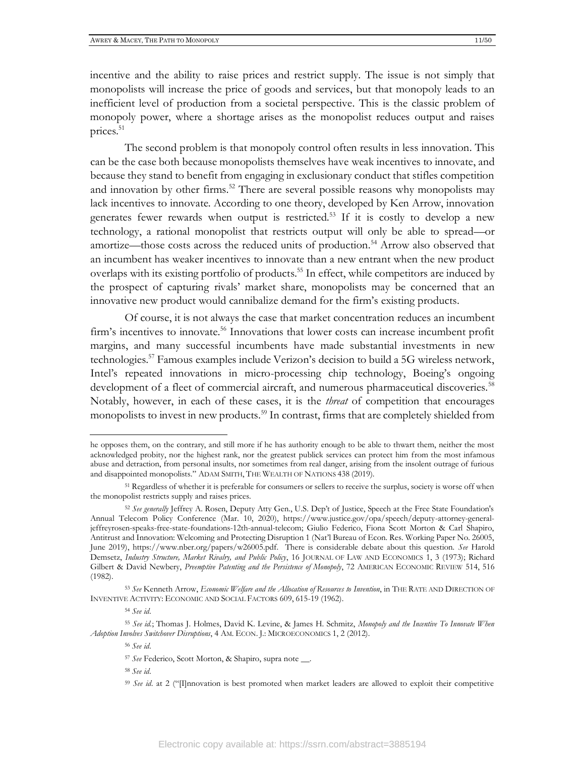incentive and the ability to raise prices and restrict supply. The issue is not simply that monopolists will increase the price of goods and services, but that monopoly leads to an inefficient level of production from a societal perspective. This is the classic problem of monopoly power, where a shortage arises as the monopolist reduces output and raises prices.[51]

The second problem is that monopoly control often results in less innovation. This can be the case both because monopolists themselves have weak incentives to innovate, and because they stand to benefit from engaging in exclusionary conduct that stifles competition and innovation by other firms.[52] There are several possible reasons why monopolists may lack incentives to innovate. According to one theory, developed by Ken Arrow, innovation generates fewer rewards when output is restricted.[53] If it is costly to develop a new technology, a rational monopolist that restricts output will only be able to spread—or amortize—those costs across the reduced units of production.[54] Arrow also observed that an incumbent has weaker incentives to innovate than a new entrant when the new product overlaps with its existing portfolio of products.[55] In effect, while competitors are induced by the prospect of capturing rivals' market share, monopolists may be concerned that an innovative new product would cannibalize demand for the firm's existing products.

Of course, it is not always the case that market concentration reduces an incumbent firm's incentives to innovate.[56] Innovations that lower costs can increase incumbent profit margins, and many successful incumbents have made substantial investments in new technologies.[57] Famous examples include Verizon's decision to build a 5G wireless network, Intel's repeated innovations in micro-processing chip technology, Boeing's ongoing development of a fleet of commercial aircraft, and numerous pharmaceutical discoveries.[58] Notably, however, in each of these cases, it is the *threat* of competition that encourages monopolists to invest in new products.[59] In contrast, firms that are completely shielded from

---

he opposes them, on the contrary, and still more if he has authority enough to be able to thwart them, neither the most acknowledged probity, nor the highest rank, nor the greatest publick services can protect him from the most infamous abuse and detraction, from personal insults, nor sometimes from real danger, arising from the insolent outrage of furious and disappointed monopolists." ADAM SMITH, THE WEALTH OF NATIONS 438 (2019).

[51] Regardless of whether it is preferable for consumers or sellers to receive the surplus, society is worse off when the monopolist restricts supply and raises prices.

[52] *See generally* Jeffrey A. Rosen, Deputy Atty Gen., U.S. Dep't of Justice, Speech at the Free State Foundation's Annual Telecom Policy Conference (Mar. 10, 2020), https://www.justice.gov/opa/speech/deputy-attorney-general-jeffreyrosen-speaks-free-state-foundations-12th-annual-telecom; Giulio Federico, Fiona Scott Morton & Carl Shapiro, Antitrust and Innovation: Welcoming and Protecting Disruption 1 (Nat'l Bureau of Econ. Res. Working Paper No. 26005, June 2019), https://www.nber.org/papers/w26005.pdf. There is considerable debate about this question. *See* Harold Demsetz, *Industry Structure, Market Rivalry, and Public Policy*, 16 JOURNAL OF LAW AND ECONOMICS 1, 3 (1973); Richard Gilbert & David Newbery, *Preemptive Patenting and the Persistence of Monopoly*, 72 AMERICAN ECONOMIC REVIEW 514, 516 (1982).

[53] *See* Kenneth Arrow, *Economic Welfare and the Allocation of Resources to Invention*, in THE RATE AND DIRECTION OF INVENTIVE ACTIVITY: ECONOMIC AND SOCIAL FACTORS 609, 615-19 (1962).

[54] *See id*.

[55] *See id*.; Thomas J. Holmes, David K. Levine, & James H. Schmitz, *Monopoly and the Incentive To Innovate When Adoption Involves Switchover Disruptions*, 4 AM. ECON. J.: MICROECONOMICS 1, 2 (2012).

[56] *See id*.

[57] *See* Federico, Scott Morton, & Shapiro, supra note __.

[58] *See id*.

[59] *See id*. at 2 ("[I]nnovation is best promoted when market leaders are allowed to exploit their competitive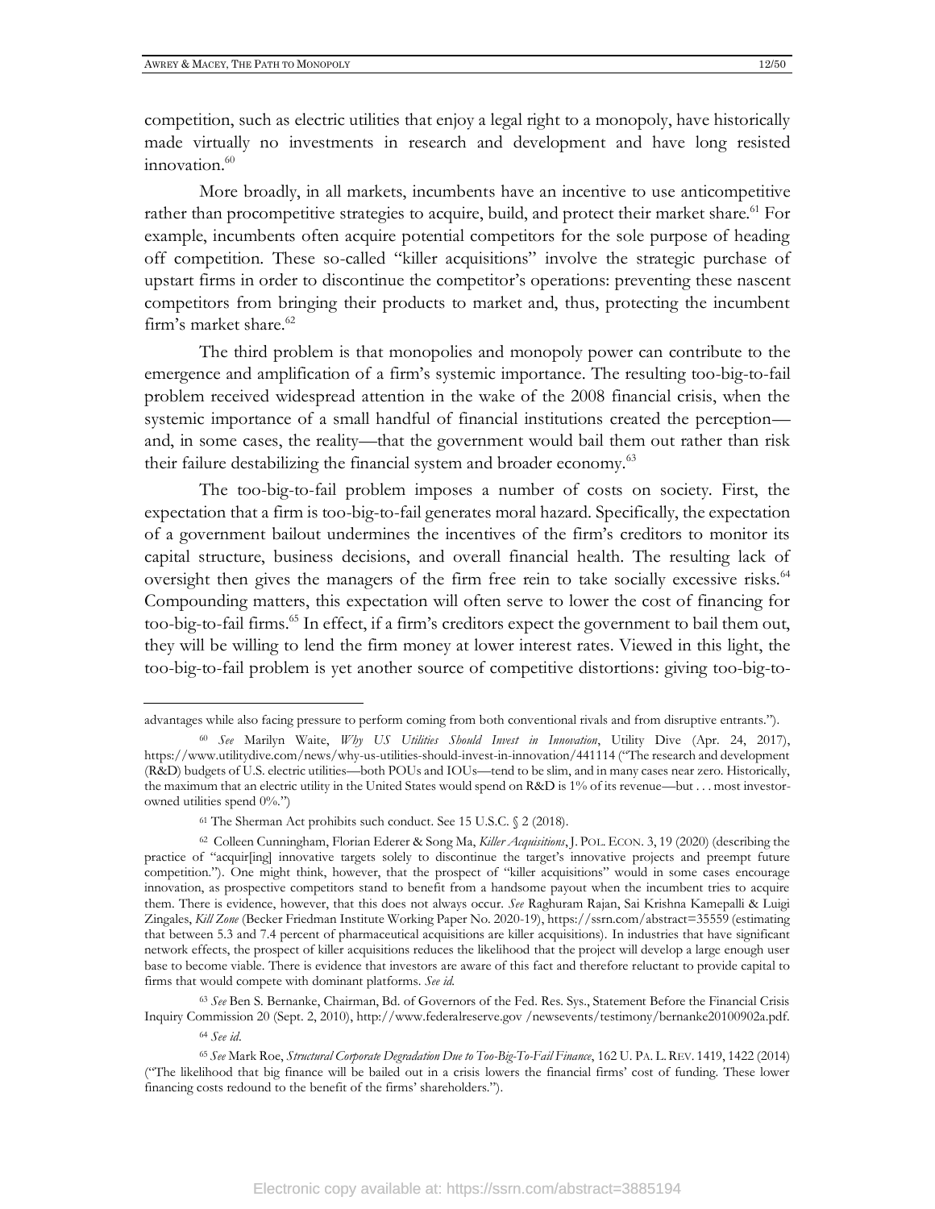competition, such as electric utilities that enjoy a legal right to a monopoly, have historically made virtually no investments in research and development and have long resisted innovation.[60]

More broadly, in all markets, incumbents have an incentive to use anticompetitive rather than procompetitive strategies to acquire, build, and protect their market share.[61] For example, incumbents often acquire potential competitors for the sole purpose of heading off competition. These so-called "killer acquisitions" involve the strategic purchase of upstart firms in order to discontinue the competitor's operations: preventing these nascent competitors from bringing their products to market and, thus, protecting the incumbent firm's market share.[62]

The third problem is that monopolies and monopoly power can contribute to the emergence and amplification of a firm's systemic importance. The resulting too-big-to-fail problem received widespread attention in the wake of the 2008 financial crisis, when the systemic importance of a small handful of financial institutions created the perception—and, in some cases, the reality—that the government would bail them out rather than risk their failure destabilizing the financial system and broader economy.[63]

The too-big-to-fail problem imposes a number of costs on society. First, the expectation that a firm is too-big-to-fail generates moral hazard. Specifically, the expectation of a government bailout undermines the incentives of the firm's creditors to monitor its capital structure, business decisions, and overall financial health. The resulting lack of oversight then gives the managers of the firm free rein to take socially excessive risks.[64] Compounding matters, this expectation will often serve to lower the cost of financing for too-big-to-fail firms.[65] In effect, if a firm's creditors expect the government to bail them out, they will be willing to lend the firm money at lower interest rates. Viewed in this light, the too-big-to-fail problem is yet another source of competitive distortions: giving too-big-to-

---

advantages while also facing pressure to perform coming from both conventional rivals and from disruptive entrants.").

[60] *See* Marilyn Waite, *Why US Utilities Should Invest in Innovation*, Utility Dive (Apr. 24, 2017), https://www.utilitydive.com/news/why-us-utilities-should-invest-in-innovation/441114 ("The research and development (R&D) budgets of U.S. electric utilities—both POUs and IOUs—tend to be slim, and in many cases near zero. Historically, the maximum that an electric utility in the United States would spend on R&D is 1% of its revenue—but . . . most investor-owned utilities spend 0%.")

[61] The Sherman Act prohibits such conduct. See 15 U.S.C. § 2 (2018).

[62] Colleen Cunningham, Florian Ederer & Song Ma, *Killer Acquisitions*, J. POL. ECON. 3, 19 (2020) (describing the practice of "acquir[ing] innovative targets solely to discontinue the target's innovative projects and preempt future competition."). One might think, however, that the prospect of "killer acquisitions" would in some cases encourage innovation, as prospective competitors stand to benefit from a handsome payout when the incumbent tries to acquire them. There is evidence, however, that this does not always occur. *See* Raghuram Rajan, Sai Krishna Kamepalli & Luigi Zingales, *Kill Zone* (Becker Friedman Institute Working Paper No. 2020-19), https://ssrn.com/abstract=35559 (estimating that between 5.3 and 7.4 percent of pharmaceutical acquisitions are killer acquisitions). In industries that have significant network effects, the prospect of killer acquisitions reduces the likelihood that the project will develop a large enough user base to become viable. There is evidence that investors are aware of this fact and therefore reluctant to provide capital to firms that would compete with dominant platforms. *See id.*

[63] *See* Ben S. Bernanke, Chairman, Bd. of Governors of the Fed. Res. Sys., Statement Before the Financial Crisis Inquiry Commission 20 (Sept. 2, 2010), http://www.federalreserve.gov /newsevents/testimony/bernanke20100902a.pdf.

[64] *See id.*

[65] *See* Mark Roe, *Structural Corporate Degradation Due to Too-Big-To-Fail Finance*, 162 U. PA. L. REV. 1419, 1422 (2014) ("The likelihood that big finance will be bailed out in a crisis lowers the financial firms' cost of funding. These lower financing costs redound to the benefit of the firms' shareholders.").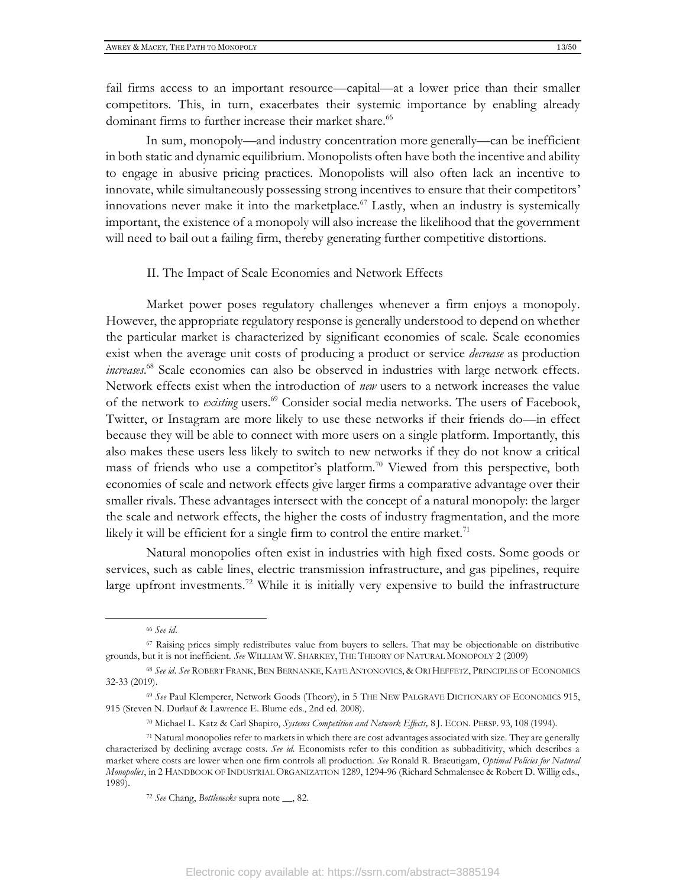fail firms access to an important resource—capital—at a lower price than their smaller competitors. This, in turn, exacerbates their systemic importance by enabling already dominant firms to further increase their market share.[66]

In sum, monopoly—and industry concentration more generally—can be inefficient in both static and dynamic equilibrium. Monopolists often have both the incentive and ability to engage in abusive pricing practices. Monopolists will also often lack an incentive to innovate, while simultaneously possessing strong incentives to ensure that their competitors' innovations never make it into the marketplace.[67] Lastly, when an industry is systemically important, the existence of a monopoly will also increase the likelihood that the government will need to bail out a failing firm, thereby generating further competitive distortions.

## II. The Impact of Scale Economies and Network Effects

Market power poses regulatory challenges whenever a firm enjoys a monopoly. However, the appropriate regulatory response is generally understood to depend on whether the particular market is characterized by significant economies of scale. Scale economies exist when the average unit costs of producing a product or service *decrease* as production *increases*.[68] Scale economies can also be observed in industries with large network effects. Network effects exist when the introduction of *new* users to a network increases the value of the network to *existing* users.[69] Consider social media networks. The users of Facebook, Twitter, or Instagram are more likely to use these networks if their friends do—in effect because they will be able to connect with more users on a single platform. Importantly, this also makes these users less likely to switch to new networks if they do not know a critical mass of friends who use a competitor's platform.[70] Viewed from this perspective, both economies of scale and network effects give larger firms a comparative advantage over their smaller rivals. These advantages intersect with the concept of a natural monopoly: the larger the scale and network effects, the higher the costs of industry fragmentation, and the more likely it will be efficient for a single firm to control the entire market.[71]

Natural monopolies often exist in industries with high fixed costs. Some goods or services, such as cable lines, electric transmission infrastructure, and gas pipelines, require large upfront investments.[72] While it is initially very expensive to build the infrastructure

---

[66] *See id*.

[67] Raising prices simply redistributes value from buyers to sellers. That may be objectionable on distributive grounds, but it is not inefficient. *See* WILLIAM W. SHARKEY, THE THEORY OF NATURAL MONOPOLY 2 (2009)

[68] *See id*. *See* ROBERT FRANK, BEN BERNANKE, KATE ANTONOVICS, & ORI HEFFETZ, PRINCIPLES OF ECONOMICS 32-33 (2019).

[69] *See* Paul Klemperer, Network Goods (Theory), in 5 THE NEW PALGRAVE DICTIONARY OF ECONOMICS 915, 915 (Steven N. Durlauf & Lawrence E. Blume eds., 2nd ed. 2008).

[70] Michael L. Katz & Carl Shapiro, *Systems Competition and Network Effects,* 8 J. ECON. PERSP. 93, 108 (1994).

[71] Natural monopolies refer to markets in which there are cost advantages associated with size. They are generally characterized by declining average costs. *See id.* Economists refer to this condition as subbaditivity, which describes a market where costs are lower when one firm controls all production. *See* Ronald R. Braeutigam, *Optimal Policies for Natural Monopolies*, in 2 HANDBOOK OF INDUSTRIAL ORGANIZATION 1289, 1294-96 (Richard Schmalensee & Robert D. Willig eds., 1989).

[72] *See* Chang, *Bottlenecks* supra note __, 82.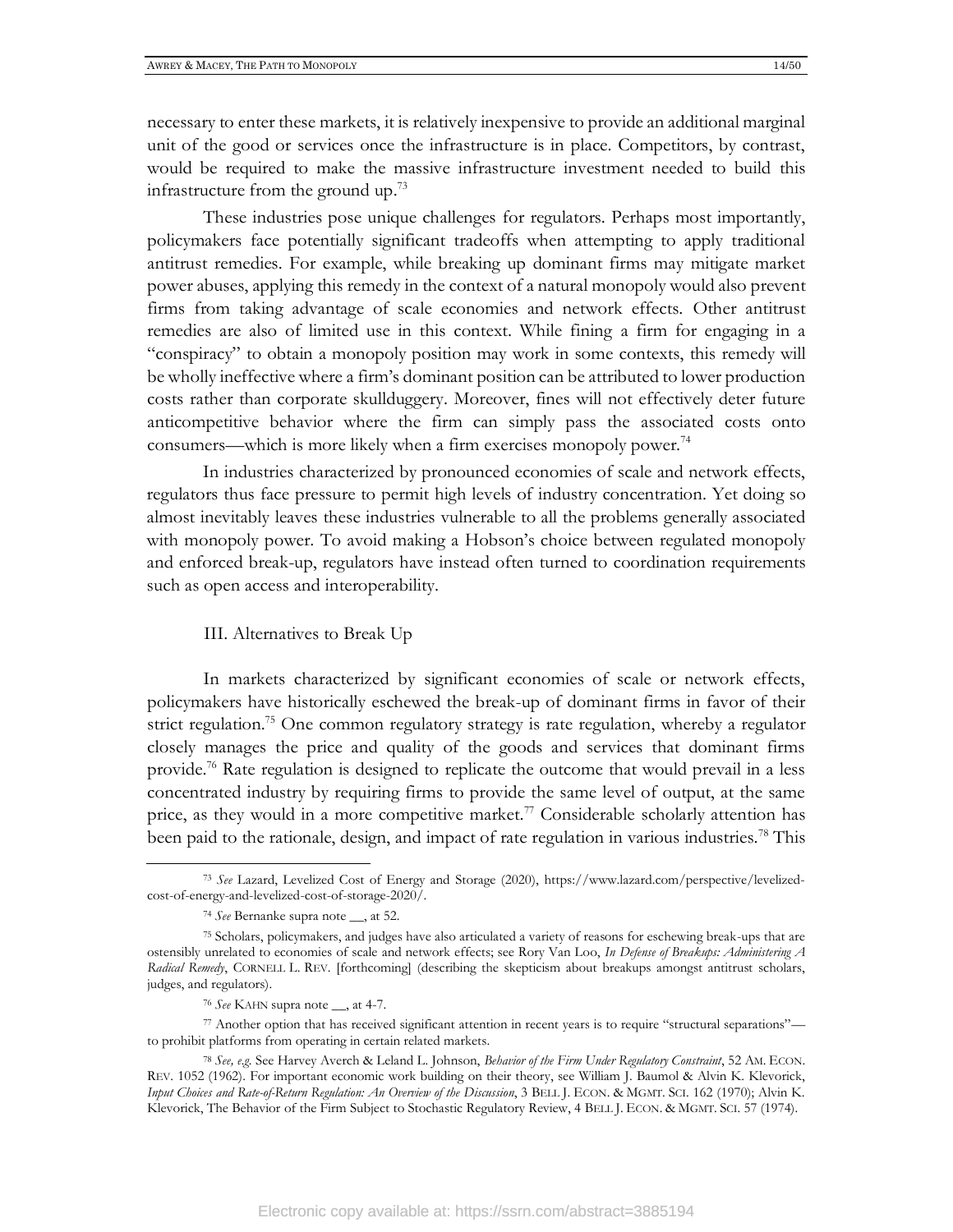necessary to enter these markets, it is relatively inexpensive to provide an additional marginal unit of the good or services once the infrastructure is in place. Competitors, by contrast, would be required to make the massive infrastructure investment needed to build this infrastructure from the ground up.[73]

These industries pose unique challenges for regulators. Perhaps most importantly, policymakers face potentially significant tradeoffs when attempting to apply traditional antitrust remedies. For example, while breaking up dominant firms may mitigate market power abuses, applying this remedy in the context of a natural monopoly would also prevent firms from taking advantage of scale economies and network effects. Other antitrust remedies are also of limited use in this context. While fining a firm for engaging in a "conspiracy" to obtain a monopoly position may work in some contexts, this remedy will be wholly ineffective where a firm's dominant position can be attributed to lower production costs rather than corporate skullduggery. Moreover, fines will not effectively deter future anticompetitive behavior where the firm can simply pass the associated costs onto consumers—which is more likely when a firm exercises monopoly power.[74]

In industries characterized by pronounced economies of scale and network effects, regulators thus face pressure to permit high levels of industry concentration. Yet doing so almost inevitably leaves these industries vulnerable to all the problems generally associated with monopoly power. To avoid making a Hobson's choice between regulated monopoly and enforced break-up, regulators have instead often turned to coordination requirements such as open access and interoperability.

## III. Alternatives to Break Up

In markets characterized by significant economies of scale or network effects, policymakers have historically eschewed the break-up of dominant firms in favor of their strict regulation.[75] One common regulatory strategy is rate regulation, whereby a regulator closely manages the price and quality of the goods and services that dominant firms provide.[76] Rate regulation is designed to replicate the outcome that would prevail in a less concentrated industry by requiring firms to provide the same level of output, at the same price, as they would in a more competitive market.[77] Considerable scholarly attention has been paid to the rationale, design, and impact of rate regulation in various industries.[78] This

---

[73] *See* Lazard, Levelized Cost of Energy and Storage (2020), https://www.lazard.com/perspective/levelized-cost-of-energy-and-levelized-cost-of-storage-2020/.

[74] *See* Bernanke supra note __, at 52.

[75] Scholars, policymakers, and judges have also articulated a variety of reasons for eschewing break-ups that are ostensibly unrelated to economies of scale and network effects; see Rory Van Loo, *In Defense of Breakups: Administering A Radical Remedy*, CORNELL L. REV. [forthcoming] (describing the skepticism about breakups amongst antitrust scholars, judges, and regulators).

[76] *See* KAHN supra note __, at 4-7.

[77] Another option that has received significant attention in recent years is to require "structural separations"—to prohibit platforms from operating in certain related markets.

[78] *See, e.g.* See Harvey Averch & Leland L. Johnson, *Behavior of the Firm Under Regulatory Constraint*, 52 AM. ECON. REV. 1052 (1962). For important economic work building on their theory, see William J. Baumol & Alvin K. Klevorick, *Input Choices and Rate-of-Return Regulation: An Overview of the Discussion*, 3 BELL J. ECON. & MGMT. SCI. 162 (1970); Alvin K. Klevorick, The Behavior of the Firm Subject to Stochastic Regulatory Review, 4 BELL J. ECON. & MGMT. SCI. 57 (1974).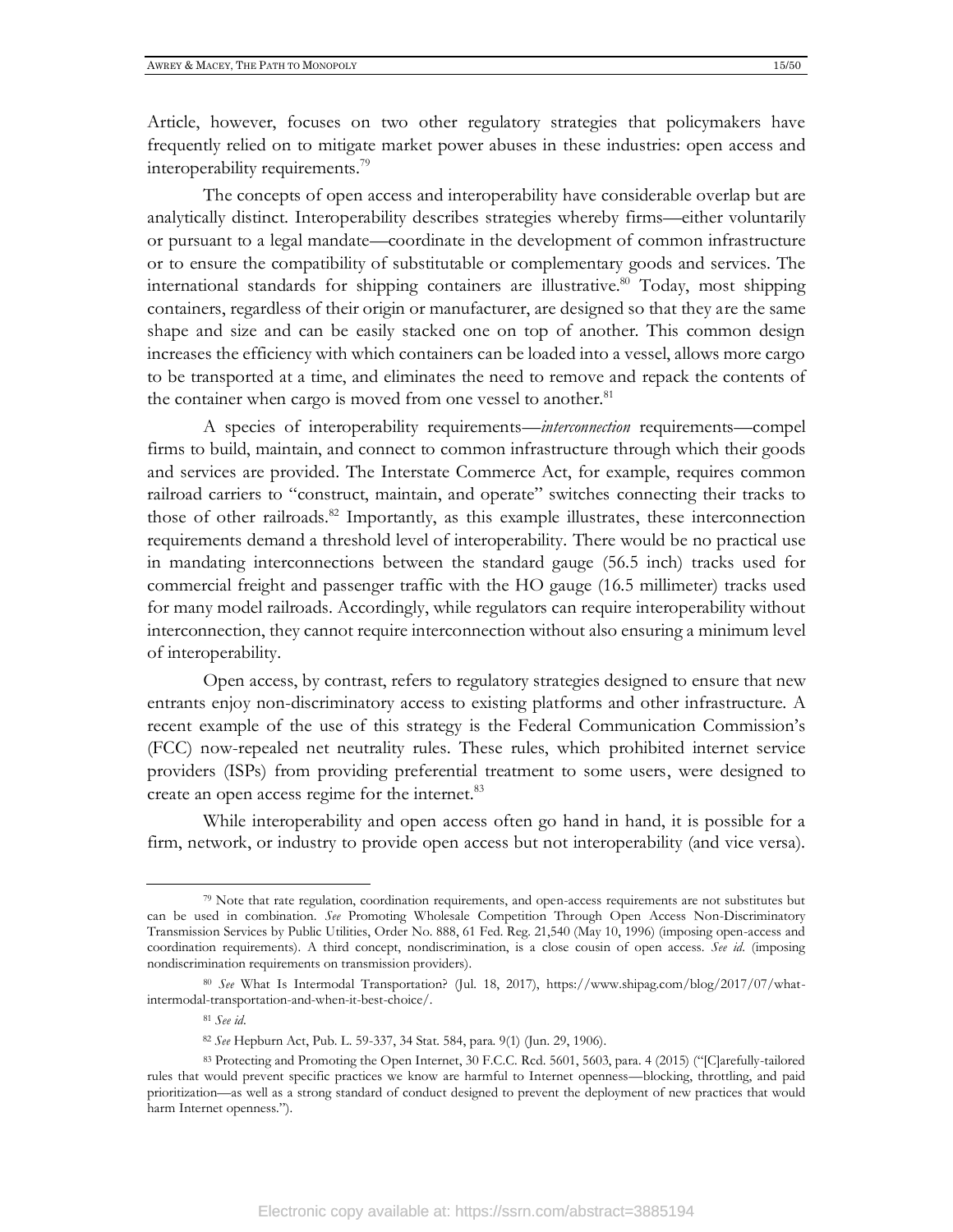Article, however, focuses on two other regulatory strategies that policymakers have frequently relied on to mitigate market power abuses in these industries: open access and interoperability requirements.[79]

The concepts of open access and interoperability have considerable overlap but are analytically distinct. Interoperability describes strategies whereby firms—either voluntarily or pursuant to a legal mandate—coordinate in the development of common infrastructure or to ensure the compatibility of substitutable or complementary goods and services. The international standards for shipping containers are illustrative.[80] Today, most shipping containers, regardless of their origin or manufacturer, are designed so that they are the same shape and size and can be easily stacked one on top of another. This common design increases the efficiency with which containers can be loaded into a vessel, allows more cargo to be transported at a time, and eliminates the need to remove and repack the contents of the container when cargo is moved from one vessel to another.[81]

A species of interoperability requirements—*interconnection* requirements—compel firms to build, maintain, and connect to common infrastructure through which their goods and services are provided. The Interstate Commerce Act, for example, requires common railroad carriers to "construct, maintain, and operate" switches connecting their tracks to those of other railroads.[82] Importantly, as this example illustrates, these interconnection requirements demand a threshold level of interoperability. There would be no practical use in mandating interconnections between the standard gauge (56.5 inch) tracks used for commercial freight and passenger traffic with the HO gauge (16.5 millimeter) tracks used for many model railroads. Accordingly, while regulators can require interoperability without interconnection, they cannot require interconnection without also ensuring a minimum level of interoperability.

Open access, by contrast, refers to regulatory strategies designed to ensure that new entrants enjoy non-discriminatory access to existing platforms and other infrastructure. A recent example of the use of this strategy is the Federal Communication Commission's (FCC) now-repealed net neutrality rules. These rules, which prohibited internet service providers (ISPs) from providing preferential treatment to some users, were designed to create an open access regime for the internet.[83]

While interoperability and open access often go hand in hand, it is possible for a firm, network, or industry to provide open access but not interoperability (and vice versa).

---

[79] Note that rate regulation, coordination requirements, and open-access requirements are not substitutes but can be used in combination. *See* Promoting Wholesale Competition Through Open Access Non-Discriminatory Transmission Services by Public Utilities, Order No. 888, 61 Fed. Reg. 21,540 (May 10, 1996) (imposing open-access and coordination requirements). A third concept, nondiscrimination, is a close cousin of open access. *See id.* (imposing nondiscrimination requirements on transmission providers).

[80] *See* What Is Intermodal Transportation? (Jul. 18, 2017), https://www.shipag.com/blog/2017/07/what-intermodal-transportation-and-when-it-best-choice/.

[81] *See id.*

[82] *See* Hepburn Act, Pub. L. 59-337, 34 Stat. 584, para. 9(1) (Jun. 29, 1906).

[83] Protecting and Promoting the Open Internet, 30 F.C.C. Rcd. 5601, 5603, para. 4 (2015) ("[C]arefully-tailored rules that would prevent specific practices we know are harmful to Internet openness—blocking, throttling, and paid prioritization—as well as a strong standard of conduct designed to prevent the deployment of new practices that would harm Internet openness.").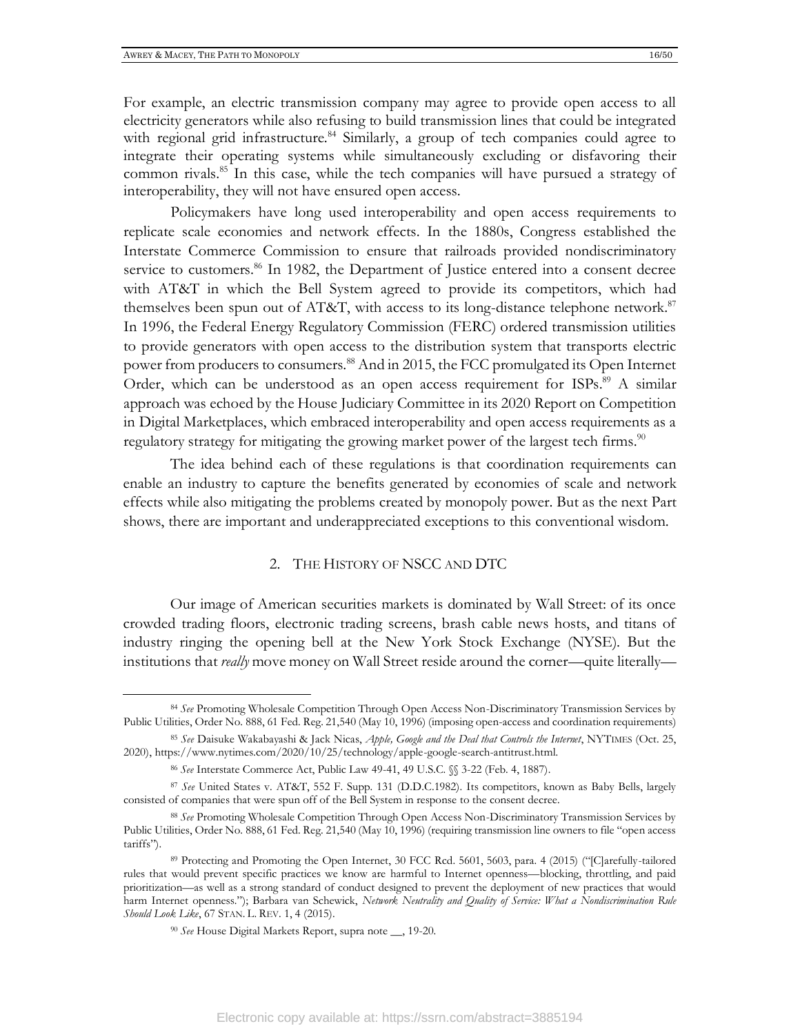For example, an electric transmission company may agree to provide open access to all electricity generators while also refusing to build transmission lines that could be integrated with regional grid infrastructure.[84] Similarly, a group of tech companies could agree to integrate their operating systems while simultaneously excluding or disfavoring their common rivals.[85] In this case, while the tech companies will have pursued a strategy of interoperability, they will not have ensured open access.

Policymakers have long used interoperability and open access requirements to replicate scale economies and network effects. In the 1880s, Congress established the Interstate Commerce Commission to ensure that railroads provided nondiscriminatory service to customers.[86] In 1982, the Department of Justice entered into a consent decree with AT&T in which the Bell System agreed to provide its competitors, which had themselves been spun out of AT&T, with access to its long-distance telephone network.[87] In 1996, the Federal Energy Regulatory Commission (FERC) ordered transmission utilities to provide generators with open access to the distribution system that transports electric power from producers to consumers.[88] And in 2015, the FCC promulgated its Open Internet Order, which can be understood as an open access requirement for ISPs.[89] A similar approach was echoed by the House Judiciary Committee in its 2020 Report on Competition in Digital Marketplaces, which embraced interoperability and open access requirements as a regulatory strategy for mitigating the growing market power of the largest tech firms.[90]

The idea behind each of these regulations is that coordination requirements can enable an industry to capture the benefits generated by economies of scale and network effects while also mitigating the problems created by monopoly power. But as the next Part shows, there are important and underappreciated exceptions to this conventional wisdom.

## 2. The History of NSCC and DTC

Our image of American securities markets is dominated by Wall Street: of its once crowded trading floors, electronic trading screens, brash cable news hosts, and titans of industry ringing the opening bell at the New York Stock Exchange (NYSE). But the institutions that *really* move money on Wall Street reside around the corner—quite literally—

---

[84] *See* Promoting Wholesale Competition Through Open Access Non-Discriminatory Transmission Services by Public Utilities, Order No. 888, 61 Fed. Reg. 21,540 (May 10, 1996) (imposing open-access and coordination requirements)

[85] *See* Daisuke Wakabayashi & Jack Nicas, *Apple, Google and the Deal that Controls the Internet*, NYTIMES (Oct. 25, 2020), https://www.nytimes.com/2020/10/25/technology/apple-google-search-antitrust.html.

[86] *See* Interstate Commerce Act, Public Law 49-41, 49 U.S.C. §§ 3-22 (Feb. 4, 1887).

[87] *See* United States v. AT&T, 552 F. Supp. 131 (D.D.C.1982). Its competitors, known as Baby Bells, largely consisted of companies that were spun off of the Bell System in response to the consent decree.

[88] *See* Promoting Wholesale Competition Through Open Access Non-Discriminatory Transmission Services by Public Utilities, Order No. 888, 61 Fed. Reg. 21,540 (May 10, 1996) (requiring transmission line owners to file "open access tariffs").

[89] Protecting and Promoting the Open Internet, 30 FCC Rcd. 5601, 5603, para. 4 (2015) ("[C]arefully-tailored rules that would prevent specific practices we know are harmful to Internet openness—blocking, throttling, and paid prioritization—as well as a strong standard of conduct designed to prevent the deployment of new practices that would harm Internet openness."); Barbara van Schewick, *Network Neutrality and Quality of Service: What a Nondiscrimination Rule Should Look Like*, 67 STAN. L. REV. 1, 4 (2015).

[90] *See* House Digital Markets Report, supra note __, 19-20.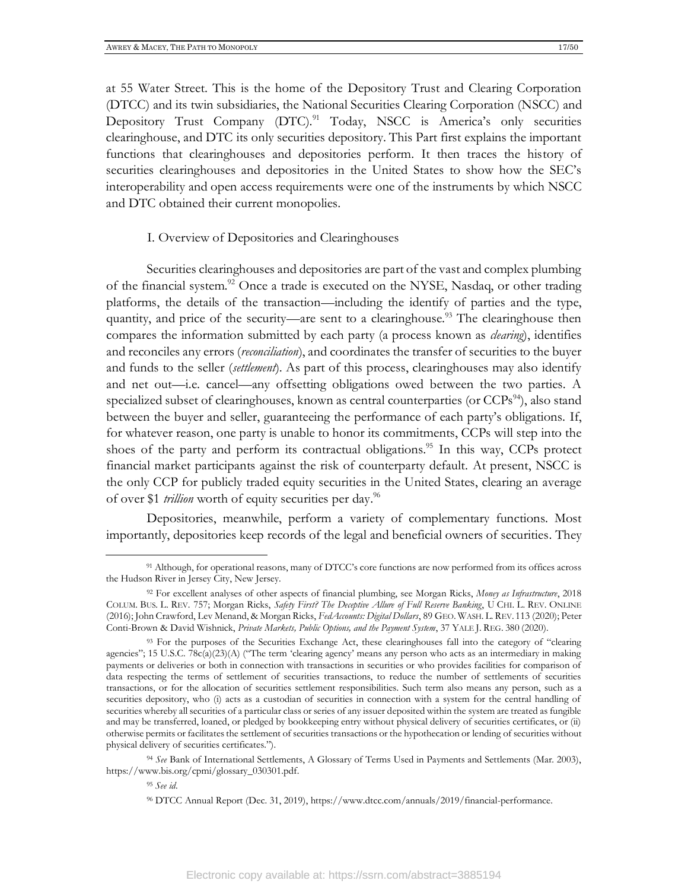at 55 Water Street. This is the home of the Depository Trust and Clearing Corporation (DTCC) and its twin subsidiaries, the National Securities Clearing Corporation (NSCC) and Depository Trust Company (DTC).[91] Today, NSCC is America's only securities clearinghouse, and DTC its only securities depository. This Part first explains the important functions that clearinghouses and depositories perform. It then traces the history of securities clearinghouses and depositories in the United States to show how the SEC's interoperability and open access requirements were one of the instruments by which NSCC and DTC obtained their current monopolies.

## I. Overview of Depositories and Clearinghouses

Securities clearinghouses and depositories are part of the vast and complex plumbing of the financial system.[92] Once a trade is executed on the NYSE, Nasdaq, or other trading platforms, the details of the transaction—including the identify of parties and the type, quantity, and price of the security—are sent to a clearinghouse.[93] The clearinghouse then compares the information submitted by each party (a process known as *clearing*), identifies and reconciles any errors (*reconciliation*), and coordinates the transfer of securities to the buyer and funds to the seller (*settlement*). As part of this process, clearinghouses may also identify and net out—i.e. cancel—any offsetting obligations owed between the two parties. A specialized subset of clearinghouses, known as central counterparties (or CCPs[94]), also stand between the buyer and seller, guaranteeing the performance of each party's obligations. If, for whatever reason, one party is unable to honor its commitments, CCPs will step into the shoes of the party and perform its contractual obligations.[95] In this way, CCPs protect financial market participants against the risk of counterparty default. At present, NSCC is the only CCP for publicly traded equity securities in the United States, clearing an average of over $1 *trillion* worth of equity securities per day.[96]

Depositories, meanwhile, perform a variety of complementary functions. Most importantly, depositories keep records of the legal and beneficial owners of securities. They

---

[91] Although, for operational reasons, many of DTCC's core functions are now performed from its offices across the Hudson River in Jersey City, New Jersey.

[92] For excellent analyses of other aspects of financial plumbing, see Morgan Ricks, *Money as Infrastructure*, 2018 COLUM. BUS. L. REV. 757; Morgan Ricks, *Safety First? The Deceptive Allure of Full Reserve Banking*, U CHI. L. REV. ONLINE (2016); John Crawford, Lev Menand, & Morgan Ricks, *FedAccounts: Digital Dollars*, 89 GEO. WASH. L. REV. 113 (2020); Peter Conti-Brown & David Wishnick, *Private Markets, Public Options, and the Payment System*, 37 YALE J. REG. 380 (2020).

[93] For the purposes of the Securities Exchange Act, these clearinghouses fall into the category of "clearing agencies"; 15 U.S.C. 78c(a)(23)(A) ("The term 'clearing agency' means any person who acts as an intermediary in making payments or deliveries or both in connection with transactions in securities or who provides facilities for comparison of data respecting the terms of settlement of securities transactions, to reduce the number of settlements of securities transactions, or for the allocation of securities settlement responsibilities. Such term also means any person, such as a securities depository, who (i) acts as a custodian of securities in connection with a system for the central handling of securities whereby all securities of a particular class or series of any issuer deposited within the system are treated as fungible and may be transferred, loaned, or pledged by bookkeeping entry without physical delivery of securities certificates, or (ii) otherwise permits or facilitates the settlement of securities transactions or the hypothecation or lending of securities without physical delivery of securities certificates.").

[94] *See* Bank of International Settlements, A Glossary of Terms Used in Payments and Settlements (Mar. 2003), https://www.bis.org/cpmi/glossary_030301.pdf.

[95] *See id.*

[96] DTCC Annual Report (Dec. 31, 2019), https://www.dtcc.com/annuals/2019/financial-performance.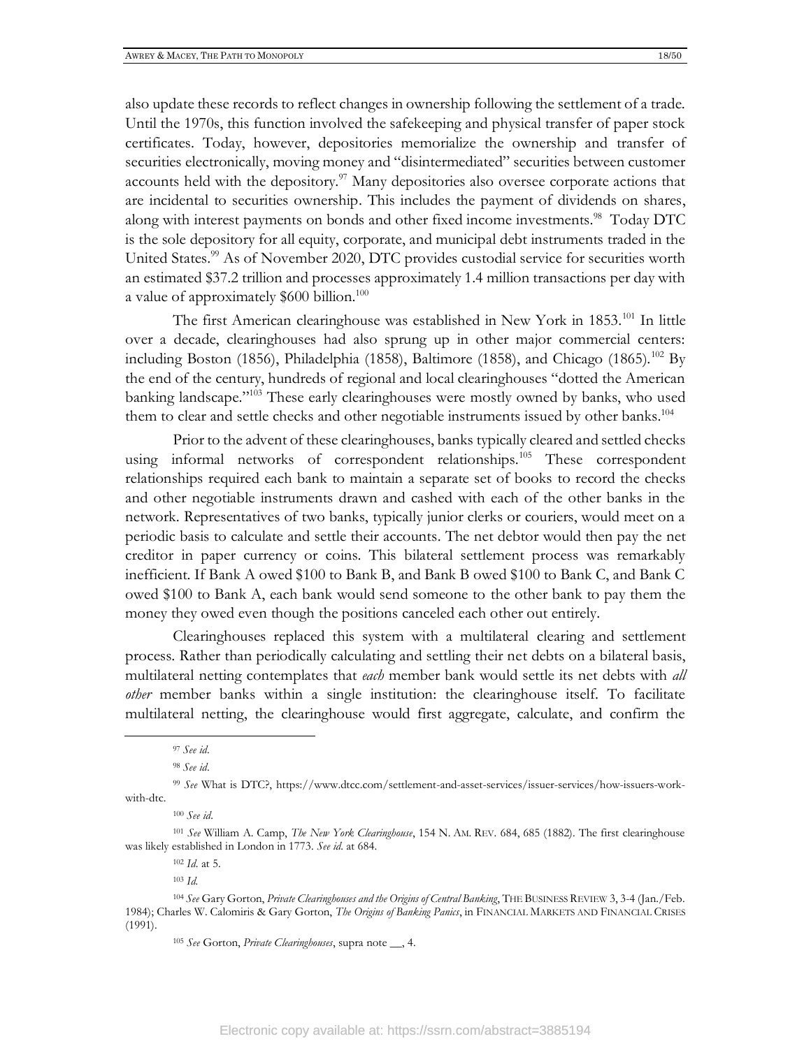also update these records to reflect changes in ownership following the settlement of a trade. Until the 1970s, this function involved the safekeeping and physical transfer of paper stock certificates. Today, however, depositories memorialize the ownership and transfer of securities electronically, moving money and "disintermediated" securities between customer accounts held with the depository.[97] Many depositories also oversee corporate actions that are incidental to securities ownership. This includes the payment of dividends on shares, along with interest payments on bonds and other fixed income investments.[98] Today DTC is the sole depository for all equity, corporate, and municipal debt instruments traded in the United States.[99] As of November 2020, DTC provides custodial service for securities worth an estimated $37.2 trillion and processes approximately 1.4 million transactions per day with a value of approximately $600 billion.[100]

The first American clearinghouse was established in New York in 1853.[101] In little over a decade, clearinghouses had also sprung up in other major commercial centers: including Boston (1856), Philadelphia (1858), Baltimore (1858), and Chicago (1865).[102] By the end of the century, hundreds of regional and local clearinghouses "dotted the American banking landscape."[103] These early clearinghouses were mostly owned by banks, who used them to clear and settle checks and other negotiable instruments issued by other banks.[104]

Prior to the advent of these clearinghouses, banks typically cleared and settled checks using informal networks of correspondent relationships.[105] These correspondent relationships required each bank to maintain a separate set of books to record the checks and other negotiable instruments drawn and cashed with each of the other banks in the network. Representatives of two banks, typically junior clerks or couriers, would meet on a periodic basis to calculate and settle their accounts. The net debtor would then pay the net creditor in paper currency or coins. This bilateral settlement process was remarkably inefficient. If Bank A owed $100 to Bank B, and Bank B owed $100 to Bank C, and Bank C owed $100 to Bank A, each bank would send someone to the other bank to pay them the money they owed even though the positions canceled each other out entirely.

Clearinghouses replaced this system with a multilateral clearing and settlement process. Rather than periodically calculating and settling their net debts on a bilateral basis, multilateral netting contemplates that *each* member bank would settle its net debts with *all other* member banks within a single institution: the clearinghouse itself. To facilitate multilateral netting, the clearinghouse would first aggregate, calculate, and confirm the

---

[97] *See id.*

[98] *See id.*

[99] *See* What is DTC?, https://www.dtcc.com/settlement-and-asset-services/issuer-services/how-issuers-work-with-dtc.

[100] *See id.*

[101] *See* William A. Camp, *The New York Clearinghouse*, 154 N. AM. REV. 684, 685 (1882). The first clearinghouse was likely established in London in 1773. *See id.* at 684.

[102] *Id.* at 5.

[103] *Id.*

[104] *See* Gary Gorton, *Private Clearinghouses and the Origins of Central Banking*, THE BUSINESS REVIEW 3, 3-4 (Jan./Feb. 1984); Charles W. Calomiris & Gary Gorton, *The Origins of Banking Panics*, in FINANCIAL MARKETS AND FINANCIAL CRISES (1991).

[105] *See* Gorton, *Private Clearinghouses*, supra note __, 4.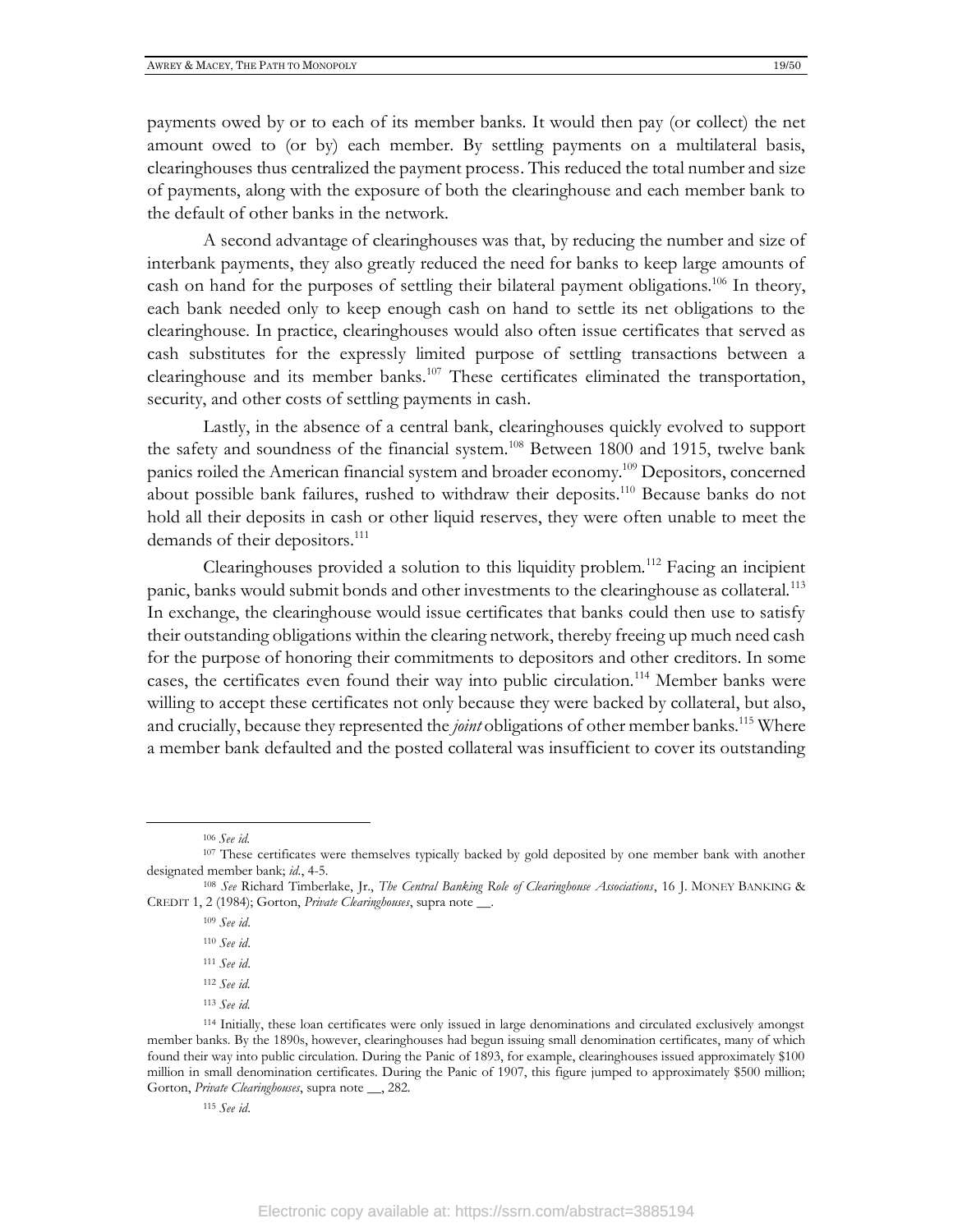payments owed by or to each of its member banks. It would then pay (or collect) the net amount owed to (or by) each member. By settling payments on a multilateral basis, clearinghouses thus centralized the payment process. This reduced the total number and size of payments, along with the exposure of both the clearinghouse and each member bank to the default of other banks in the network.

A second advantage of clearinghouses was that, by reducing the number and size of interbank payments, they also greatly reduced the need for banks to keep large amounts of cash on hand for the purposes of settling their bilateral payment obligations.[106] In theory, each bank needed only to keep enough cash on hand to settle its net obligations to the clearinghouse. In practice, clearinghouses would also often issue certificates that served as cash substitutes for the expressly limited purpose of settling transactions between a clearinghouse and its member banks.[107] These certificates eliminated the transportation, security, and other costs of settling payments in cash.

Lastly, in the absence of a central bank, clearinghouses quickly evolved to support the safety and soundness of the financial system.[108] Between 1800 and 1915, twelve bank panics roiled the American financial system and broader economy.[109] Depositors, concerned about possible bank failures, rushed to withdraw their deposits.[110] Because banks do not hold all their deposits in cash or other liquid reserves, they were often unable to meet the demands of their depositors.[111]

Clearinghouses provided a solution to this liquidity problem.[112] Facing an incipient panic, banks would submit bonds and other investments to the clearinghouse as collateral.[113] In exchange, the clearinghouse would issue certificates that banks could then use to satisfy their outstanding obligations within the clearing network, thereby freeing up much need cash for the purpose of honoring their commitments to depositors and other creditors. In some cases, the certificates even found their way into public circulation.[114] Member banks were willing to accept these certificates not only because they were backed by collateral, but also, and crucially, because they represented the *joint* obligations of other member banks.[115] Where a member bank defaulted and the posted collateral was insufficient to cover its outstanding

---

[106] *See id.*

[107] These certificates were themselves typically backed by gold deposited by one member bank with another designated member bank; *id.*, 4-5.

[108] *See* Richard Timberlake, Jr., *The Central Banking Role of Clearinghouse Associations*, 16 J. MONEY BANKING & CREDIT 1, 2 (1984); Gorton, *Private Clearinghouses*, supra note __.

[109] *See id*.

[110] *See id*.

[111] *See id*.

[112] *See id.*

[113] *See id.*

[114] Initially, these loan certificates were only issued in large denominations and circulated exclusively amongst member banks. By the 1890s, however, clearinghouses had begun issuing small denomination certificates, many of which found their way into public circulation. During the Panic of 1893, for example, clearinghouses issued approximately $100 million in small denomination certificates. During the Panic of 1907, this figure jumped to approximately $500 million; Gorton, *Private Clearinghouses*, supra note __, 282.

[115] *See id*.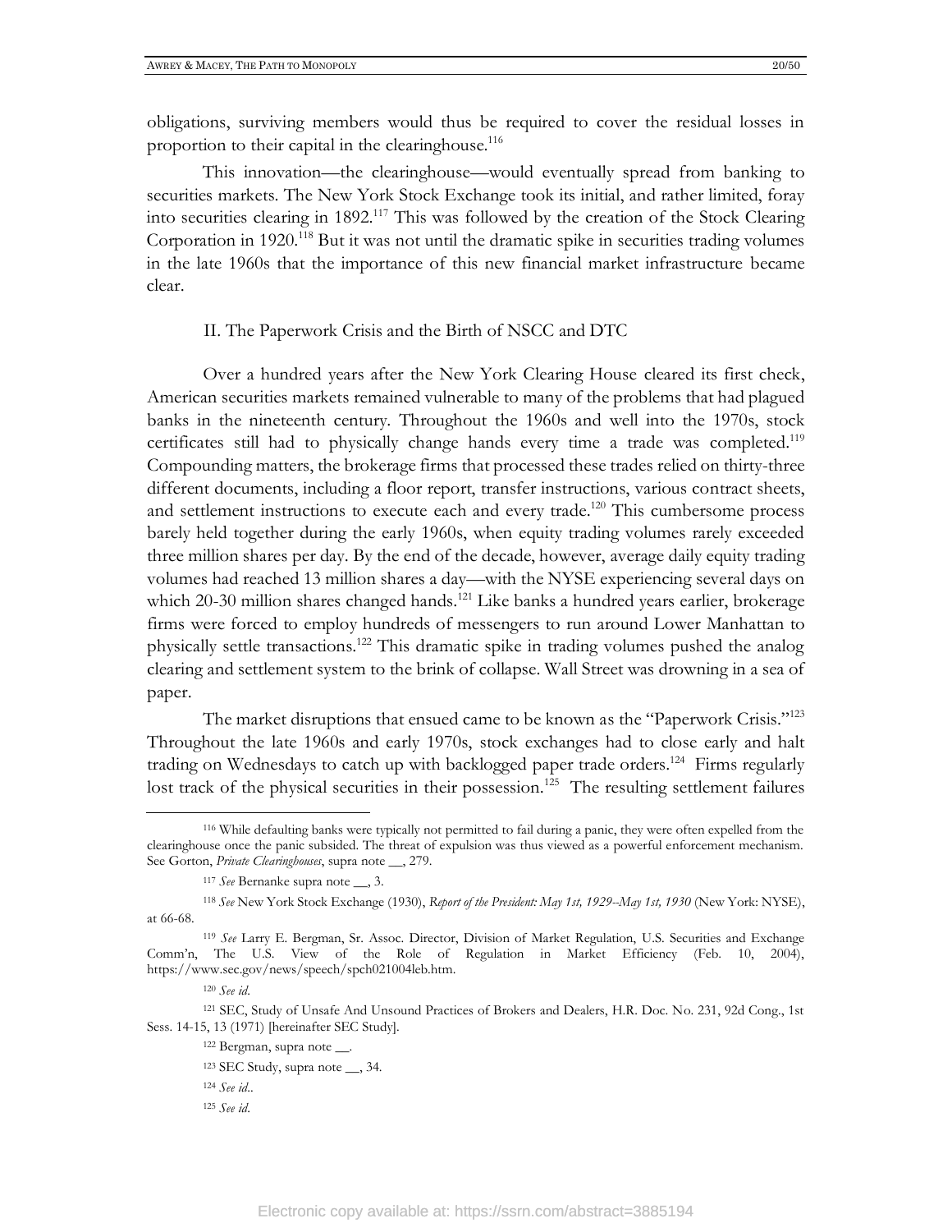obligations, surviving members would thus be required to cover the residual losses in proportion to their capital in the clearinghouse.[116]

This innovation—the clearinghouse—would eventually spread from banking to securities markets. The New York Stock Exchange took its initial, and rather limited, foray into securities clearing in 1892.[117] This was followed by the creation of the Stock Clearing Corporation in 1920.[118] But it was not until the dramatic spike in securities trading volumes in the late 1960s that the importance of this new financial market infrastructure became clear.

## II. The Paperwork Crisis and the Birth of NSCC and DTC

Over a hundred years after the New York Clearing House cleared its first check, American securities markets remained vulnerable to many of the problems that had plagued banks in the nineteenth century. Throughout the 1960s and well into the 1970s, stock certificates still had to physically change hands every time a trade was completed.[119] Compounding matters, the brokerage firms that processed these trades relied on thirty-three different documents, including a floor report, transfer instructions, various contract sheets, and settlement instructions to execute each and every trade.[120] This cumbersome process barely held together during the early 1960s, when equity trading volumes rarely exceeded three million shares per day. By the end of the decade, however, average daily equity trading volumes had reached 13 million shares a day—with the NYSE experiencing several days on which 20-30 million shares changed hands.[121] Like banks a hundred years earlier, brokerage firms were forced to employ hundreds of messengers to run around Lower Manhattan to physically settle transactions.[122] This dramatic spike in trading volumes pushed the analog clearing and settlement system to the brink of collapse. Wall Street was drowning in a sea of paper.

The market disruptions that ensued came to be known as the "Paperwork Crisis."[123] Throughout the late 1960s and early 1970s, stock exchanges had to close early and halt trading on Wednesdays to catch up with backlogged paper trade orders.[124] Firms regularly lost track of the physical securities in their possession.[125] The resulting settlement failures

---

[116] While defaulting banks were typically not permitted to fail during a panic, they were often expelled from the clearinghouse once the panic subsided. The threat of expulsion was thus viewed as a powerful enforcement mechanism. See Gorton, *Private Clearinghouses*, supra note __, 279.

[117] *See* Bernanke supra note __, 3.

[118] *See* New York Stock Exchange (1930), *Report of the President: May 1st, 1929--May 1st, 1930* (New York: NYSE), at 66-68.

[119] *See* Larry E. Bergman, Sr. Assoc. Director, Division of Market Regulation, U.S. Securities and Exchange Comm'n, The U.S. View of the Role of Regulation in Market Efficiency (Feb. 10, 2004), https://www.sec.gov/news/speech/spch021004leb.htm.

[120] *See id*.

[121] SEC, Study of Unsafe And Unsound Practices of Brokers and Dealers, H.R. Doc. No. 231, 92d Cong., 1st Sess. 14-15, 13 (1971) [hereinafter SEC Study].

[122] Bergman, supra note __.

[123] SEC Study, supra note __, 34.

[124] *See id.*.

[125] *See id*.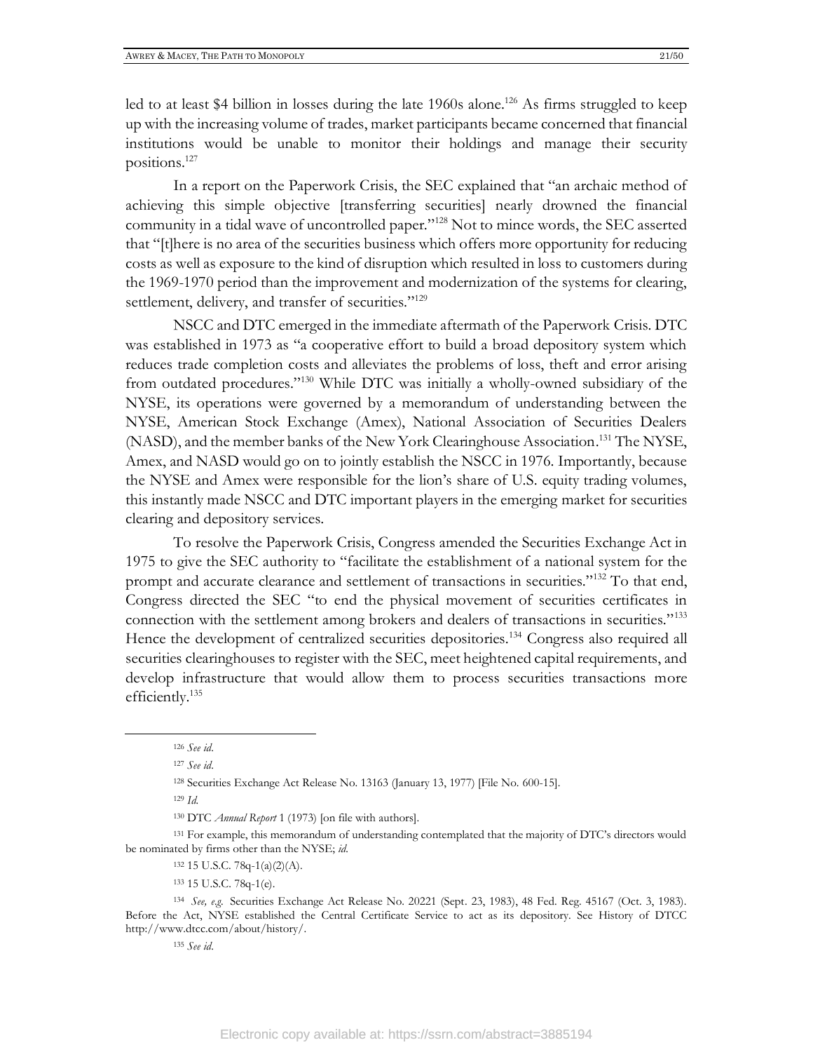led to at least $4 billion in losses during the late 1960s alone.[126] As firms struggled to keep up with the increasing volume of trades, market participants became concerned that financial institutions would be unable to monitor their holdings and manage their security positions.[127]

In a report on the Paperwork Crisis, the SEC explained that "an archaic method of achieving this simple objective [transferring securities] nearly drowned the financial community in a tidal wave of uncontrolled paper."[128] Not to mince words, the SEC asserted that "[t]here is no area of the securities business which offers more opportunity for reducing costs as well as exposure to the kind of disruption which resulted in loss to customers during the 1969-1970 period than the improvement and modernization of the systems for clearing, settlement, delivery, and transfer of securities."[129]

NSCC and DTC emerged in the immediate aftermath of the Paperwork Crisis. DTC was established in 1973 as "a cooperative effort to build a broad depository system which reduces trade completion costs and alleviates the problems of loss, theft and error arising from outdated procedures."[130] While DTC was initially a wholly-owned subsidiary of the NYSE, its operations were governed by a memorandum of understanding between the NYSE, American Stock Exchange (Amex), National Association of Securities Dealers (NASD), and the member banks of the New York Clearinghouse Association.[131] The NYSE, Amex, and NASD would go on to jointly establish the NSCC in 1976. Importantly, because the NYSE and Amex were responsible for the lion's share of U.S. equity trading volumes, this instantly made NSCC and DTC important players in the emerging market for securities clearing and depository services.

To resolve the Paperwork Crisis, Congress amended the Securities Exchange Act in 1975 to give the SEC authority to "facilitate the establishment of a national system for the prompt and accurate clearance and settlement of transactions in securities."[132] To that end, Congress directed the SEC "to end the physical movement of securities certificates in connection with the settlement among brokers and dealers of transactions in securities."[133] Hence the development of centralized securities depositories.[134] Congress also required all securities clearinghouses to register with the SEC, meet heightened capital requirements, and develop infrastructure that would allow them to process securities transactions more efficiently.[135]

---

[126] *See id*.

[127] *See id*.

[128] Securities Exchange Act Release No. 13163 (January 13, 1977) [File No. 600-15].

[129] *Id.*

[130] DTC *Annual Report* 1 (1973) [on file with authors].

[131] For example, this memorandum of understanding contemplated that the majority of DTC's directors would be nominated by firms other than the NYSE; *id.*

[132] 15 U.S.C. 78q-1(a)(2)(A).

[133] 15 U.S.C. 78q-1(e).

[134] *See, e.g.* Securities Exchange Act Release No. 20221 (Sept. 23, 1983), 48 Fed. Reg. 45167 (Oct. 3, 1983). Before the Act, NYSE established the Central Certificate Service to act as its depository. See History of DTCC http://www.dtcc.com/about/history/.

[135] *See id*.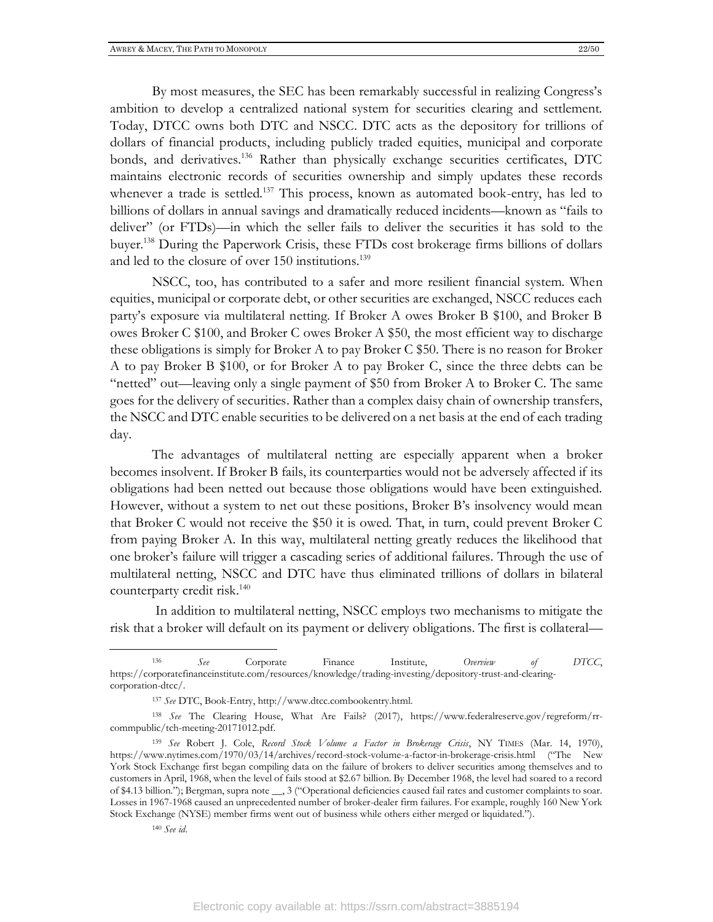By most measures, the SEC has been remarkably successful in realizing Congress's ambition to develop a centralized national system for securities clearing and settlement. Today, DTCC owns both DTC and NSCC. DTC acts as the depository for trillions of dollars of financial products, including publicly traded equities, municipal and corporate bonds, and derivatives.[136] Rather than physically exchange securities certificates, DTC maintains electronic records of securities ownership and simply updates these records whenever a trade is settled.[137] This process, known as automated book-entry, has led to billions of dollars in annual savings and dramatically reduced incidents—known as "fails to deliver" (or FTDs)—in which the seller fails to deliver the securities it has sold to the buyer.[138] During the Paperwork Crisis, these FTDs cost brokerage firms billions of dollars and led to the closure of over 150 institutions.[139]

NSCC, too, has contributed to a safer and more resilient financial system. When equities, municipal or corporate debt, or other securities are exchanged, NSCC reduces each party's exposure via multilateral netting. If Broker A owes Broker B $100, and Broker B owes Broker C $100, and Broker C owes Broker A $50, the most efficient way to discharge these obligations is simply for Broker A to pay Broker C $50. There is no reason for Broker A to pay Broker B $100, or for Broker A to pay Broker C, since the three debts can be "netted" out—leaving only a single payment of $50 from Broker A to Broker C. The same goes for the delivery of securities. Rather than a complex daisy chain of ownership transfers, the NSCC and DTC enable securities to be delivered on a net basis at the end of each trading day.

The advantages of multilateral netting are especially apparent when a broker becomes insolvent. If Broker B fails, its counterparties would not be adversely affected if its obligations had been netted out because those obligations would have been extinguished. However, without a system to net out these positions, Broker B's insolvency would mean that Broker C would not receive the $50 it is owed. That, in turn, could prevent Broker C from paying Broker A. In this way, multilateral netting greatly reduces the likelihood that one broker's failure will trigger a cascading series of additional failures. Through the use of multilateral netting, NSCC and DTC have thus eliminated trillions of dollars in bilateral counterparty credit risk.[140]

In addition to multilateral netting, NSCC employs two mechanisms to mitigate the risk that a broker will default on its payment or delivery obligations. The first is collateral—

---

[136] *See* Corporate Finance Institute, *Overview of DTCC*, https://corporatefinanceinstitute.com/resources/knowledge/trading-investing/depository-trust-and-clearing-corporation-dtcc/.

[137] *See* DTC, Book-Entry, http://www.dtcc.combookentry.html.

[138] *See* The Clearing House, What Are Fails? (2017), https://www.federalreserve.gov/regreform/rr-commpublic/tch-meeting-20171012.pdf.

[139] *See* Robert J. Cole, *Record Stock Volume a Factor in Brokerage Crisis*, NY TIMES (Mar. 14, 1970), https://www.nytimes.com/1970/03/14/archives/record-stock-volume-a-factor-in-brokerage-crisis.html ("The New York Stock Exchange first began compiling data on the failure of brokers to deliver securities among themselves and to customers in April, 1968, when the level of fails stood at $2.67 billion. By December 1968, the level had soared to a record of $4.13 billion."); Bergman, supra note __, 3 ("Operational deficiencies caused fail rates and customer complaints to soar. Losses in 1967-1968 caused an unprecedented number of broker-dealer firm failures. For example, roughly 160 New York Stock Exchange (NYSE) member firms went out of business while others either merged or liquidated.").

[140] *See id*.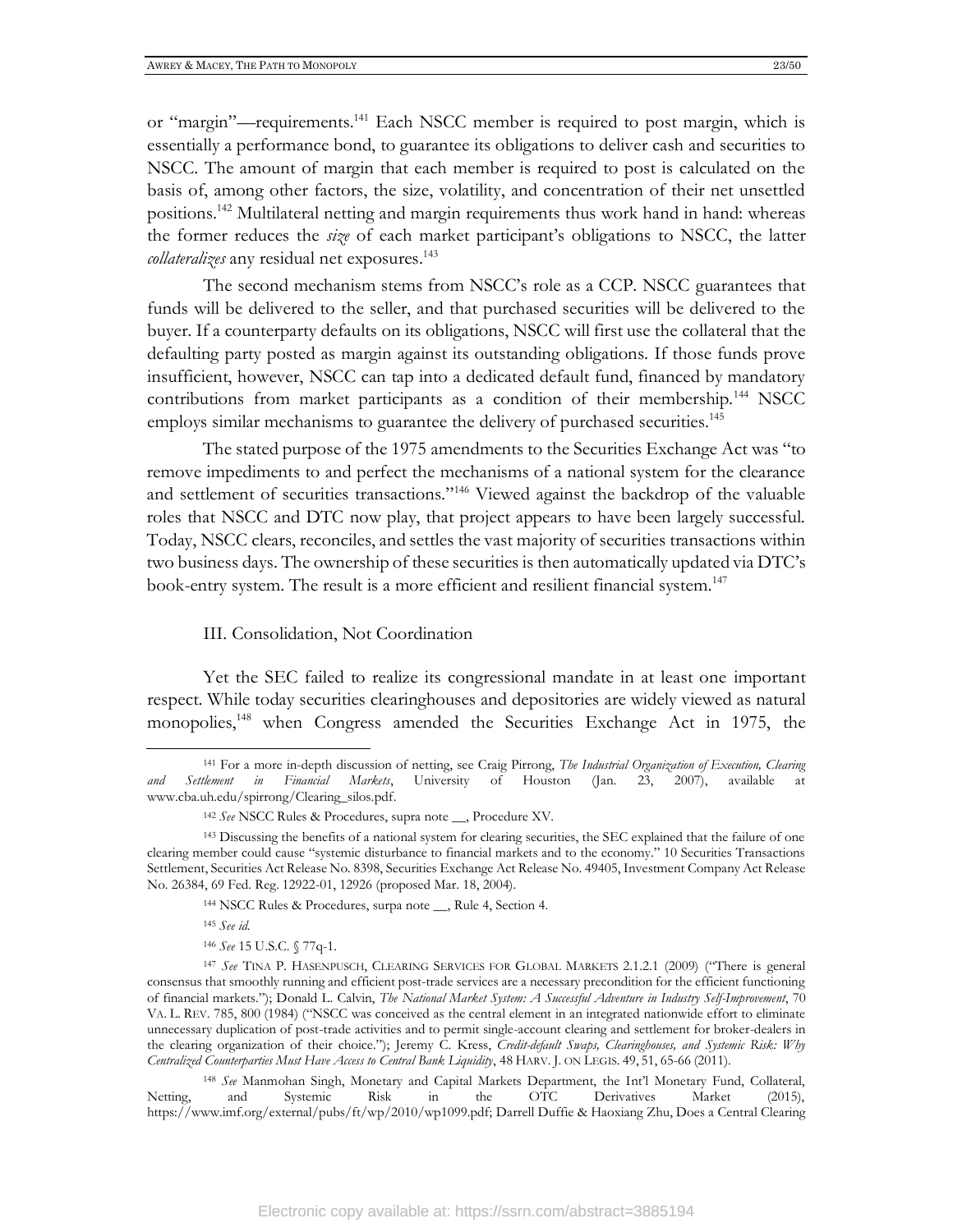or "margin"—requirements.[141] Each NSCC member is required to post margin, which is essentially a performance bond, to guarantee its obligations to deliver cash and securities to NSCC. The amount of margin that each member is required to post is calculated on the basis of, among other factors, the size, volatility, and concentration of their net unsettled positions.[142] Multilateral netting and margin requirements thus work hand in hand: whereas the former reduces the *size* of each market participant's obligations to NSCC, the latter *collateralizes* any residual net exposures.[143]

The second mechanism stems from NSCC's role as a CCP. NSCC guarantees that funds will be delivered to the seller, and that purchased securities will be delivered to the buyer. If a counterparty defaults on its obligations, NSCC will first use the collateral that the defaulting party posted as margin against its outstanding obligations. If those funds prove insufficient, however, NSCC can tap into a dedicated default fund, financed by mandatory contributions from market participants as a condition of their membership.[144] NSCC employs similar mechanisms to guarantee the delivery of purchased securities.[145]

The stated purpose of the 1975 amendments to the Securities Exchange Act was "to remove impediments to and perfect the mechanisms of a national system for the clearance and settlement of securities transactions."[146] Viewed against the backdrop of the valuable roles that NSCC and DTC now play, that project appears to have been largely successful. Today, NSCC clears, reconciles, and settles the vast majority of securities transactions within two business days. The ownership of these securities is then automatically updated via DTC's book-entry system. The result is a more efficient and resilient financial system.[147]

## III. Consolidation, Not Coordination

Yet the SEC failed to realize its congressional mandate in at least one important respect. While today securities clearinghouses and depositories are widely viewed as natural monopolies,[148] when Congress amended the Securities Exchange Act in 1975, the

---

[141] For a more in-depth discussion of netting, see Craig Pirrong, *The Industrial Organization of Execution, Clearing and Settlement in Financial Markets*, University of Houston (Jan. 23, 2007), available at www.cba.uh.edu/spirrong/Clearing_silos.pdf.

[142] *See* NSCC Rules & Procedures, supra note __, Procedure XV.

[143] Discussing the benefits of a national system for clearing securities, the SEC explained that the failure of one clearing member could cause "systemic disturbance to financial markets and to the economy." 10 Securities Transactions Settlement, Securities Act Release No. 8398, Securities Exchange Act Release No. 49405, Investment Company Act Release No. 26384, 69 Fed. Reg. 12922-01, 12926 (proposed Mar. 18, 2004).

[144] NSCC Rules & Procedures, surpa note __, Rule 4, Section 4.

[145] *See id.*

[146] *See* 15 U.S.C. § 77q-1.

[147] *See* TINA P. HASENPUSCH, CLEARING SERVICES FOR GLOBAL MARKETS 2.1.2.1 (2009) ("There is general consensus that smoothly running and efficient post-trade services are a necessary precondition for the efficient functioning of financial markets."); Donald L. Calvin, *The National Market System: A Successful Adventure in Industry Self-Improvement*, 70 VA. L. REV. 785, 800 (1984) ("NSCC was conceived as the central element in an integrated nationwide effort to eliminate unnecessary duplication of post-trade activities and to permit single-account clearing and settlement for broker-dealers in the clearing organization of their choice."); Jeremy C. Kress, *Credit-default Swaps, Clearinghouses, and Systemic Risk: Why Centralized Counterparties Must Have Access to Central Bank Liquidity*, 48 HARV. J. ON LEGIS. 49, 51, 65-66 (2011).

[148] *See* Manmohan Singh, Monetary and Capital Markets Department, the Int'l Monetary Fund, Collateral, Netting, and Systemic Risk in the OTC Derivatives Market (2015), https://www.imf.org/external/pubs/ft/wp/2010/wp1099.pdf; Darrell Duffie & Haoxiang Zhu, Does a Central Clearing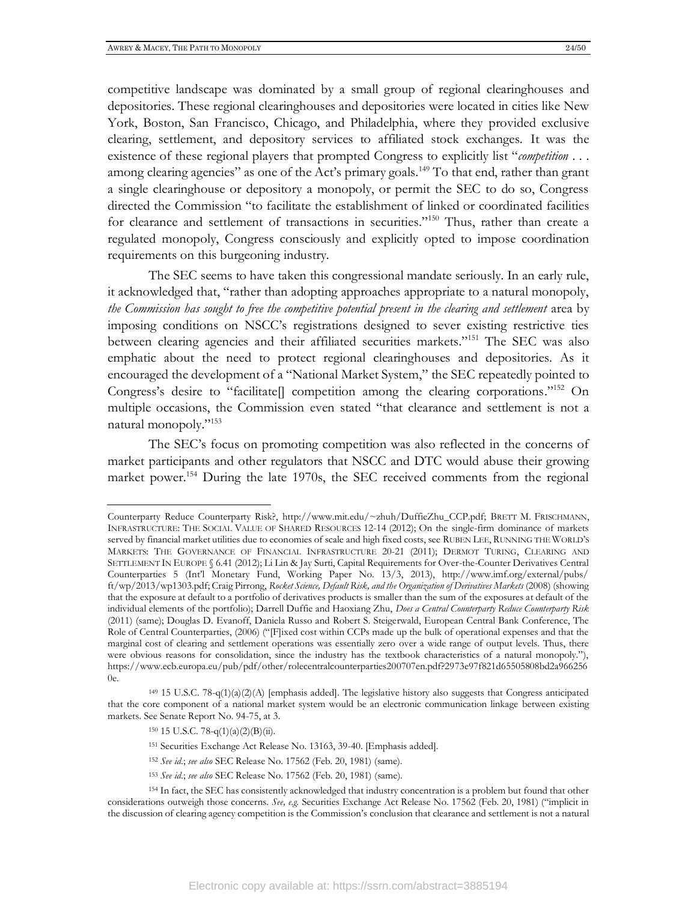competitive landscape was dominated by a small group of regional clearinghouses and depositories. These regional clearinghouses and depositories were located in cities like New York, Boston, San Francisco, Chicago, and Philadelphia, where they provided exclusive clearing, settlement, and depository services to affiliated stock exchanges. It was the existence of these regional players that prompted Congress to explicitly list "*competition* . . . among clearing agencies" as one of the Act's primary goals.[149] To that end, rather than grant a single clearinghouse or depository a monopoly, or permit the SEC to do so, Congress directed the Commission "to facilitate the establishment of linked or coordinated facilities for clearance and settlement of transactions in securities."[150] Thus, rather than create a regulated monopoly, Congress consciously and explicitly opted to impose coordination requirements on this burgeoning industry.

The SEC seems to have taken this congressional mandate seriously. In an early rule, it acknowledged that, "rather than adopting approaches appropriate to a natural monopoly, *the Commission has sought to free the competitive potential present in the clearing and settlement* area by imposing conditions on NSCC's registrations designed to sever existing restrictive ties between clearing agencies and their affiliated securities markets."[151] The SEC was also emphatic about the need to protect regional clearinghouses and depositories. As it encouraged the development of a "National Market System," the SEC repeatedly pointed to Congress's desire to "facilitate[] competition among the clearing corporations."[152] On multiple occasions, the Commission even stated "that clearance and settlement is not a natural monopoly."[153]

The SEC's focus on promoting competition was also reflected in the concerns of market participants and other regulators that NSCC and DTC would abuse their growing market power.[154] During the late 1970s, the SEC received comments from the regional

---

Counterparty Reduce Counterparty Risk?, http://www.mit.edu/~zhuh/DuffieZhu_CCP.pdf; BRETT M. FRISCHMANN, INFRASTRUCTURE: THE SOCIAL VALUE OF SHARED RESOURCES 12-14 (2012); On the single-firm dominance of markets served by financial market utilities due to economies of scale and high fixed costs, see RUBEN LEE, RUNNING THE WORLD'S MARKETS: THE GOVERNANCE OF FINANCIAL INFRASTRUCTURE 20-21 (2011); DERMOT TURING, CLEARING AND SETTLEMENT IN EUROPE § 6.41 (2012); Li Lin & Jay Surti, Capital Requirements for Over-the-Counter Derivatives Central Counterparties 5 (Int'l Monetary Fund, Working Paper No. 13/3, 2013), http://www.imf.org/external/pubs/ft/wp/2013/wp1303.pdf; Craig Pirrong, *Rocket Science, Default Risk, and the Organization of Derivatives Markets* (2008) (showing that the exposure at default to a portfolio of derivatives products is smaller than the sum of the exposures at default of the individual elements of the portfolio); Darrell Duffie and Haoxiang Zhu, *Does a Central Counterparty Reduce Counterparty Risk* (2011) (same); Douglas D. Evanoff, Daniela Russo and Robert S. Steigerwald, European Central Bank Conference, The Role of Central Counterparties, (2006) ("[F]ixed cost within CCPs made up the bulk of operational expenses and that the marginal cost of clearing and settlement operations was essentially zero over a wide range of output levels. Thus, there were obvious reasons for consolidation, since the industry has the textbook characteristics of a natural monopoly."), https://www.ecb.europa.eu/pub/pdf/other/rolecentralcounterparties200707en.pdf?2973e97f821d65505808bd2a9662560e.

[149] 15 U.S.C. 78-q(1)(a)(2)(A) [emphasis added]. The legislative history also suggests that Congress anticipated that the core component of a national market system would be an electronic communication linkage between existing markets. See Senate Report No. 94-75, at 3.

[150] 15 U.S.C. 78-q(1)(a)(2)(B)(ii).

[151] Securities Exchange Act Release No. 13163, 39-40. [Emphasis added].

[152] *See id.*; *see also* SEC Release No. 17562 (Feb. 20, 1981) (same).

[153] *See id.*; *see also* SEC Release No. 17562 (Feb. 20, 1981) (same).

[154] In fact, the SEC has consistently acknowledged that industry concentration is a problem but found that other considerations outweigh those concerns. *See, e.g.* Securities Exchange Act Release No. 17562 (Feb. 20, 1981) ("implicit in the discussion of clearing agency competition is the Commission's conclusion that clearance and settlement is not a natural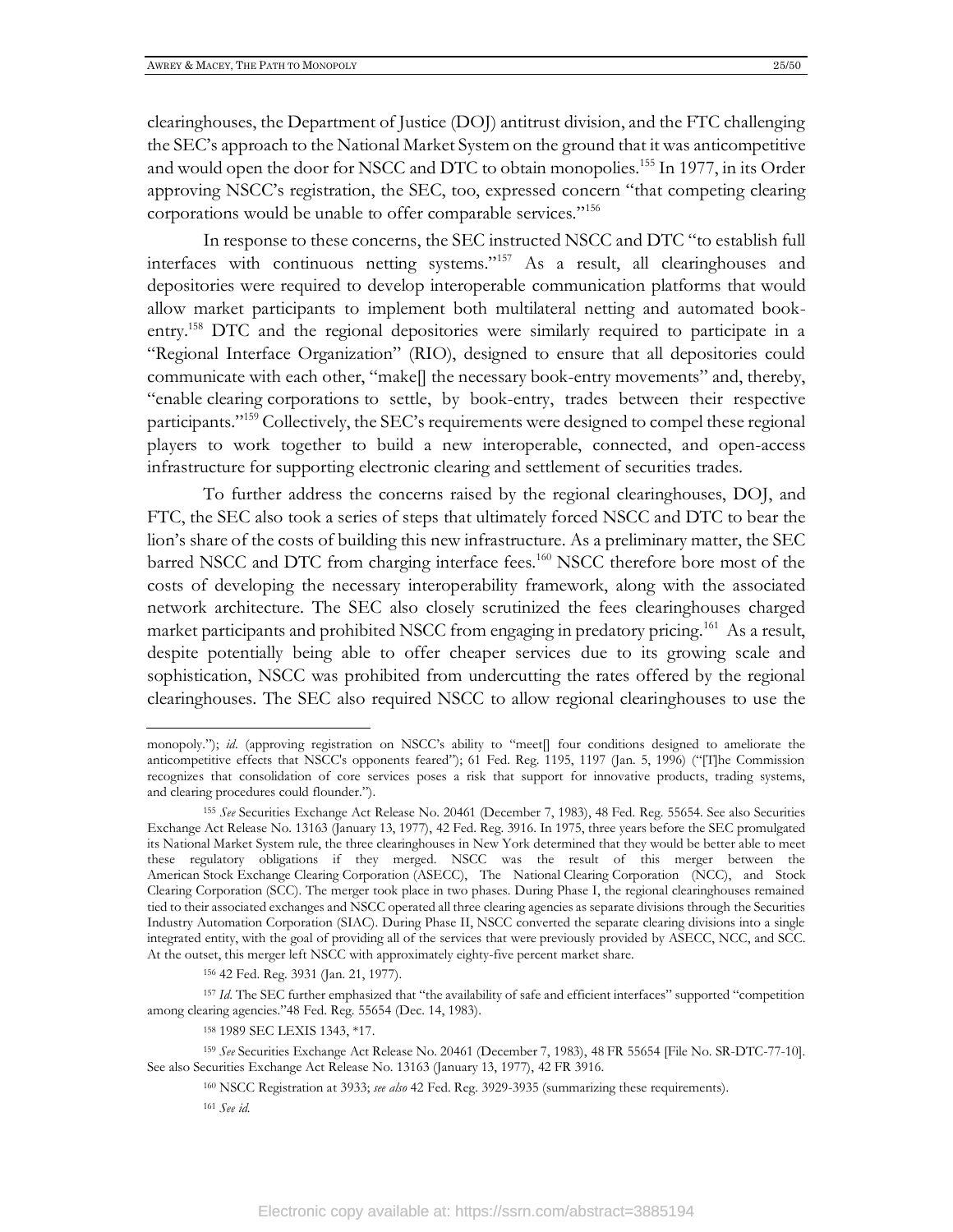clearinghouses, the Department of Justice (DOJ) antitrust division, and the FTC challenging the SEC's approach to the National Market System on the ground that it was anticompetitive and would open the door for NSCC and DTC to obtain monopolies.[155] In 1977, in its Order approving NSCC's registration, the SEC, too, expressed concern "that competing clearing corporations would be unable to offer comparable services."[156]

In response to these concerns, the SEC instructed NSCC and DTC "to establish full interfaces with continuous netting systems."[157] As a result, all clearinghouses and depositories were required to develop interoperable communication platforms that would allow market participants to implement both multilateral netting and automated book-entry.[158] DTC and the regional depositories were similarly required to participate in a "Regional Interface Organization" (RIO), designed to ensure that all depositories could communicate with each other, "make[] the necessary book-entry movements" and, thereby, "enable clearing corporations to settle, by book-entry, trades between their respective participants."[159] Collectively, the SEC's requirements were designed to compel these regional players to work together to build a new interoperable, connected, and open-access infrastructure for supporting electronic clearing and settlement of securities trades.

To further address the concerns raised by the regional clearinghouses, DOJ, and FTC, the SEC also took a series of steps that ultimately forced NSCC and DTC to bear the lion's share of the costs of building this new infrastructure. As a preliminary matter, the SEC barred NSCC and DTC from charging interface fees.[160] NSCC therefore bore most of the costs of developing the necessary interoperability framework, along with the associated network architecture. The SEC also closely scrutinized the fees clearinghouses charged market participants and prohibited NSCC from engaging in predatory pricing.[161] As a result, despite potentially being able to offer cheaper services due to its growing scale and sophistication, NSCC was prohibited from undercutting the rates offered by the regional clearinghouses. The SEC also required NSCC to allow regional clearinghouses to use the

---

monopoly."); *id.* (approving registration on NSCC's ability to "meet[] four conditions designed to ameliorate the anticompetitive effects that NSCC's opponents feared"); 61 Fed. Reg. 1195, 1197 (Jan. 5, 1996) ("[T]he Commission recognizes that consolidation of core services poses a risk that support for innovative products, trading systems, and clearing procedures could flounder.").

[155] *See* Securities Exchange Act Release No. 20461 (December 7, 1983), 48 Fed. Reg. 55654. See also Securities Exchange Act Release No. 13163 (January 13, 1977), 42 Fed. Reg. 3916. In 1975, three years before the SEC promulgated its National Market System rule, the three clearinghouses in New York determined that they would be better able to meet these regulatory obligations if they merged. NSCC was the result of this merger between the American Stock Exchange Clearing Corporation (ASECC), The National Clearing Corporation (NCC), and Stock Clearing Corporation (SCC). The merger took place in two phases. During Phase I, the regional clearinghouses remained tied to their associated exchanges and NSCC operated all three clearing agencies as separate divisions through the Securities Industry Automation Corporation (SIAC). During Phase II, NSCC converted the separate clearing divisions into a single integrated entity, with the goal of providing all of the services that were previously provided by ASECC, NCC, and SCC. At the outset, this merger left NSCC with approximately eighty-five percent market share.

[156] 42 Fed. Reg. 3931 (Jan. 21, 1977).

[157] *Id.* The SEC further emphasized that "the availability of safe and efficient interfaces" supported "competition among clearing agencies."48 Fed. Reg. 55654 (Dec. 14, 1983).

[158] 1989 SEC LEXIS 1343, *17.

[159] *See* Securities Exchange Act Release No. 20461 (December 7, 1983), 48 FR 55654 [File No. SR-DTC-77-10]. See also Securities Exchange Act Release No. 13163 (January 13, 1977), 42 FR 3916.

[160] NSCC Registration at 3933; *see also* 42 Fed. Reg. 3929-3935 (summarizing these requirements).

[161] *See id.*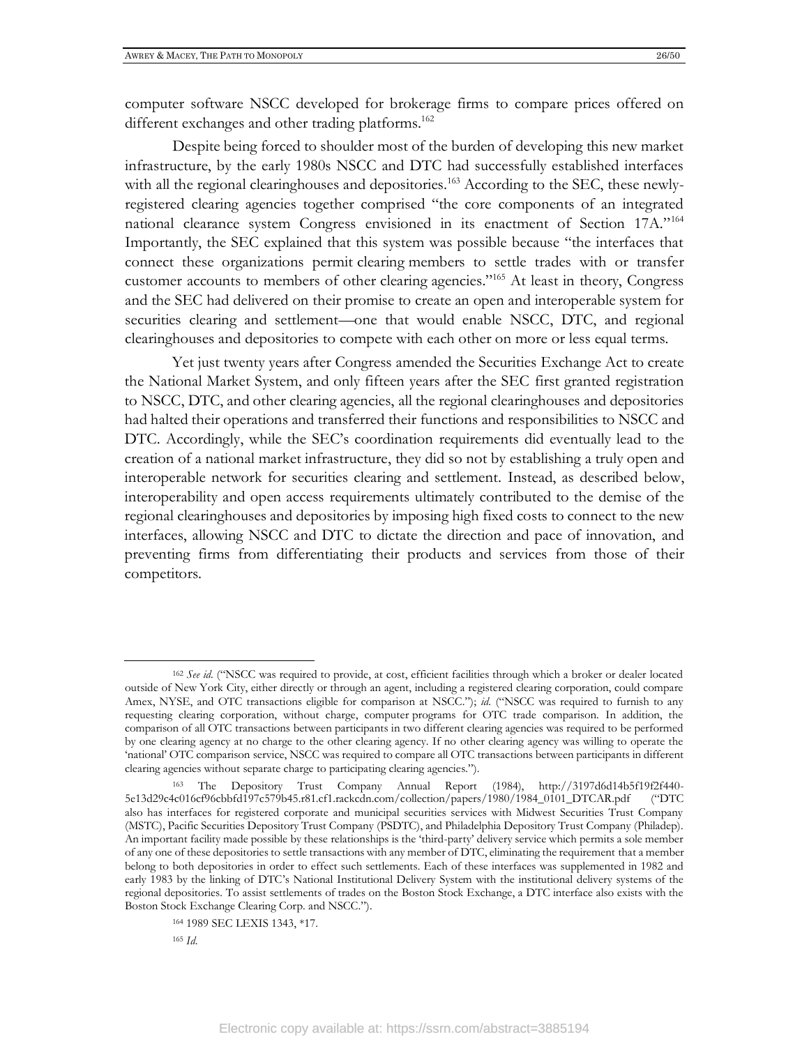computer software NSCC developed for brokerage firms to compare prices offered on different exchanges and other trading platforms.[162]

Despite being forced to shoulder most of the burden of developing this new market infrastructure, by the early 1980s NSCC and DTC had successfully established interfaces with all the regional clearinghouses and depositories.[163] According to the SEC, these newly-registered clearing agencies together comprised "the core components of an integrated national clearance system Congress envisioned in its enactment of Section 17A."[164] Importantly, the SEC explained that this system was possible because "the interfaces that connect these organizations permit clearing members to settle trades with or transfer customer accounts to members of other clearing agencies."[165] At least in theory, Congress and the SEC had delivered on their promise to create an open and interoperable system for securities clearing and settlement—one that would enable NSCC, DTC, and regional clearinghouses and depositories to compete with each other on more or less equal terms.

Yet just twenty years after Congress amended the Securities Exchange Act to create the National Market System, and only fifteen years after the SEC first granted registration to NSCC, DTC, and other clearing agencies, all the regional clearinghouses and depositories had halted their operations and transferred their functions and responsibilities to NSCC and DTC. Accordingly, while the SEC's coordination requirements did eventually lead to the creation of a national market infrastructure, they did so not by establishing a truly open and interoperable network for securities clearing and settlement. Instead, as described below, interoperability and open access requirements ultimately contributed to the demise of the regional clearinghouses and depositories by imposing high fixed costs to connect to the new interfaces, allowing NSCC and DTC to dictate the direction and pace of innovation, and preventing firms from differentiating their products and services from those of their competitors.

---

[162] *See id.* ("NSCC was required to provide, at cost, efficient facilities through which a broker or dealer located outside of New York City, either directly or through an agent, including a registered clearing corporation, could compare Amex, NYSE, and OTC transactions eligible for comparison at NSCC."); *id.* ("NSCC was required to furnish to any requesting clearing corporation, without charge, computer programs for OTC trade comparison. In addition, the comparison of all OTC transactions between participants in two different clearing agencies was required to be performed by one clearing agency at no charge to the other clearing agency. If no other clearing agency was willing to operate the 'national' OTC comparison service, NSCC was required to compare all OTC transactions between participants in different clearing agencies without separate charge to participating clearing agencies.").

[163] The Depository Trust Company Annual Report (1984), http://3197d6d14b5f19f2f440-5e13d29c4c016cf96cbbfd197c579b45.r81.cf1.rackcdn.com/collection/papers/1980/1984_0101_DTCAR.pdf ("DTC also has interfaces for registered corporate and municipal securities services with Midwest Securities Trust Company (MSTC), Pacific Securities Depository Trust Company (PSDTC), and Philadelphia Depository Trust Company (Philadep). An important facility made possible by these relationships is the 'third-party' delivery service which permits a sole member of any one of these depositories to settle transactions with any member of DTC, eliminating the requirement that a member belong to both depositories in order to effect such settlements. Each of these interfaces was supplemented in 1982 and early 1983 by the linking of DTC's National Institutional Delivery System with the institutional delivery systems of the regional depositories. To assist settlements of trades on the Boston Stock Exchange, a DTC interface also exists with the Boston Stock Exchange Clearing Corp. and NSCC.").

[164] 1989 SEC LEXIS 1343, *17.

[165] *Id.*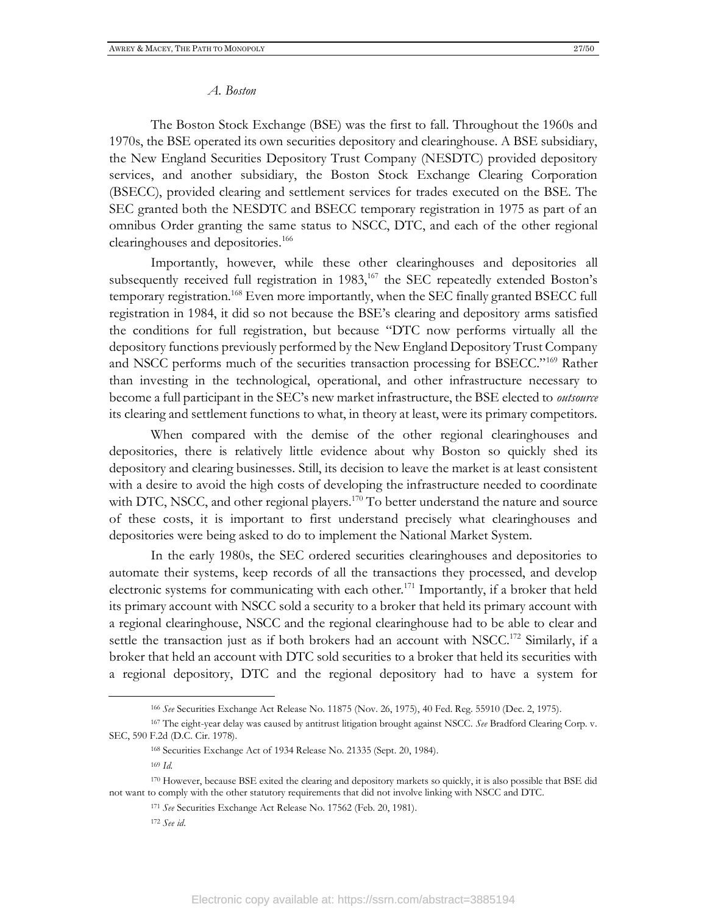### *A. Boston*

The Boston Stock Exchange (BSE) was the first to fall. Throughout the 1960s and 1970s, the BSE operated its own securities depository and clearinghouse. A BSE subsidiary, the New England Securities Depository Trust Company (NESDTC) provided depository services, and another subsidiary, the Boston Stock Exchange Clearing Corporation (BSECC), provided clearing and settlement services for trades executed on the BSE. The SEC granted both the NESDTC and BSECC temporary registration in 1975 as part of an omnibus Order granting the same status to NSCC, DTC, and each of the other regional clearinghouses and depositories.[166]

Importantly, however, while these other clearinghouses and depositories all subsequently received full registration in 1983,[167] the SEC repeatedly extended Boston's temporary registration.[168] Even more importantly, when the SEC finally granted BSECC full registration in 1984, it did so not because the BSE's clearing and depository arms satisfied the conditions for full registration, but because "DTC now performs virtually all the depository functions previously performed by the New England Depository Trust Company and NSCC performs much of the securities transaction processing for BSECC."[169] Rather than investing in the technological, operational, and other infrastructure necessary to become a full participant in the SEC's new market infrastructure, the BSE elected to *outsource* its clearing and settlement functions to what, in theory at least, were its primary competitors.

When compared with the demise of the other regional clearinghouses and depositories, there is relatively little evidence about why Boston so quickly shed its depository and clearing businesses. Still, its decision to leave the market is at least consistent with a desire to avoid the high costs of developing the infrastructure needed to coordinate with DTC, NSCC, and other regional players.[170] To better understand the nature and source of these costs, it is important to first understand precisely what clearinghouses and depositories were being asked to do to implement the National Market System.

In the early 1980s, the SEC ordered securities clearinghouses and depositories to automate their systems, keep records of all the transactions they processed, and develop electronic systems for communicating with each other.[171] Importantly, if a broker that held its primary account with NSCC sold a security to a broker that held its primary account with a regional clearinghouse, NSCC and the regional clearinghouse had to be able to clear and settle the transaction just as if both brokers had an account with NSCC.[172] Similarly, if a broker that held an account with DTC sold securities to a broker that held its securities with a regional depository, DTC and the regional depository had to have a system for

---

[166] *See* Securities Exchange Act Release No. 11875 (Nov. 26, 1975), 40 Fed. Reg. 55910 (Dec. 2, 1975).

[167] The eight-year delay was caused by antitrust litigation brought against NSCC. *See* Bradford Clearing Corp. v. SEC, 590 F.2d (D.C. Cir. 1978).

[168] Securities Exchange Act of 1934 Release No. 21335 (Sept. 20, 1984).

[169] *Id.*

[170] However, because BSE exited the clearing and depository markets so quickly, it is also possible that BSE did not want to comply with the other statutory requirements that did not involve linking with NSCC and DTC.

[171] *See* Securities Exchange Act Release No. 17562 (Feb. 20, 1981).

[172] *See id*.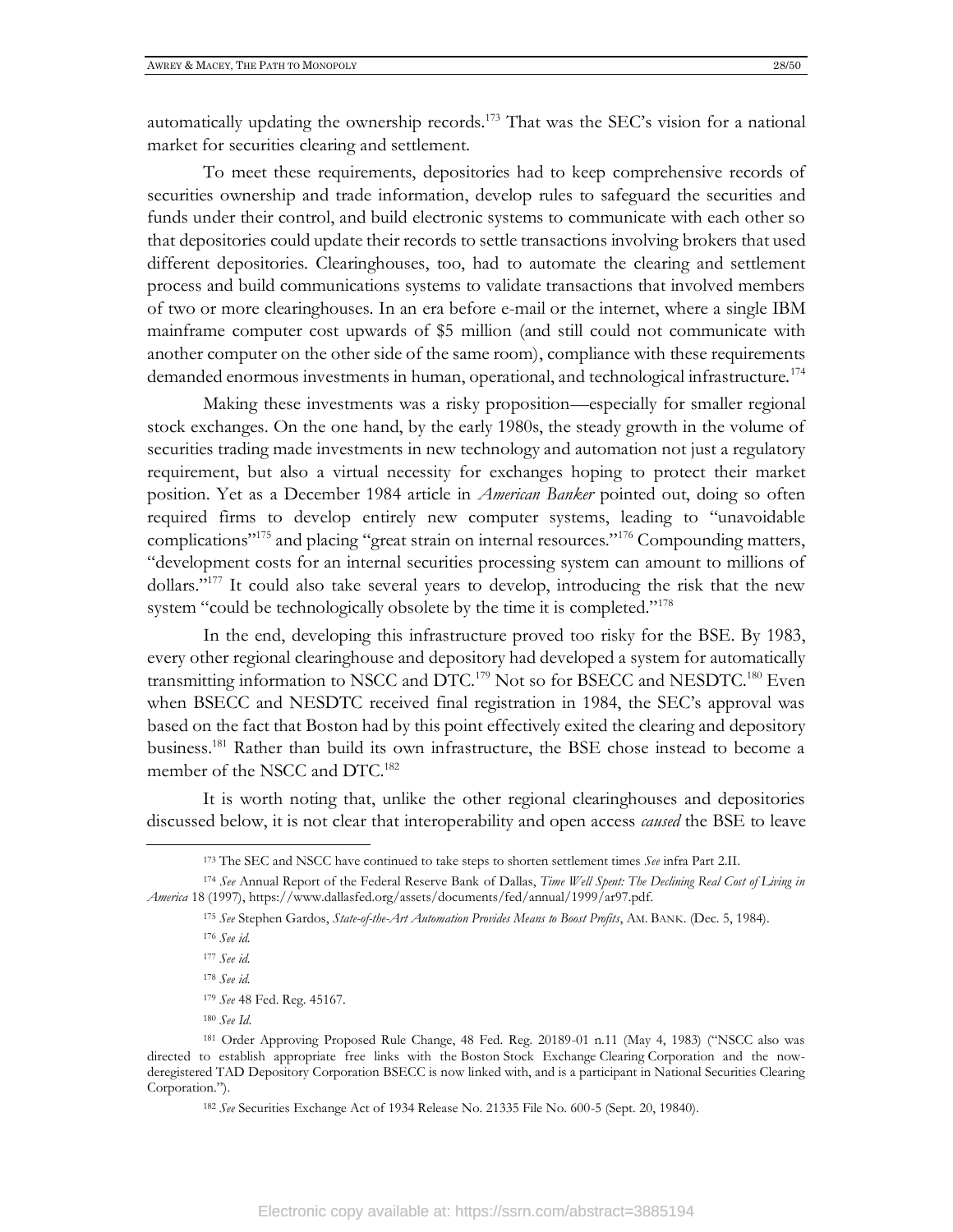automatically updating the ownership records.[173] That was the SEC's vision for a national market for securities clearing and settlement.

To meet these requirements, depositories had to keep comprehensive records of securities ownership and trade information, develop rules to safeguard the securities and funds under their control, and build electronic systems to communicate with each other so that depositories could update their records to settle transactions involving brokers that used different depositories. Clearinghouses, too, had to automate the clearing and settlement process and build communications systems to validate transactions that involved members of two or more clearinghouses. In an era before e-mail or the internet, where a single IBM mainframe computer cost upwards of $5 million (and still could not communicate with another computer on the other side of the same room), compliance with these requirements demanded enormous investments in human, operational, and technological infrastructure.[174]

Making these investments was a risky proposition—especially for smaller regional stock exchanges. On the one hand, by the early 1980s, the steady growth in the volume of securities trading made investments in new technology and automation not just a regulatory requirement, but also a virtual necessity for exchanges hoping to protect their market position. Yet as a December 1984 article in *American Banker* pointed out, doing so often required firms to develop entirely new computer systems, leading to "unavoidable complications"[175] and placing "great strain on internal resources."[176] Compounding matters, "development costs for an internal securities processing system can amount to millions of dollars."[177] It could also take several years to develop, introducing the risk that the new system "could be technologically obsolete by the time it is completed."[178]

In the end, developing this infrastructure proved too risky for the BSE. By 1983, every other regional clearinghouse and depository had developed a system for automatically transmitting information to NSCC and DTC.[179] Not so for BSECC and NESDTC.[180] Even when BSECC and NESDTC received final registration in 1984, the SEC's approval was based on the fact that Boston had by this point effectively exited the clearing and depository business.[181] Rather than build its own infrastructure, the BSE chose instead to become a member of the NSCC and DTC.[182]

It is worth noting that, unlike the other regional clearinghouses and depositories discussed below, it is not clear that interoperability and open access *caused* the BSE to leave

---

[173] The SEC and NSCC have continued to take steps to shorten settlement times *See* infra Part 2.II.

[174] *See* Annual Report of the Federal Reserve Bank of Dallas, *Time Well Spent: The Declining Real Cost of Living in America* 18 (1997), https://www.dallasfed.org/assets/documents/fed/annual/1999/ar97.pdf.

[175] *See* Stephen Gardos, *State-of-the-Art Automation Provides Means to Boost Profits*, AM. BANK. (Dec. 5, 1984).

[176] *See id.*

[177] *See id.*

[178] *See id.*

[179] *See* 48 Fed. Reg. 45167.

[180] *See Id.*

[181] Order Approving Proposed Rule Change, 48 Fed. Reg. 20189-01 n.11 (May 4, 1983) ("NSCC also was directed to establish appropriate free links with the Boston Stock Exchange Clearing Corporation and the now-deregistered TAD Depository Corporation BSECC is now linked with, and is a participant in National Securities Clearing Corporation.").

[182] *See* Securities Exchange Act of 1934 Release No. 21335 File No. 600-5 (Sept. 20, 19840).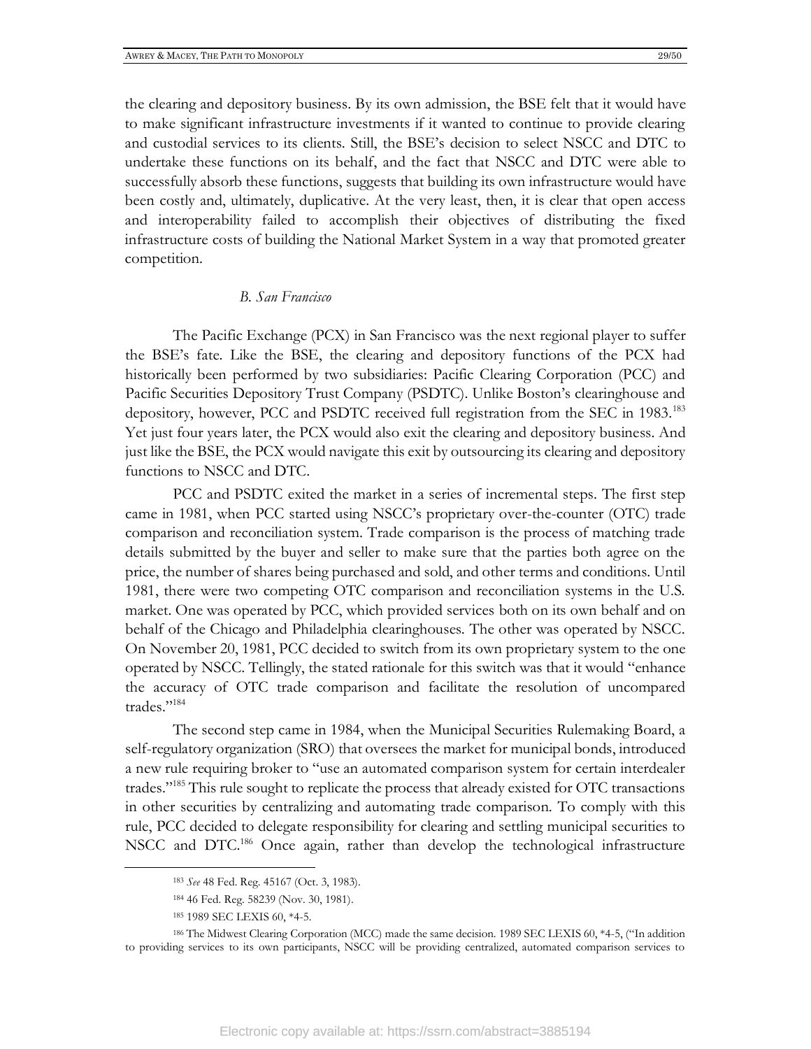the clearing and depository business. By its own admission, the BSE felt that it would have to make significant infrastructure investments if it wanted to continue to provide clearing and custodial services to its clients. Still, the BSE's decision to select NSCC and DTC to undertake these functions on its behalf, and the fact that NSCC and DTC were able to successfully absorb these functions, suggests that building its own infrastructure would have been costly and, ultimately, duplicative. At the very least, then, it is clear that open access and interoperability failed to accomplish their objectives of distributing the fixed infrastructure costs of building the National Market System in a way that promoted greater competition.

### *B. San Francisco*

The Pacific Exchange (PCX) in San Francisco was the next regional player to suffer the BSE's fate. Like the BSE, the clearing and depository functions of the PCX had historically been performed by two subsidiaries: Pacific Clearing Corporation (PCC) and Pacific Securities Depository Trust Company (PSDTC). Unlike Boston's clearinghouse and depository, however, PCC and PSDTC received full registration from the SEC in 1983.[183] Yet just four years later, the PCX would also exit the clearing and depository business. And just like the BSE, the PCX would navigate this exit by outsourcing its clearing and depository functions to NSCC and DTC.

PCC and PSDTC exited the market in a series of incremental steps. The first step came in 1981, when PCC started using NSCC's proprietary over-the-counter (OTC) trade comparison and reconciliation system. Trade comparison is the process of matching trade details submitted by the buyer and seller to make sure that the parties both agree on the price, the number of shares being purchased and sold, and other terms and conditions. Until 1981, there were two competing OTC comparison and reconciliation systems in the U.S. market. One was operated by PCC, which provided services both on its own behalf and on behalf of the Chicago and Philadelphia clearinghouses. The other was operated by NSCC. On November 20, 1981, PCC decided to switch from its own proprietary system to the one operated by NSCC. Tellingly, the stated rationale for this switch was that it would "enhance the accuracy of OTC trade comparison and facilitate the resolution of uncompared trades."[184]

The second step came in 1984, when the Municipal Securities Rulemaking Board, a self-regulatory organization (SRO) that oversees the market for municipal bonds, introduced a new rule requiring broker to "use an automated comparison system for certain interdealer trades."[185] This rule sought to replicate the process that already existed for OTC transactions in other securities by centralizing and automating trade comparison. To comply with this rule, PCC decided to delegate responsibility for clearing and settling municipal securities to NSCC and DTC.[186] Once again, rather than develop the technological infrastructure

---

[183] *See* 48 Fed. Reg. 45167 (Oct. 3, 1983).

[184] 46 Fed. Reg. 58239 (Nov. 30, 1981).

[185] 1989 SEC LEXIS 60, *4-5.

[186] The Midwest Clearing Corporation (MCC) made the same decision. 1989 SEC LEXIS 60, *4-5, ("In addition to providing services to its own participants, NSCC will be providing centralized, automated comparison services to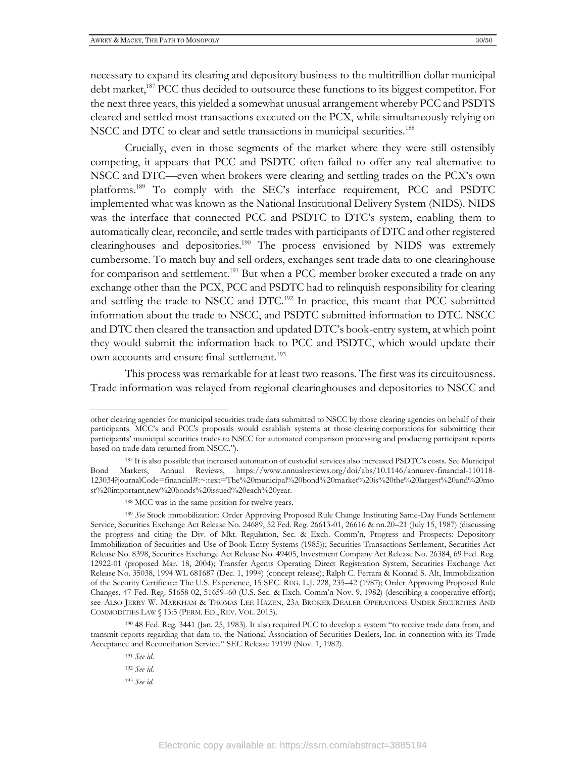necessary to expand its clearing and depository business to the multitrillion dollar municipal debt market,[187] PCC thus decided to outsource these functions to its biggest competitor. For the next three years, this yielded a somewhat unusual arrangement whereby PCC and PSDTS cleared and settled most transactions executed on the PCX, while simultaneously relying on NSCC and DTC to clear and settle transactions in municipal securities.[188]

Crucially, even in those segments of the market where they were still ostensibly competing, it appears that PCC and PSDTC often failed to offer any real alternative to NSCC and DTC—even when brokers were clearing and settling trades on the PCX's own platforms.[189] To comply with the SEC's interface requirement, PCC and PSDTC implemented what was known as the National Institutional Delivery System (NIDS). NIDS was the interface that connected PCC and PSDTC to DTC's system, enabling them to automatically clear, reconcile, and settle trades with participants of DTC and other registered clearinghouses and depositories.[190] The process envisioned by NIDS was extremely cumbersome. To match buy and sell orders, exchanges sent trade data to one clearinghouse for comparison and settlement.[191] But when a PCC member broker executed a trade on any exchange other than the PCX, PCC and PSDTC had to relinquish responsibility for clearing and settling the trade to NSCC and DTC.[192] In practice, this meant that PCC submitted information about the trade to NSCC, and PSDTC submitted information to DTC. NSCC and DTC then cleared the transaction and updated DTC's book-entry system, at which point they would submit the information back to PCC and PSDTC, which would update their own accounts and ensure final settlement.[193]

This process was remarkable for at least two reasons. The first was its circuitousness. Trade information was relayed from regional clearinghouses and depositories to NSCC and

---

other clearing agencies for municipal securities trade data submitted to NSCC by those clearing agencies on behalf of their participants. MCC's and PCC's proposals would establish systems at those clearing corporations for submitting their participants' municipal securities trades to NSCC for automated comparison processing and producing participant reports based on trade data returned from NSCC.").

[187] It is also possible that increased automation of custodial services also increased PSDTC's costs. See Municipal Bond Markets, Annual Reviews, https://www.annualreviews.org/doi/abs/10.1146/annurev-financial-110118-123034?journalCode=financial#:~:text=The%20municipal%20bond%20market%20is%20the%20largest%20and%20most%20important,new%20bonds%20issued%20each%20year.

[188] MCC was in the same position for twelve years.

[189] *See* Stock immobilization: Order Approving Proposed Rule Change Instituting Same-Day Funds Settlement Service, Securities Exchange Act Release No. 24689, 52 Fed. Reg. 26613-01, 26616 & nn.20–21 (July 15, 1987) (discussing the progress and citing the Div. of Mkt. Regulation, Sec. & Exch. Comm'n, Progress and Prospects: Depository Immobilization of Securities and Use of Book-Entry Systems (1985)); Securities Transactions Settlement, Securities Act Release No. 8398, Securities Exchange Act Release No. 49405, Investment Company Act Release No. 26384, 69 Fed. Reg. 12922-01 (proposed Mar. 18, 2004); Transfer Agents Operating Direct Registration System, Securities Exchange Act Release No. 35038, 1994 WL 681687 (Dec. 1, 1994) (concept release); Ralph C. Ferrara & Konrad S. Alt, Immobilization of the Security Certificate: The U.S. Experience, 15 SEC. REG. L.J. 228, 235–42 (1987); Order Approving Proposed Rule Changes, 47 Fed. Reg. 51658-02, 51659–60 (U.S. Sec. & Exch. Comm'n Nov. 9, 1982) (describing a cooperative effort); see ALSO JERRY W. MARKHAM & THOMAS LEE HAZEN, 23A BROKER-DEALER OPERATIONS UNDER SECURITIES AND COMMODITIES LAW § 13:5 (PERM. ED., REV. VOL. 2015).

[190] 48 Fed. Reg. 3441 (Jan. 25, 1983). It also required PCC to develop a system "to receive trade data from, and transmit reports regarding that data to, the National Association of Securities Dealers, Inc. in connection with its Trade Acceptance and Reconciliation Service." SEC Release 19199 (Nov. 1, 1982).

[191] *See id.*

[192] *See id.*

[193] *See id.*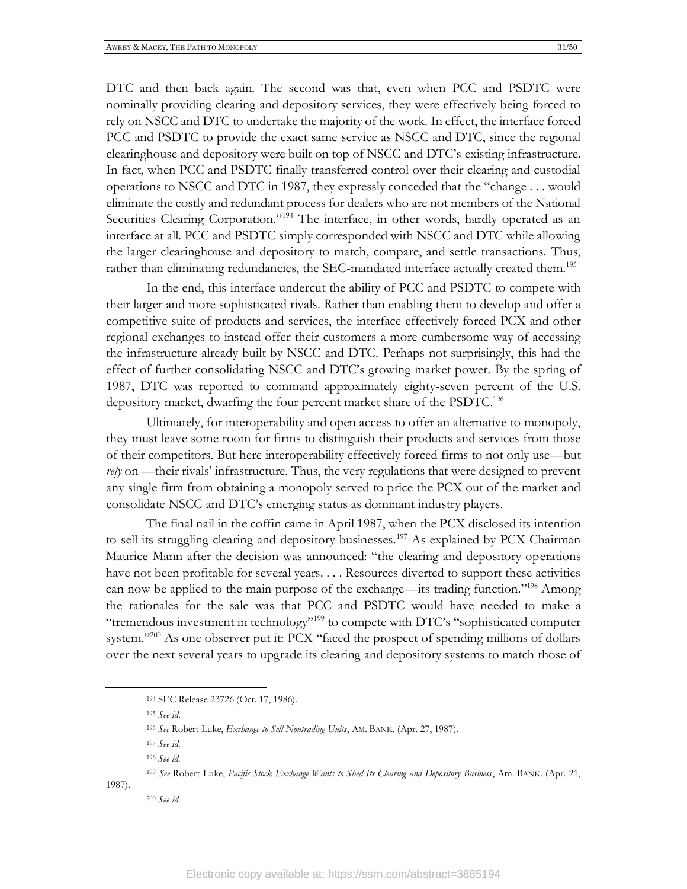DTC and then back again. The second was that, even when PCC and PSDTC were nominally providing clearing and depository services, they were effectively being forced to rely on NSCC and DTC to undertake the majority of the work. In effect, the interface forced PCC and PSDTC to provide the exact same service as NSCC and DTC, since the regional clearinghouse and depository were built on top of NSCC and DTC's existing infrastructure. In fact, when PCC and PSDTC finally transferred control over their clearing and custodial operations to NSCC and DTC in 1987, they expressly conceded that the "change . . . would eliminate the costly and redundant process for dealers who are not members of the National Securities Clearing Corporation."[194] The interface, in other words, hardly operated as an interface at all. PCC and PSDTC simply corresponded with NSCC and DTC while allowing the larger clearinghouse and depository to match, compare, and settle transactions. Thus, rather than eliminating redundancies, the SEC-mandated interface actually created them.[195]

In the end, this interface undercut the ability of PCC and PSDTC to compete with their larger and more sophisticated rivals. Rather than enabling them to develop and offer a competitive suite of products and services, the interface effectively forced PCX and other regional exchanges to instead offer their customers a more cumbersome way of accessing the infrastructure already built by NSCC and DTC. Perhaps not surprisingly, this had the effect of further consolidating NSCC and DTC's growing market power. By the spring of 1987, DTC was reported to command approximately eighty-seven percent of the U.S. depository market, dwarfing the four percent market share of the PSDTC.[196]

Ultimately, for interoperability and open access to offer an alternative to monopoly, they must leave some room for firms to distinguish their products and services from those of their competitors. But here interoperability effectively forced firms to not only use—but *rely* on —their rivals' infrastructure. Thus, the very regulations that were designed to prevent any single firm from obtaining a monopoly served to price the PCX out of the market and consolidate NSCC and DTC's emerging status as dominant industry players.

The final nail in the coffin came in April 1987, when the PCX disclosed its intention to sell its struggling clearing and depository businesses.[197] As explained by PCX Chairman Maurice Mann after the decision was announced: "the clearing and depository operations have not been profitable for several years. . . . Resources diverted to support these activities can now be applied to the main purpose of the exchange—its trading function."[198] Among the rationales for the sale was that PCC and PSDTC would have needed to make a "tremendous investment in technology"[199] to compete with DTC's "sophisticated computer system."[200] As one observer put it: PCX "faced the prospect of spending millions of dollars over the next several years to upgrade its clearing and depository systems to match those of

---

[194] SEC Release 23726 (Oct. 17, 1986).

[195] *See id*.

[196] *See* Robert Luke, *Exchange to Sell Nontrading Units*, AM. BANK. (Apr. 27, 1987).

[197] *See id.*

[198] *See id.*

[199] *See* Robert Luke, *Pacific Stock Exchange Wants to Shed Its Clearing and Depository Business*, Am. BANK. (Apr. 21, 1987).

[200] *See id.*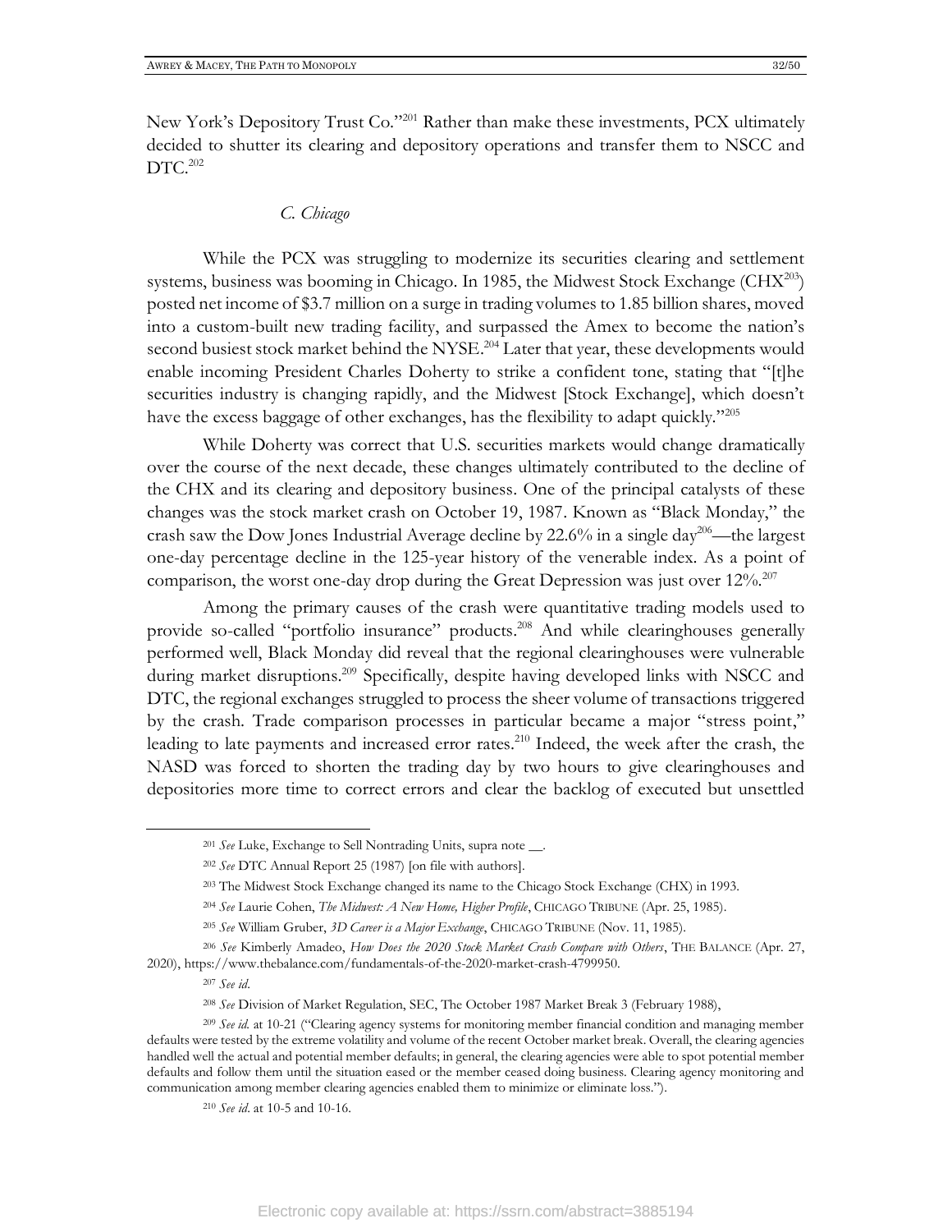New York's Depository Trust Co."[201] Rather than make these investments, PCX ultimately decided to shutter its clearing and depository operations and transfer them to NSCC and DTC.[202]

### *C. Chicago*

While the PCX was struggling to modernize its securities clearing and settlement systems, business was booming in Chicago. In 1985, the Midwest Stock Exchange (CHX[203]) posted net income of $3.7 million on a surge in trading volumes to 1.85 billion shares, moved into a custom-built new trading facility, and surpassed the Amex to become the nation's second busiest stock market behind the NYSE.[204] Later that year, these developments would enable incoming President Charles Doherty to strike a confident tone, stating that "[t]he securities industry is changing rapidly, and the Midwest [Stock Exchange], which doesn't have the excess baggage of other exchanges, has the flexibility to adapt quickly."[205]

While Doherty was correct that U.S. securities markets would change dramatically over the course of the next decade, these changes ultimately contributed to the decline of the CHX and its clearing and depository business. One of the principal catalysts of these changes was the stock market crash on October 19, 1987. Known as "Black Monday," the crash saw the Dow Jones Industrial Average decline by 22.6% in a single day[206]—the largest one-day percentage decline in the 125-year history of the venerable index. As a point of comparison, the worst one-day drop during the Great Depression was just over 12%.[207]

Among the primary causes of the crash were quantitative trading models used to provide so-called "portfolio insurance" products.[208] And while clearinghouses generally performed well, Black Monday did reveal that the regional clearinghouses were vulnerable during market disruptions.[209] Specifically, despite having developed links with NSCC and DTC, the regional exchanges struggled to process the sheer volume of transactions triggered by the crash. Trade comparison processes in particular became a major "stress point," leading to late payments and increased error rates.[210] Indeed, the week after the crash, the NASD was forced to shorten the trading day by two hours to give clearinghouses and depositories more time to correct errors and clear the backlog of executed but unsettled

---

[201] *See* Luke, Exchange to Sell Nontrading Units, supra note __.

[202] *See* DTC Annual Report 25 (1987) [on file with authors].

[203] The Midwest Stock Exchange changed its name to the Chicago Stock Exchange (CHX) in 1993.

[204] *See* Laurie Cohen, *The Midwest: A New Home, Higher Profile*, CHICAGO TRIBUNE (Apr. 25, 1985).

[205] *See* William Gruber, *3D Career is a Major Exchange*, CHICAGO TRIBUNE (Nov. 11, 1985).

[206] *See* Kimberly Amadeo, *How Does the 2020 Stock Market Crash Compare with Others*, THE BALANCE (Apr. 27, 2020), https://www.thebalance.com/fundamentals-of-the-2020-market-crash-4799950.

[207] *See id*.

[208] *See* Division of Market Regulation, SEC, The October 1987 Market Break 3 (February 1988),

[209] *See id.* at 10-21 ("Clearing agency systems for monitoring member financial condition and managing member defaults were tested by the extreme volatility and volume of the recent October market break. Overall, the clearing agencies handled well the actual and potential member defaults; in general, the clearing agencies were able to spot potential member defaults and follow them until the situation eased or the member ceased doing business. Clearing agency monitoring and communication among member clearing agencies enabled them to minimize or eliminate loss.").

[210] *See id*. at 10-5 and 10-16.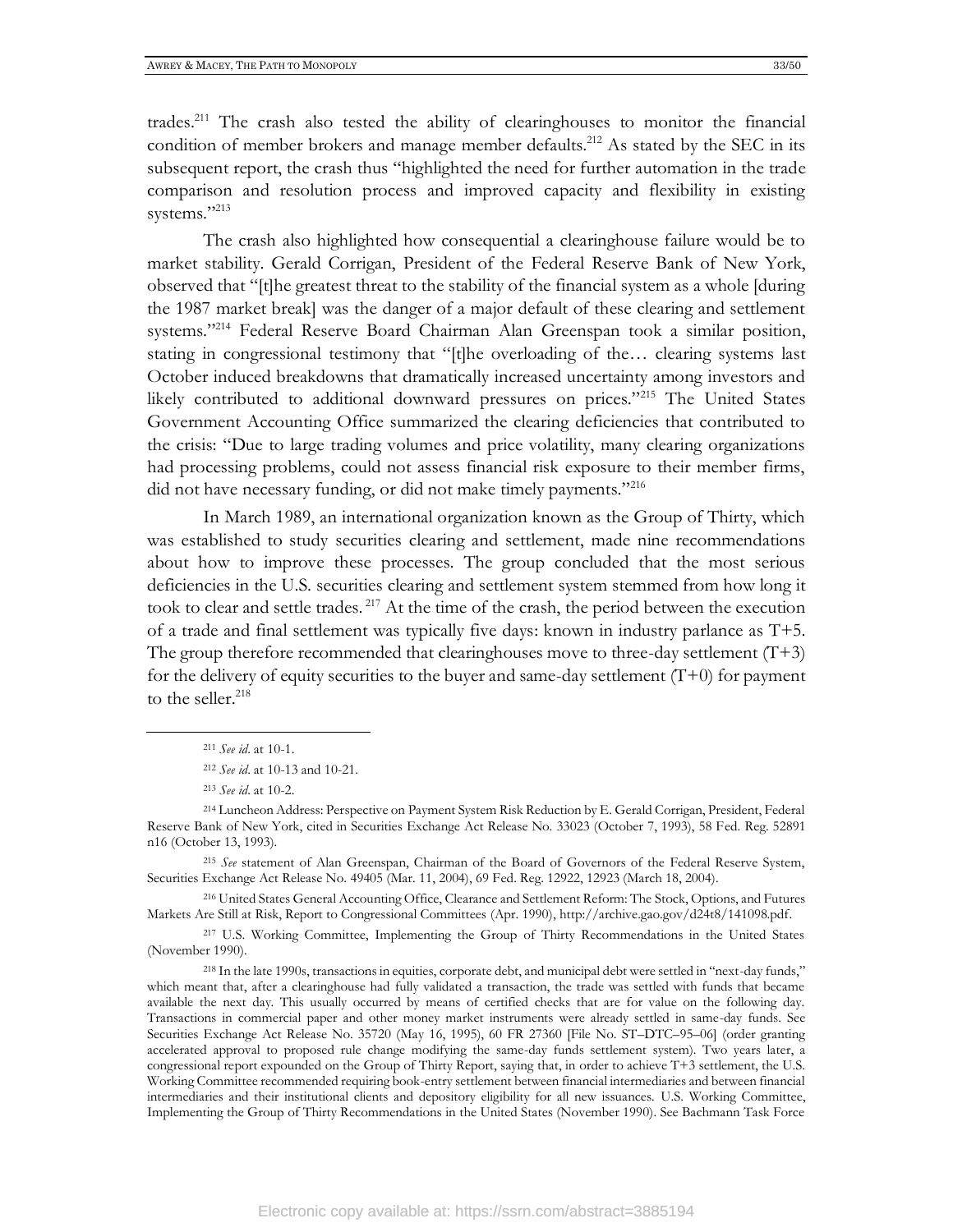trades.[211] The crash also tested the ability of clearinghouses to monitor the financial condition of member brokers and manage member defaults.[212] As stated by the SEC in its subsequent report, the crash thus "highlighted the need for further automation in the trade comparison and resolution process and improved capacity and flexibility in existing systems."[213]

The crash also highlighted how consequential a clearinghouse failure would be to market stability. Gerald Corrigan, President of the Federal Reserve Bank of New York, observed that "[t]he greatest threat to the stability of the financial system as a whole [during the 1987 market break] was the danger of a major default of these clearing and settlement systems."[214] Federal Reserve Board Chairman Alan Greenspan took a similar position, stating in congressional testimony that "[t]he overloading of the… clearing systems last October induced breakdowns that dramatically increased uncertainty among investors and likely contributed to additional downward pressures on prices."[215] The United States Government Accounting Office summarized the clearing deficiencies that contributed to the crisis: "Due to large trading volumes and price volatility, many clearing organizations had processing problems, could not assess financial risk exposure to their member firms, did not have necessary funding, or did not make timely payments."[216]

In March 1989, an international organization known as the Group of Thirty, which was established to study securities clearing and settlement, made nine recommendations about how to improve these processes. The group concluded that the most serious deficiencies in the U.S. securities clearing and settlement system stemmed from how long it took to clear and settle trades.[217] At the time of the crash, the period between the execution of a trade and final settlement was typically five days: known in industry parlance as T+5. The group therefore recommended that clearinghouses move to three-day settlement (T+3) for the delivery of equity securities to the buyer and same-day settlement (T+0) for payment to the seller.[218]

---

[211] *See id*. at 10-1.

[212] *See id*. at 10-13 and 10-21.

[213] *See id*. at 10-2.

[214] Luncheon Address: Perspective on Payment System Risk Reduction by E. Gerald Corrigan, President, Federal Reserve Bank of New York, cited in Securities Exchange Act Release No. 33023 (October 7, 1993), 58 Fed. Reg. 52891 n16 (October 13, 1993).

[215] *See* statement of Alan Greenspan, Chairman of the Board of Governors of the Federal Reserve System, Securities Exchange Act Release No. 49405 (Mar. 11, 2004), 69 Fed. Reg. 12922, 12923 (March 18, 2004).

[216] United States General Accounting Office, Clearance and Settlement Reform: The Stock, Options, and Futures Markets Are Still at Risk, Report to Congressional Committees (Apr. 1990), http://archive.gao.gov/d24t8/141098.pdf.

[217] U.S. Working Committee, Implementing the Group of Thirty Recommendations in the United States (November 1990).

[218] In the late 1990s, transactions in equities, corporate debt, and municipal debt were settled in "next-day funds," which meant that, after a clearinghouse had fully validated a transaction, the trade was settled with funds that became available the next day. This usually occurred by means of certified checks that are for value on the following day. Transactions in commercial paper and other money market instruments were already settled in same-day funds. See Securities Exchange Act Release No. 35720 (May 16, 1995), 60 FR 27360 [File No. ST–DTC–95–06] (order granting accelerated approval to proposed rule change modifying the same-day funds settlement system). Two years later, a congressional report expounded on the Group of Thirty Report, saying that, in order to achieve T+3 settlement, the U.S. Working Committee recommended requiring book-entry settlement between financial intermediaries and between financial intermediaries and their institutional clients and depository eligibility for all new issuances. U.S. Working Committee, Implementing the Group of Thirty Recommendations in the United States (November 1990). See Bachmann Task Force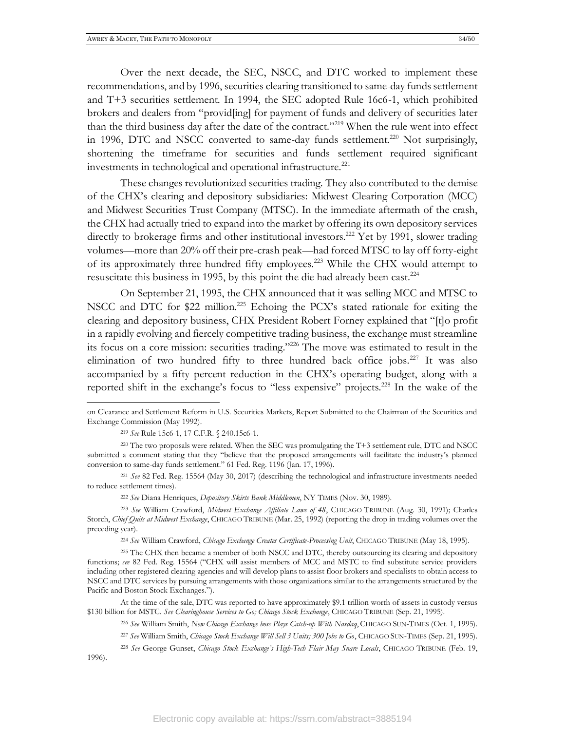Over the next decade, the SEC, NSCC, and DTC worked to implement these recommendations, and by 1996, securities clearing transitioned to same-day funds settlement and T+3 securities settlement. In 1994, the SEC adopted Rule 16c6-1, which prohibited brokers and dealers from "provid[ing] for payment of funds and delivery of securities later than the third business day after the date of the contract."[219] When the rule went into effect in 1996, DTC and NSCC converted to same-day funds settlement.[220] Not surprisingly, shortening the timeframe for securities and funds settlement required significant investments in technological and operational infrastructure.[221]

These changes revolutionized securities trading. They also contributed to the demise of the CHX's clearing and depository subsidiaries: Midwest Clearing Corporation (MCC) and Midwest Securities Trust Company (MTSC). In the immediate aftermath of the crash, the CHX had actually tried to expand into the market by offering its own depository services directly to brokerage firms and other institutional investors.[222] Yet by 1991, slower trading volumes—more than 20% off their pre-crash peak—had forced MTSC to lay off forty-eight of its approximately three hundred fifty employees.[223] While the CHX would attempt to resuscitate this business in 1995, by this point the die had already been cast.[224]

On September 21, 1995, the CHX announced that it was selling MCC and MTSC to NSCC and DTC for $22 million.[225] Echoing the PCX's stated rationale for exiting the clearing and depository business, CHX President Robert Forney explained that "[t]o profit in a rapidly evolving and fiercely competitive trading business, the exchange must streamline its focus on a core mission: securities trading."[226] The move was estimated to result in the elimination of two hundred fifty to three hundred back office jobs.[227] It was also accompanied by a fifty percent reduction in the CHX's operating budget, along with a reported shift in the exchange's focus to "less expensive" projects.[228] In the wake of the

---

on Clearance and Settlement Reform in U.S. Securities Markets, Report Submitted to the Chairman of the Securities and Exchange Commission (May 1992).

[219] *See* Rule 15c6-1, 17 C.F.R. § 240.15c6-1.

[220] The two proposals were related. When the SEC was promulgating the T+3 settlement rule, DTC and NSCC submitted a comment stating that they "believe that the proposed arrangements will facilitate the industry's planned conversion to same-day funds settlement." 61 Fed. Reg. 1196 (Jan. 17, 1996).

[221] *See* 82 Fed. Reg. 15564 (May 30, 2017) (describing the technological and infrastructure investments needed to reduce settlement times).

[222] *See* Diana Henriques, *Depository Skirts Bank Middlemen*, NY TIMES (Nov. 30, 1989).

[223] *See* William Crawford, *Midwest Exchange Affiliate Laws of 48*, CHICAGO TRIBUNE (Aug. 30, 1991); Charles Storch, *Chief Quits at Midwest Exchange*, CHICAGO TRIBUNE (Mar. 25, 1992) (reporting the drop in trading volumes over the preceding year).

[224] *See* William Crawford, *Chicago Exchange Creates Certificate-Processing Unit*, CHICAGO TRIBUNE (May 18, 1995).

[225] The CHX then became a member of both NSCC and DTC, thereby outsourcing its clearing and depository functions; *see* 82 Fed. Reg. 15564 ("CHX will assist members of MCC and MSTC to find substitute service providers including other registered clearing agencies and will develop plans to assist floor brokers and specialists to obtain access to NSCC and DTC services by pursuing arrangements with those organizations similar to the arrangements structured by the Pacific and Boston Stock Exchanges.").

At the time of the sale, DTC was reported to have approximately $9.1 trillion worth of assets in custody versus $130 billion for MSTC. *See Clearinghouse Services to Go; Chicago Stock Exchange*, CHICAGO TRIBUNE (Sep. 21, 1995).

[226] *See* William Smith, *New Chicago Exchange boss Plays Catch-up With Nasdaq*, CHICAGO SUN-TIMES (Oct. 1, 1995).

[227] *See* William Smith, *Chicago Stock Exchange Will Sell 3 Units; 300 Jobs to Go*, CHICAGO SUN-TIMES (Sep. 21, 1995).

[228] *See* George Gunset, *Chicago Stock Exchange's High-Tech Flair May Snare Locals*, CHICAGO TRIBUNE (Feb. 19, 1996).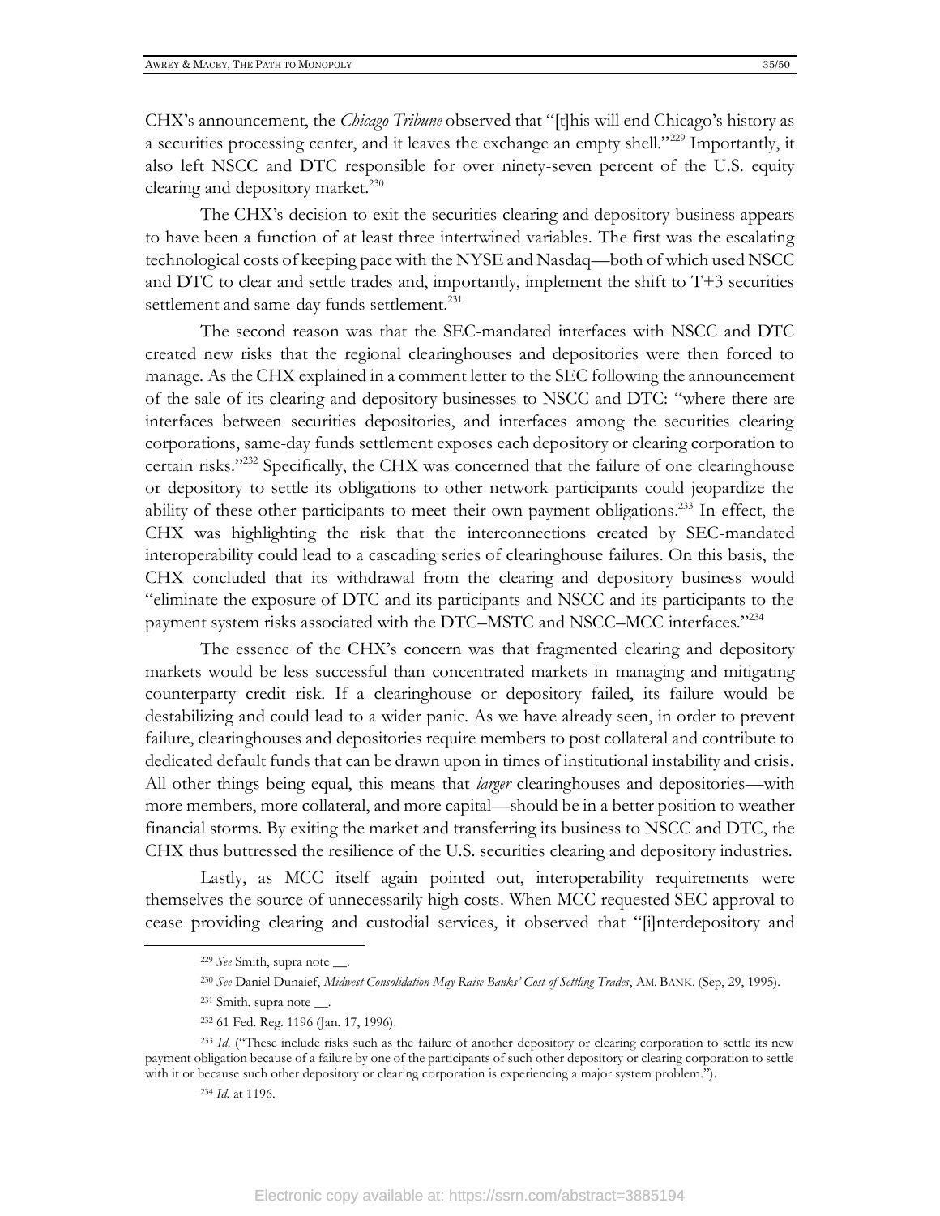CHX's announcement, the *Chicago Tribune* observed that "[t]his will end Chicago's history as a securities processing center, and it leaves the exchange an empty shell."[229] Importantly, it also left NSCC and DTC responsible for over ninety-seven percent of the U.S. equity clearing and depository market.[230]

The CHX's decision to exit the securities clearing and depository business appears to have been a function of at least three intertwined variables. The first was the escalating technological costs of keeping pace with the NYSE and Nasdaq—both of which used NSCC and DTC to clear and settle trades and, importantly, implement the shift to T+3 securities settlement and same-day funds settlement.[231]

The second reason was that the SEC-mandated interfaces with NSCC and DTC created new risks that the regional clearinghouses and depositories were then forced to manage. As the CHX explained in a comment letter to the SEC following the announcement of the sale of its clearing and depository businesses to NSCC and DTC: "where there are interfaces between securities depositories, and interfaces among the securities clearing corporations, same-day funds settlement exposes each depository or clearing corporation to certain risks."[232] Specifically, the CHX was concerned that the failure of one clearinghouse or depository to settle its obligations to other network participants could jeopardize the ability of these other participants to meet their own payment obligations.[233] In effect, the CHX was highlighting the risk that the interconnections created by SEC-mandated interoperability could lead to a cascading series of clearinghouse failures. On this basis, the CHX concluded that its withdrawal from the clearing and depository business would "eliminate the exposure of DTC and its participants and NSCC and its participants to the payment system risks associated with the DTC–MSTC and NSCC–MCC interfaces."[234]

The essence of the CHX's concern was that fragmented clearing and depository markets would be less successful than concentrated markets in managing and mitigating counterparty credit risk. If a clearinghouse or depository failed, its failure would be destabilizing and could lead to a wider panic. As we have already seen, in order to prevent failure, clearinghouses and depositories require members to post collateral and contribute to dedicated default funds that can be drawn upon in times of institutional instability and crisis. All other things being equal, this means that *larger* clearinghouses and depositories—with more members, more collateral, and more capital—should be in a better position to weather financial storms. By exiting the market and transferring its business to NSCC and DTC, the CHX thus buttressed the resilience of the U.S. securities clearing and depository industries.

Lastly, as MCC itself again pointed out, interoperability requirements were themselves the source of unnecessarily high costs. When MCC requested SEC approval to cease providing clearing and custodial services, it observed that "[i]nterdepository and

---

[229] *See* Smith, supra note __.

[230] *See* Daniel Dunaief, *Midwest Consolidation May Raise Banks' Cost of Settling Trades*, AM. BANK. (Sep, 29, 1995).

[231] Smith, supra note __.

[232] 61 Fed. Reg. 1196 (Jan. 17, 1996).

[233] *Id.* ("These include risks such as the failure of another depository or clearing corporation to settle its new payment obligation because of a failure by one of the participants of such other depository or clearing corporation to settle with it or because such other depository or clearing corporation is experiencing a major system problem.").

[234] *Id.* at 1196.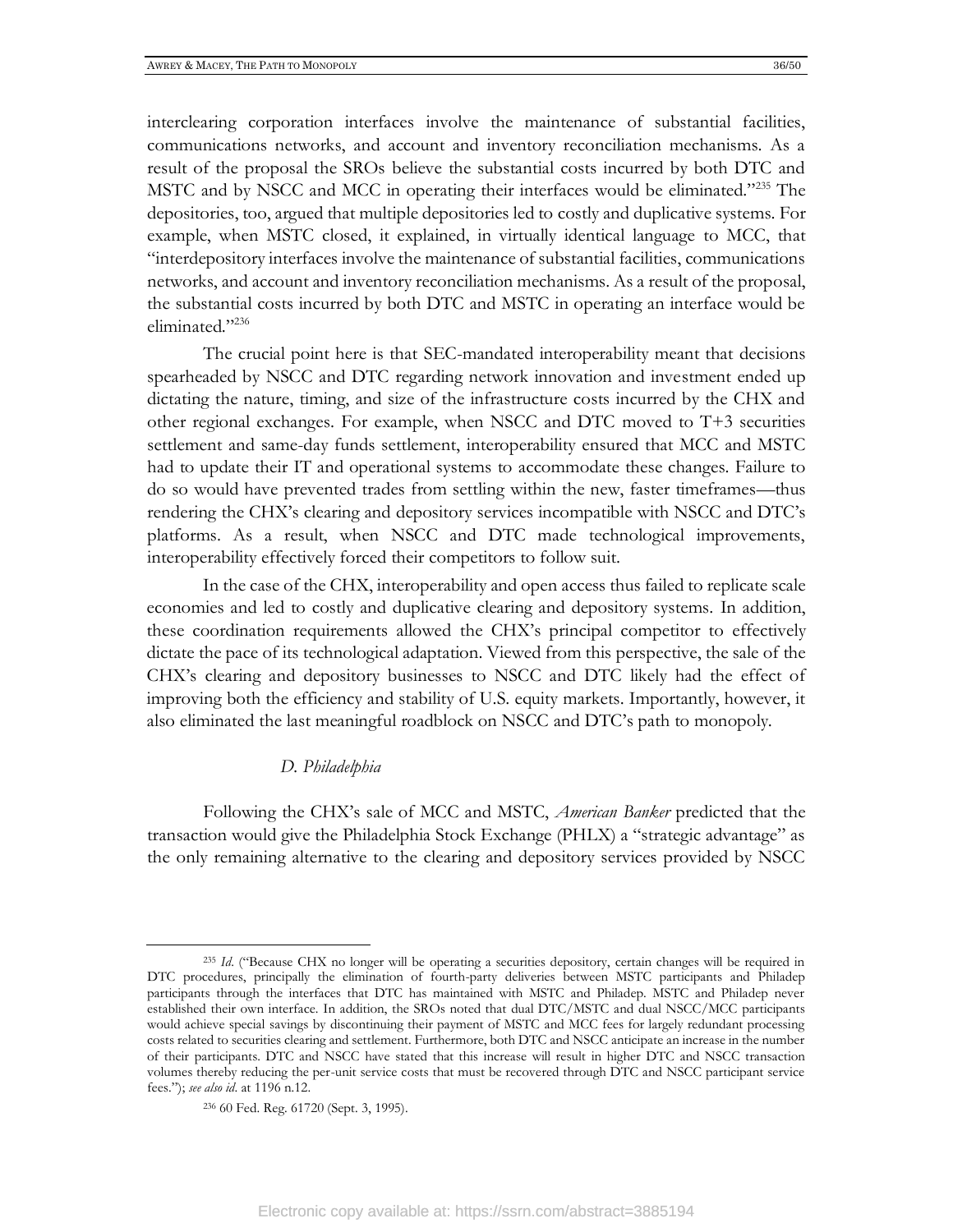interclearing corporation interfaces involve the maintenance of substantial facilities, communications networks, and account and inventory reconciliation mechanisms. As a result of the proposal the SROs believe the substantial costs incurred by both DTC and MSTC and by NSCC and MCC in operating their interfaces would be eliminated."[235] The depositories, too, argued that multiple depositories led to costly and duplicative systems. For example, when MSTC closed, it explained, in virtually identical language to MCC, that "interdepository interfaces involve the maintenance of substantial facilities, communications networks, and account and inventory reconciliation mechanisms. As a result of the proposal, the substantial costs incurred by both DTC and MSTC in operating an interface would be eliminated."[236]

The crucial point here is that SEC-mandated interoperability meant that decisions spearheaded by NSCC and DTC regarding network innovation and investment ended up dictating the nature, timing, and size of the infrastructure costs incurred by the CHX and other regional exchanges. For example, when NSCC and DTC moved to T+3 securities settlement and same-day funds settlement, interoperability ensured that MCC and MSTC had to update their IT and operational systems to accommodate these changes. Failure to do so would have prevented trades from settling within the new, faster timeframes—thus rendering the CHX's clearing and depository services incompatible with NSCC and DTC's platforms. As a result, when NSCC and DTC made technological improvements, interoperability effectively forced their competitors to follow suit.

In the case of the CHX, interoperability and open access thus failed to replicate scale economies and led to costly and duplicative clearing and depository systems. In addition, these coordination requirements allowed the CHX's principal competitor to effectively dictate the pace of its technological adaptation. Viewed from this perspective, the sale of the CHX's clearing and depository businesses to NSCC and DTC likely had the effect of improving both the efficiency and stability of U.S. equity markets. Importantly, however, it also eliminated the last meaningful roadblock on NSCC and DTC's path to monopoly.

### *D. Philadelphia*

Following the CHX's sale of MCC and MSTC, *American Banker* predicted that the transaction would give the Philadelphia Stock Exchange (PHLX) a "strategic advantage" as the only remaining alternative to the clearing and depository services provided by NSCC

---

[235] *Id.* ("Because CHX no longer will be operating a securities depository, certain changes will be required in DTC procedures, principally the elimination of fourth-party deliveries between MSTC participants and Philadep participants through the interfaces that DTC has maintained with MSTC and Philadep. MSTC and Philadep never established their own interface. In addition, the SROs noted that dual DTC/MSTC and dual NSCC/MCC participants would achieve special savings by discontinuing their payment of MSTC and MCC fees for largely redundant processing costs related to securities clearing and settlement. Furthermore, both DTC and NSCC anticipate an increase in the number of their participants. DTC and NSCC have stated that this increase will result in higher DTC and NSCC transaction volumes thereby reducing the per-unit service costs that must be recovered through DTC and NSCC participant service fees."); *see also id.* at 1196 n.12.

[236] 60 Fed. Reg. 61720 (Sept. 3, 1995).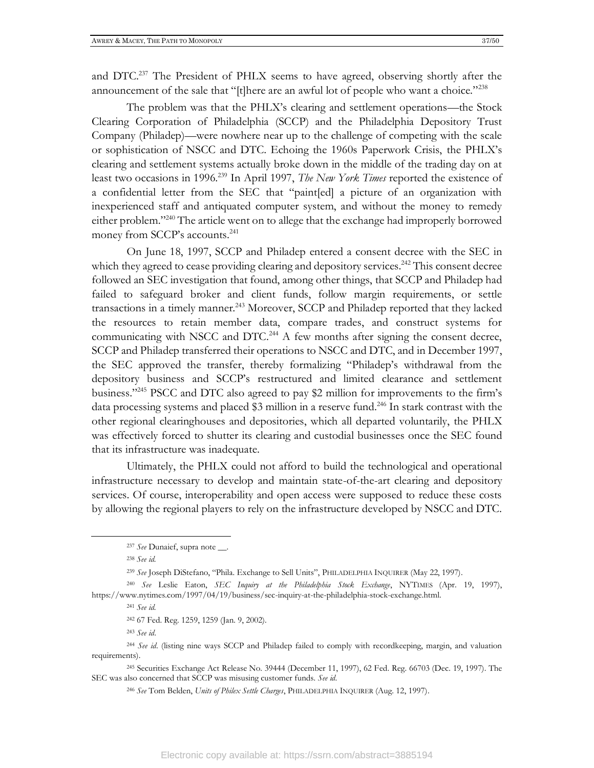and DTC.[237] The President of PHLX seems to have agreed, observing shortly after the announcement of the sale that "[t]here are an awful lot of people who want a choice."[238]

The problem was that the PHLX's clearing and settlement operations—the Stock Clearing Corporation of Philadelphia (SCCP) and the Philadelphia Depository Trust Company (Philadep)—were nowhere near up to the challenge of competing with the scale or sophistication of NSCC and DTC. Echoing the 1960s Paperwork Crisis, the PHLX's clearing and settlement systems actually broke down in the middle of the trading day on at least two occasions in 1996.[239] In April 1997, *The New York Times* reported the existence of a confidential letter from the SEC that "paint[ed] a picture of an organization with inexperienced staff and antiquated computer system, and without the money to remedy either problem."[240] The article went on to allege that the exchange had improperly borrowed money from SCCP's accounts.[241]

On June 18, 1997, SCCP and Philadep entered a consent decree with the SEC in which they agreed to cease providing clearing and depository services.[242] This consent decree followed an SEC investigation that found, among other things, that SCCP and Philadep had failed to safeguard broker and client funds, follow margin requirements, or settle transactions in a timely manner.[243] Moreover, SCCP and Philadep reported that they lacked the resources to retain member data, compare trades, and construct systems for communicating with NSCC and DTC.[244] A few months after signing the consent decree, SCCP and Philadep transferred their operations to NSCC and DTC, and in December 1997, the SEC approved the transfer, thereby formalizing "Philadep's withdrawal from the depository business and SCCP's restructured and limited clearance and settlement business."[245] PSCC and DTC also agreed to pay $2 million for improvements to the firm's data processing systems and placed $3 million in a reserve fund.[246] In stark contrast with the other regional clearinghouses and depositories, which all departed voluntarily, the PHLX was effectively forced to shutter its clearing and custodial businesses once the SEC found that its infrastructure was inadequate.

Ultimately, the PHLX could not afford to build the technological and operational infrastructure necessary to develop and maintain state-of-the-art clearing and depository services. Of course, interoperability and open access were supposed to reduce these costs by allowing the regional players to rely on the infrastructure developed by NSCC and DTC.

---

[237] *See* Dunaief, supra note __.

[238] *See id.*

[239] *See* Joseph DiStefano, "Phila. Exchange to Sell Units", PHILADELPHIA INQUIRER (May 22, 1997).

[240] *See* Leslie Eaton, *SEC Inquiry at the Philadelphia Stock Exchange*, NYTIMES (Apr. 19, 1997), https://www.nytimes.com/1997/04/19/business/sec-inquiry-at-the-philadelphia-stock-exchange.html.

[241] *See id.*

[242] 67 Fed. Reg. 1259, 1259 (Jan. 9, 2002).

[243] *See id*.

[244] *See id*. (listing nine ways SCCP and Philadep failed to comply with recordkeeping, margin, and valuation requirements).

[245] Securities Exchange Act Release No. 39444 (December 11, 1997), 62 Fed. Reg. 66703 (Dec. 19, 1997). The SEC was also concerned that SCCP was misusing customer funds. *See id*.

[246] *See* Tom Belden, *Units of Philex Settle Charges*, PHILADELPHIA INQUIRER (Aug. 12, 1997).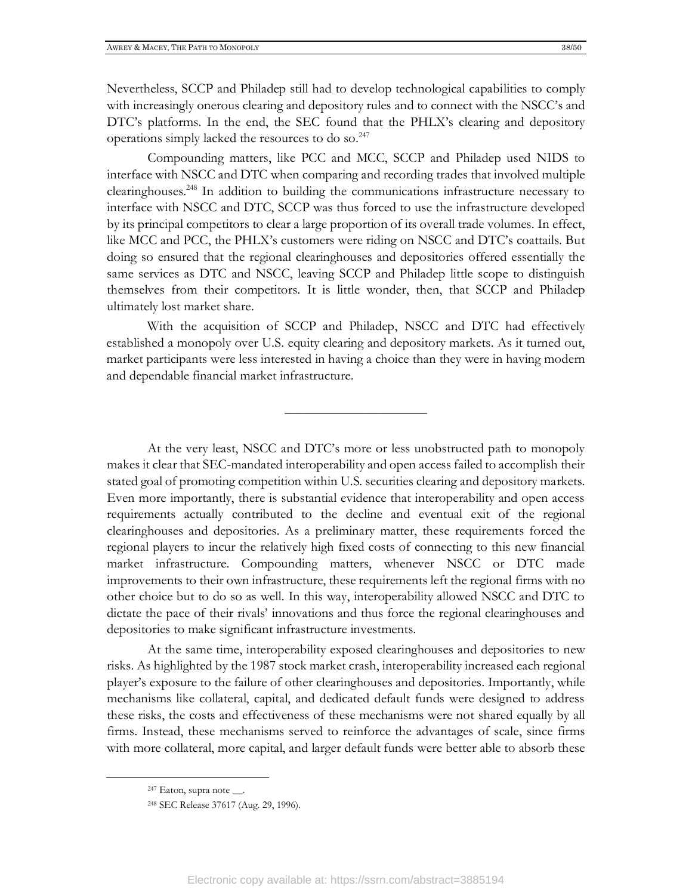Nevertheless, SCCP and Philadep still had to develop technological capabilities to comply with increasingly onerous clearing and depository rules and to connect with the NSCC's and DTC's platforms. In the end, the SEC found that the PHLX's clearing and depository operations simply lacked the resources to do so.[247]

Compounding matters, like PCC and MCC, SCCP and Philadep used NIDS to interface with NSCC and DTC when comparing and recording trades that involved multiple clearinghouses.[248] In addition to building the communications infrastructure necessary to interface with NSCC and DTC, SCCP was thus forced to use the infrastructure developed by its principal competitors to clear a large proportion of its overall trade volumes. In effect, like MCC and PCC, the PHLX's customers were riding on NSCC and DTC's coattails. But doing so ensured that the regional clearinghouses and depositories offered essentially the same services as DTC and NSCC, leaving SCCP and Philadep little scope to distinguish themselves from their competitors. It is little wonder, then, that SCCP and Philadep ultimately lost market share.

With the acquisition of SCCP and Philadep, NSCC and DTC had effectively established a monopoly over U.S. equity clearing and depository markets. As it turned out, market participants were less interested in having a choice than they were in having modern and dependable financial market infrastructure.

---

At the very least, NSCC and DTC's more or less unobstructed path to monopoly makes it clear that SEC-mandated interoperability and open access failed to accomplish their stated goal of promoting competition within U.S. securities clearing and depository markets. Even more importantly, there is substantial evidence that interoperability and open access requirements actually contributed to the decline and eventual exit of the regional clearinghouses and depositories. As a preliminary matter, these requirements forced the regional players to incur the relatively high fixed costs of connecting to this new financial market infrastructure. Compounding matters, whenever NSCC or DTC made improvements to their own infrastructure, these requirements left the regional firms with no other choice but to do so as well. In this way, interoperability allowed NSCC and DTC to dictate the pace of their rivals' innovations and thus force the regional clearinghouses and depositories to make significant infrastructure investments.

At the same time, interoperability exposed clearinghouses and depositories to new risks. As highlighted by the 1987 stock market crash, interoperability increased each regional player's exposure to the failure of other clearinghouses and depositories. Importantly, while mechanisms like collateral, capital, and dedicated default funds were designed to address these risks, the costs and effectiveness of these mechanisms were not shared equally by all firms. Instead, these mechanisms served to reinforce the advantages of scale, since firms with more collateral, more capital, and larger default funds were better able to absorb these

---

[247] Eaton, supra note __.

[248] SEC Release 37617 (Aug. 29, 1996).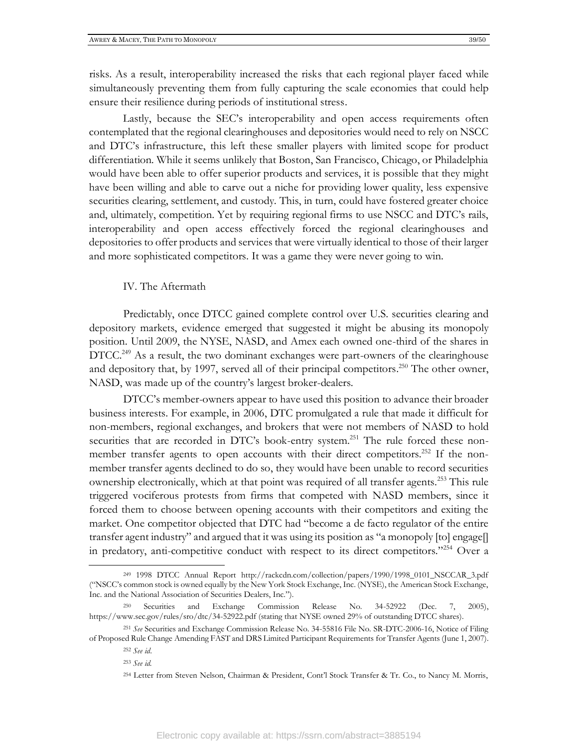risks. As a result, interoperability increased the risks that each regional player faced while simultaneously preventing them from fully capturing the scale economies that could help ensure their resilience during periods of institutional stress.

Lastly, because the SEC's interoperability and open access requirements often contemplated that the regional clearinghouses and depositories would need to rely on NSCC and DTC's infrastructure, this left these smaller players with limited scope for product differentiation. While it seems unlikely that Boston, San Francisco, Chicago, or Philadelphia would have been able to offer superior products and services, it is possible that they might have been willing and able to carve out a niche for providing lower quality, less expensive securities clearing, settlement, and custody. This, in turn, could have fostered greater choice and, ultimately, competition. Yet by requiring regional firms to use NSCC and DTC's rails, interoperability and open access effectively forced the regional clearinghouses and depositories to offer products and services that were virtually identical to those of their larger and more sophisticated competitors. It was a game they were never going to win.

## IV. The Aftermath

Predictably, once DTCC gained complete control over U.S. securities clearing and depository markets, evidence emerged that suggested it might be abusing its monopoly position. Until 2009, the NYSE, NASD, and Amex each owned one-third of the shares in DTCC.[249] As a result, the two dominant exchanges were part-owners of the clearinghouse and depository that, by 1997, served all of their principal competitors.[250] The other owner, NASD, was made up of the country's largest broker-dealers.

DTCC's member-owners appear to have used this position to advance their broader business interests. For example, in 2006, DTC promulgated a rule that made it difficult for non-members, regional exchanges, and brokers that were not members of NASD to hold securities that are recorded in DTC's book-entry system.[251] The rule forced these non-member transfer agents to open accounts with their direct competitors.[252] If the non-member transfer agents declined to do so, they would have been unable to record securities ownership electronically, which at that point was required of all transfer agents.[253] This rule triggered vociferous protests from firms that competed with NASD members, since it forced them to choose between opening accounts with their competitors and exiting the market. One competitor objected that DTC had "become a de facto regulator of the entire transfer agent industry" and argued that it was using its position as "a monopoly [to] engage[] in predatory, anti-competitive conduct with respect to its direct competitors."[254] Over a

---

[249] 1998 DTCC Annual Report http://rackcdn.com/collection/papers/1990/1998_0101_NSCCAR_3.pdf ("NSCC's common stock is owned equally by the New York Stock Exchange, Inc. (NYSE), the American Stock Exchange, Inc. and the National Association of Securities Dealers, Inc.").

[250] Securities and Exchange Commission Release No. 34-52922 (Dec. 7, 2005), https://www.sec.gov/rules/sro/dtc/34-52922.pdf (stating that NYSE owned 29% of outstanding DTCC shares).

[251] *See* Securities and Exchange Commission Release No. 34-55816 File No. SR-DTC-2006-16, Notice of Filing of Proposed Rule Change Amending FAST and DRS Limited Participant Requirements for Transfer Agents (June 1, 2007).

[252] *See id.*

[253] *See id.*

[254] Letter from Steven Nelson, Chairman & President, Cont'l Stock Transfer & Tr. Co., to Nancy M. Morris,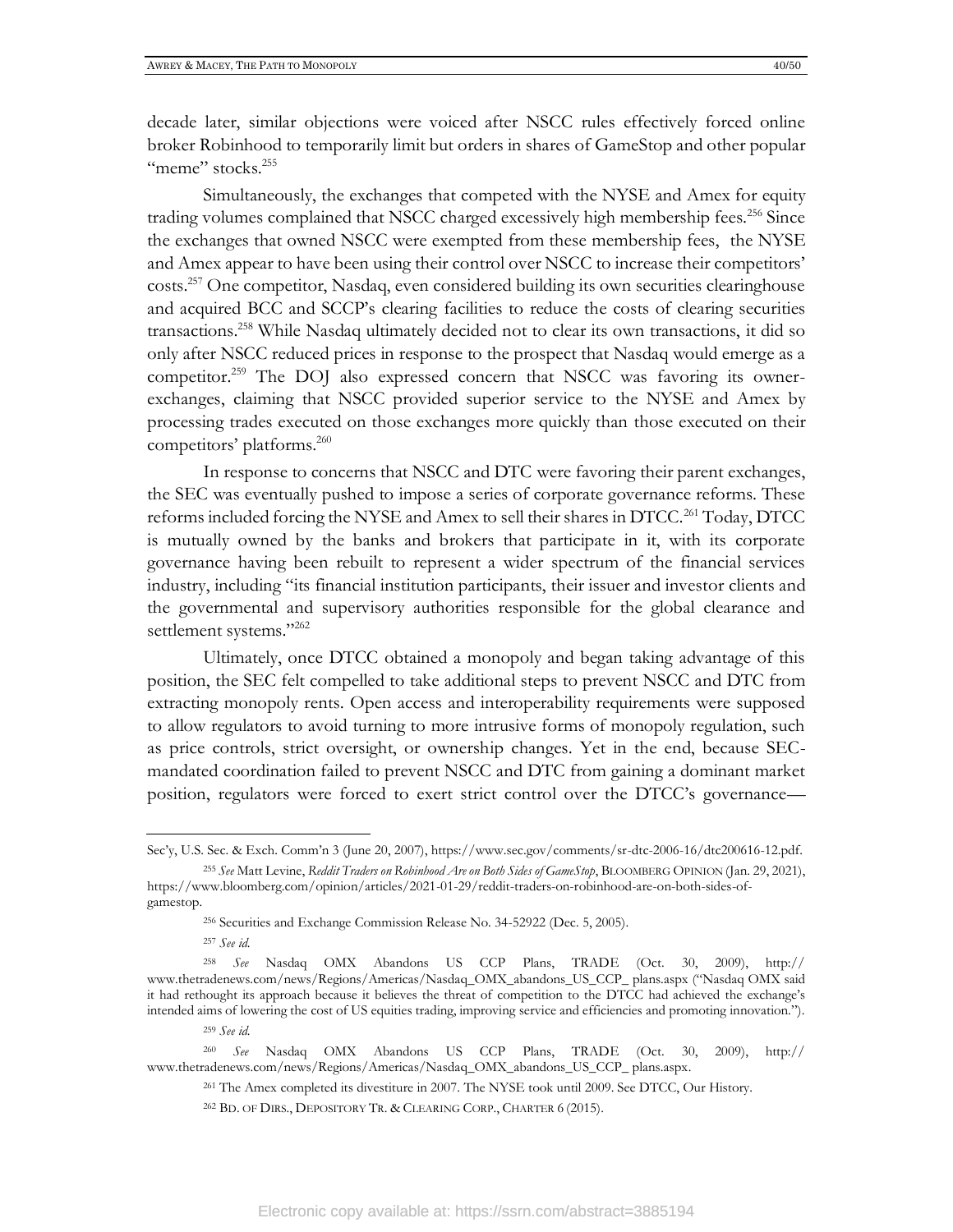decade later, similar objections were voiced after NSCC rules effectively forced online broker Robinhood to temporarily limit but orders in shares of GameStop and other popular "meme" stocks.[255]

Simultaneously, the exchanges that competed with the NYSE and Amex for equity trading volumes complained that NSCC charged excessively high membership fees.[256] Since the exchanges that owned NSCC were exempted from these membership fees, the NYSE and Amex appear to have been using their control over NSCC to increase their competitors' costs.[257] One competitor, Nasdaq, even considered building its own securities clearinghouse and acquired BCC and SCCP's clearing facilities to reduce the costs of clearing securities transactions.[258] While Nasdaq ultimately decided not to clear its own transactions, it did so only after NSCC reduced prices in response to the prospect that Nasdaq would emerge as a competitor.[259] The DOJ also expressed concern that NSCC was favoring its owner-exchanges, claiming that NSCC provided superior service to the NYSE and Amex by processing trades executed on those exchanges more quickly than those executed on their competitors' platforms.[260]

In response to concerns that NSCC and DTC were favoring their parent exchanges, the SEC was eventually pushed to impose a series of corporate governance reforms. These reforms included forcing the NYSE and Amex to sell their shares in DTCC.[261] Today, DTCC is mutually owned by the banks and brokers that participate in it, with its corporate governance having been rebuilt to represent a wider spectrum of the financial services industry, including "its financial institution participants, their issuer and investor clients and the governmental and supervisory authorities responsible for the global clearance and settlement systems."[262]

Ultimately, once DTCC obtained a monopoly and began taking advantage of this position, the SEC felt compelled to take additional steps to prevent NSCC and DTC from extracting monopoly rents. Open access and interoperability requirements were supposed to allow regulators to avoid turning to more intrusive forms of monopoly regulation, such as price controls, strict oversight, or ownership changes. Yet in the end, because SEC-mandated coordination failed to prevent NSCC and DTC from gaining a dominant market position, regulators were forced to exert strict control over the DTCC's governance—

---

Sec'y, U.S. Sec. & Exch. Comm'n 3 (June 20, 2007), https://www.sec.gov/comments/sr-dtc-2006-16/dtc200616-12.pdf.

[255] *See* Matt Levine, *Reddit Traders on Robinhood Are on Both Sides of GameStop*, BLOOMBERG OPINION (Jan. 29, 2021), https://www.bloomberg.com/opinion/articles/2021-01-29/reddit-traders-on-robinhood-are-on-both-sides-of-gamestop.

[256] Securities and Exchange Commission Release No. 34-52922 (Dec. 5, 2005).

[257] *See id.*

[258] *See* Nasdaq OMX Abandons US CCP Plans, TRADE (Oct. 30, 2009), http:// www.thetradenews.com/news/Regions/Americas/Nasdaq_OMX_abandons_US_CCP_ plans.aspx ("Nasdaq OMX said it had rethought its approach because it believes the threat of competition to the DTCC had achieved the exchange's intended aims of lowering the cost of US equities trading, improving service and efficiencies and promoting innovation.").

[259] *See id.*

[260] *See* Nasdaq OMX Abandons US CCP Plans, TRADE (Oct. 30, 2009), http:// www.thetradenews.com/news/Regions/Americas/Nasdaq_OMX_abandons_US_CCP_ plans.aspx.

[261] The Amex completed its divestiture in 2007. The NYSE took until 2009. See DTCC, Our History.

[262] BD. OF DIRS., DEPOSITORY TR. & CLEARING CORP., CHARTER 6 (2015).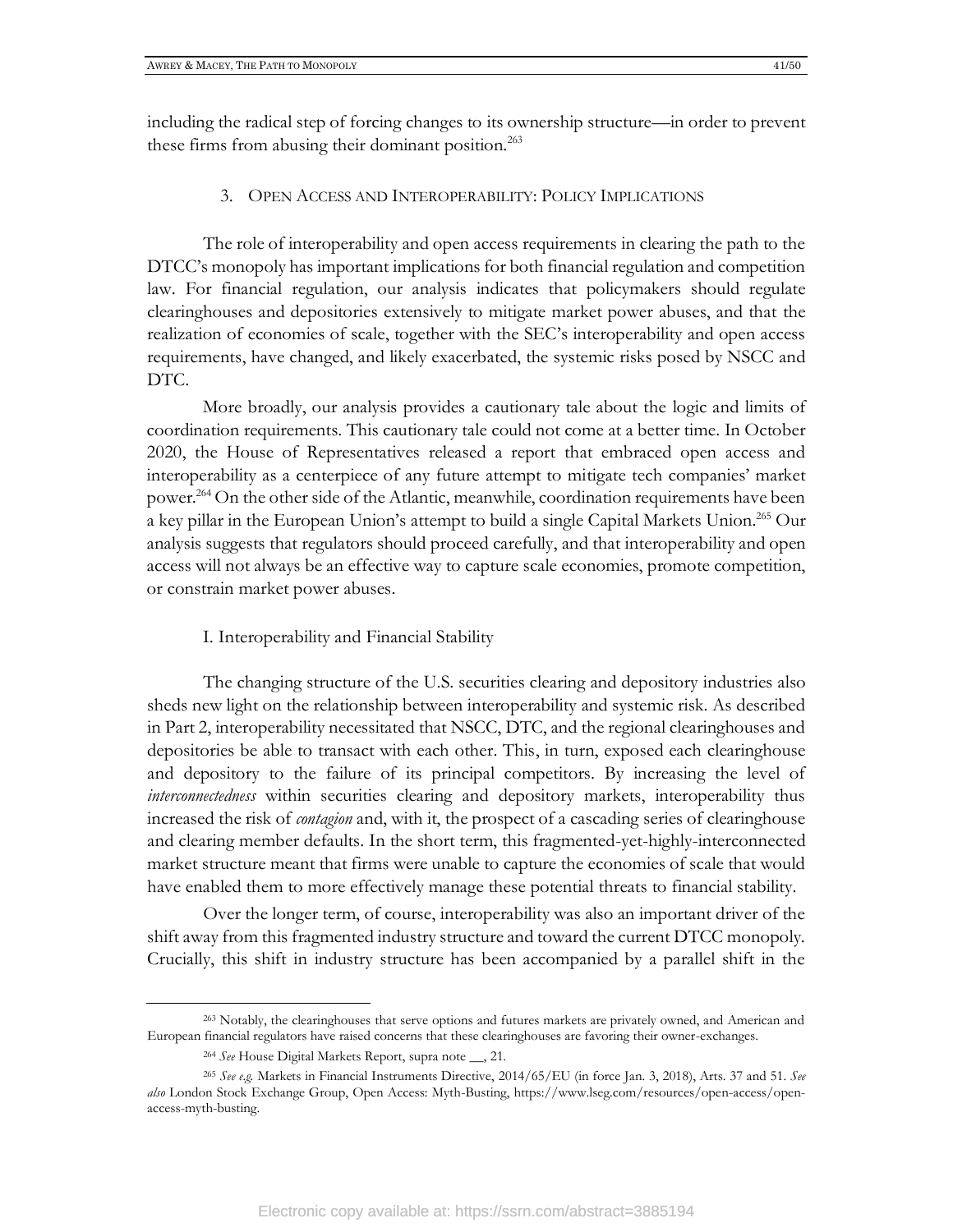including the radical step of forcing changes to its ownership structure—in order to prevent these firms from abusing their dominant position.[263]

### 3. Open Access and Interoperability: Policy Implications

The role of interoperability and open access requirements in clearing the path to the DTCC's monopoly has important implications for both financial regulation and competition law. For financial regulation, our analysis indicates that policymakers should regulate clearinghouses and depositories extensively to mitigate market power abuses, and that the realization of economies of scale, together with the SEC's interoperability and open access requirements, have changed, and likely exacerbated, the systemic risks posed by NSCC and DTC.

More broadly, our analysis provides a cautionary tale about the logic and limits of coordination requirements. This cautionary tale could not come at a better time. In October 2020, the House of Representatives released a report that embraced open access and interoperability as a centerpiece of any future attempt to mitigate tech companies' market power.[264] On the other side of the Atlantic, meanwhile, coordination requirements have been a key pillar in the European Union's attempt to build a single Capital Markets Union.[265] Our analysis suggests that regulators should proceed carefully, and that interoperability and open access will not always be an effective way to capture scale economies, promote competition, or constrain market power abuses.

#### I. Interoperability and Financial Stability

The changing structure of the U.S. securities clearing and depository industries also sheds new light on the relationship between interoperability and systemic risk. As described in Part 2, interoperability necessitated that NSCC, DTC, and the regional clearinghouses and depositories be able to transact with each other. This, in turn, exposed each clearinghouse and depository to the failure of its principal competitors. By increasing the level of *interconnectedness* within securities clearing and depository markets, interoperability thus increased the risk of *contagion* and, with it, the prospect of a cascading series of clearinghouse and clearing member defaults. In the short term, this fragmented-yet-highly-interconnected market structure meant that firms were unable to capture the economies of scale that would have enabled them to more effectively manage these potential threats to financial stability.

Over the longer term, of course, interoperability was also an important driver of the shift away from this fragmented industry structure and toward the current DTCC monopoly. Crucially, this shift in industry structure has been accompanied by a parallel shift in the

---

[263] Notably, the clearinghouses that serve options and futures markets are privately owned, and American and European financial regulators have raised concerns that these clearinghouses are favoring their owner-exchanges.

[264] *See* House Digital Markets Report, supra note __, 21.

[265] *See e.g.* Markets in Financial Instruments Directive, 2014/65/EU (in force Jan. 3, 2018), Arts. 37 and 51. *See also* London Stock Exchange Group, Open Access: Myth-Busting, https://www.lseg.com/resources/open-access/open-access-myth-busting.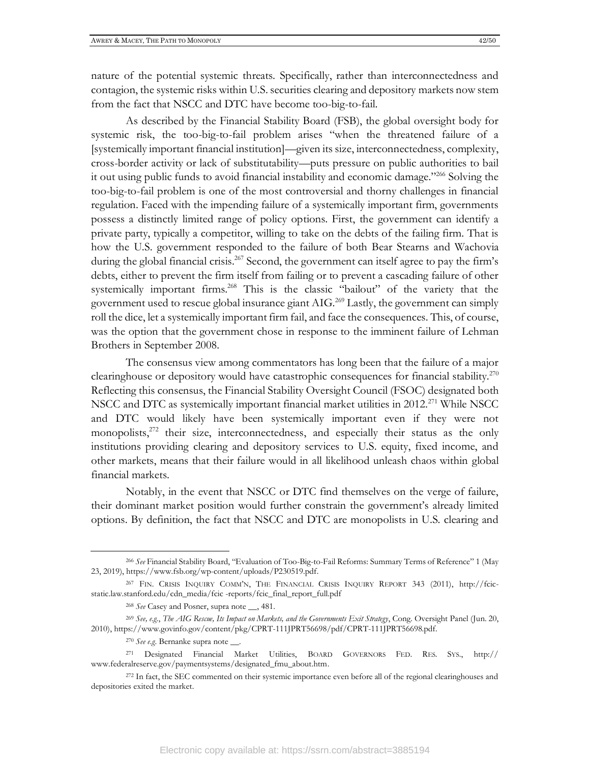nature of the potential systemic threats. Specifically, rather than interconnectedness and contagion, the systemic risks within U.S. securities clearing and depository markets now stem from the fact that NSCC and DTC have become too-big-to-fail.

As described by the Financial Stability Board (FSB), the global oversight body for systemic risk, the too-big-to-fail problem arises "when the threatened failure of a [systemically important financial institution]—given its size, interconnectedness, complexity, cross-border activity or lack of substitutability—puts pressure on public authorities to bail it out using public funds to avoid financial instability and economic damage."[266] Solving the too-big-to-fail problem is one of the most controversial and thorny challenges in financial regulation. Faced with the impending failure of a systemically important firm, governments possess a distinctly limited range of policy options. First, the government can identify a private party, typically a competitor, willing to take on the debts of the failing firm. That is how the U.S. government responded to the failure of both Bear Stearns and Wachovia during the global financial crisis.[267] Second, the government can itself agree to pay the firm's debts, either to prevent the firm itself from failing or to prevent a cascading failure of other systemically important firms.[268] This is the classic "bailout" of the variety that the government used to rescue global insurance giant AIG.[269] Lastly, the government can simply roll the dice, let a systemically important firm fail, and face the consequences. This, of course, was the option that the government chose in response to the imminent failure of Lehman Brothers in September 2008.

The consensus view among commentators has long been that the failure of a major clearinghouse or depository would have catastrophic consequences for financial stability.[270] Reflecting this consensus, the Financial Stability Oversight Council (FSOC) designated both NSCC and DTC as systemically important financial market utilities in 2012.[271] While NSCC and DTC would likely have been systemically important even if they were not monopolists,[272] their size, interconnectedness, and especially their status as the only institutions providing clearing and depository services to U.S. equity, fixed income, and other markets, means that their failure would in all likelihood unleash chaos within global financial markets.

Notably, in the event that NSCC or DTC find themselves on the verge of failure, their dominant market position would further constrain the government's already limited options. By definition, the fact that NSCC and DTC are monopolists in U.S. clearing and

---

[266] *See* Financial Stability Board, "Evaluation of Too-Big-to-Fail Reforms: Summary Terms of Reference" 1 (May 23, 2019), https://www.fsb.org/wp-content/uploads/P230519.pdf.

[267] FIN. CRISIS INQUIRY COMM'N, THE FINANCIAL CRISIS INQUIRY REPORT 343 (2011), http://fcic-static.law.stanford.edu/cdn_media/fcic -reports/fcic_final_report_full.pdf

[268] *See* Casey and Posner, supra note __, 481.

[269] *See, e.g.*, *The AIG Rescue, Its Impact on Markets, and the Governments Exit Strategy*, Cong. Oversight Panel (Jun. 20, 2010), https://www.govinfo.gov/content/pkg/CPRT-111JPRT56698/pdf/CPRT-111JPRT56698.pdf.

[270] *See e.g.* Bernanke supra note __.

[271] Designated Financial Market Utilities, BOARD GOVERNORS FED. RES. SYS., http:// www.federalreserve.gov/paymentsystems/designated_fmu_about.htm.

[272] In fact, the SEC commented on their systemic importance even before all of the regional clearinghouses and depositories exited the market.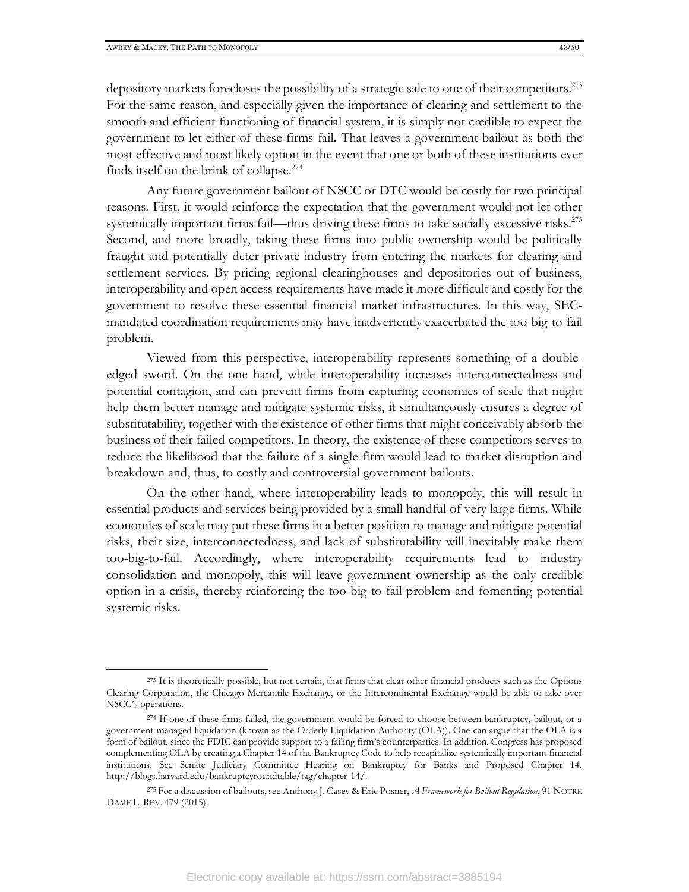depository markets forecloses the possibility of a strategic sale to one of their competitors.[273] For the same reason, and especially given the importance of clearing and settlement to the smooth and efficient functioning of financial system, it is simply not credible to expect the government to let either of these firms fail. That leaves a government bailout as both the most effective and most likely option in the event that one or both of these institutions ever finds itself on the brink of collapse.[274]

Any future government bailout of NSCC or DTC would be costly for two principal reasons. First, it would reinforce the expectation that the government would not let other systemically important firms fail—thus driving these firms to take socially excessive risks.[275] Second, and more broadly, taking these firms into public ownership would be politically fraught and potentially deter private industry from entering the markets for clearing and settlement services. By pricing regional clearinghouses and depositories out of business, interoperability and open access requirements have made it more difficult and costly for the government to resolve these essential financial market infrastructures. In this way, SEC-mandated coordination requirements may have inadvertently exacerbated the too-big-to-fail problem.

Viewed from this perspective, interoperability represents something of a double-edged sword. On the one hand, while interoperability increases interconnectedness and potential contagion, and can prevent firms from capturing economies of scale that might help them better manage and mitigate systemic risks, it simultaneously ensures a degree of substitutability, together with the existence of other firms that might conceivably absorb the business of their failed competitors. In theory, the existence of these competitors serves to reduce the likelihood that the failure of a single firm would lead to market disruption and breakdown and, thus, to costly and controversial government bailouts.

On the other hand, where interoperability leads to monopoly, this will result in essential products and services being provided by a small handful of very large firms. While economies of scale may put these firms in a better position to manage and mitigate potential risks, their size, interconnectedness, and lack of substitutability will inevitably make them too-big-to-fail. Accordingly, where interoperability requirements lead to industry consolidation and monopoly, this will leave government ownership as the only credible option in a crisis, thereby reinforcing the too-big-to-fail problem and fomenting potential systemic risks.

---

[273] It is theoretically possible, but not certain, that firms that clear other financial products such as the Options Clearing Corporation, the Chicago Mercantile Exchange, or the Intercontinental Exchange would be able to take over NSCC's operations.

[274] If one of these firms failed, the government would be forced to choose between bankruptcy, bailout, or a government-managed liquidation (known as the Orderly Liquidation Authority (OLA)). One can argue that the OLA is a form of bailout, since the FDIC can provide support to a failing firm's counterparties. In addition, Congress has proposed complementing OLA by creating a Chapter 14 of the Bankruptcy Code to help recapitalize systemically important financial institutions. See Senate Judiciary Committee Hearing on Bankruptcy for Banks and Proposed Chapter 14, http://blogs.harvard.edu/bankruptcyroundtable/tag/chapter-14/.

[275] For a discussion of bailouts, see Anthony J. Casey & Eric Posner, *A Framework for Bailout Regulation*, 91 NOTRE DAME L. REV. 479 (2015).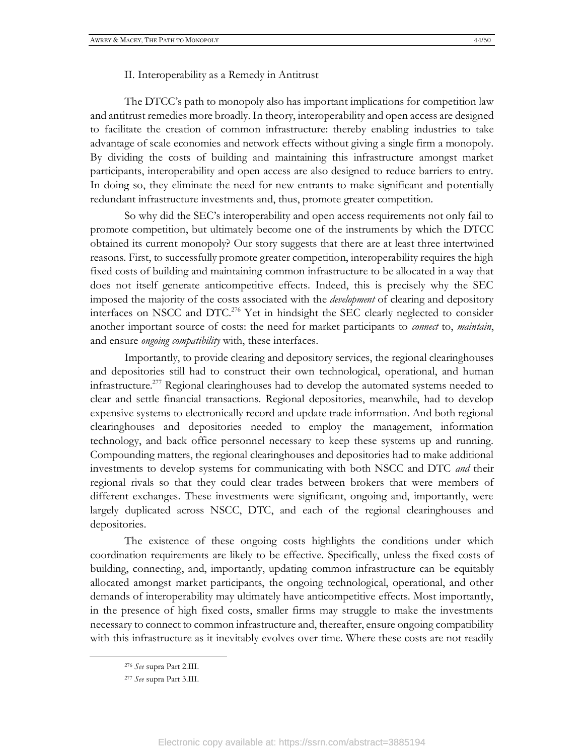## II. Interoperability as a Remedy in Antitrust

The DTCC's path to monopoly also has important implications for competition law and antitrust remedies more broadly. In theory, interoperability and open access are designed to facilitate the creation of common infrastructure: thereby enabling industries to take advantage of scale economies and network effects without giving a single firm a monopoly. By dividing the costs of building and maintaining this infrastructure amongst market participants, interoperability and open access are also designed to reduce barriers to entry. In doing so, they eliminate the need for new entrants to make significant and potentially redundant infrastructure investments and, thus, promote greater competition.

So why did the SEC's interoperability and open access requirements not only fail to promote competition, but ultimately become one of the instruments by which the DTCC obtained its current monopoly? Our story suggests that there are at least three intertwined reasons. First, to successfully promote greater competition, interoperability requires the high fixed costs of building and maintaining common infrastructure to be allocated in a way that does not itself generate anticompetitive effects. Indeed, this is precisely why the SEC imposed the majority of the costs associated with the *development* of clearing and depository interfaces on NSCC and DTC.[276] Yet in hindsight the SEC clearly neglected to consider another important source of costs: the need for market participants to *connect* to, *maintain*, and ensure *ongoing compatibility* with, these interfaces.

Importantly, to provide clearing and depository services, the regional clearinghouses and depositories still had to construct their own technological, operational, and human infrastructure.[277] Regional clearinghouses had to develop the automated systems needed to clear and settle financial transactions. Regional depositories, meanwhile, had to develop expensive systems to electronically record and update trade information. And both regional clearinghouses and depositories needed to employ the management, information technology, and back office personnel necessary to keep these systems up and running. Compounding matters, the regional clearinghouses and depositories had to make additional investments to develop systems for communicating with both NSCC and DTC *and* their regional rivals so that they could clear trades between brokers that were members of different exchanges. These investments were significant, ongoing and, importantly, were largely duplicated across NSCC, DTC, and each of the regional clearinghouses and depositories.

The existence of these ongoing costs highlights the conditions under which coordination requirements are likely to be effective. Specifically, unless the fixed costs of building, connecting, and, importantly, updating common infrastructure can be equitably allocated amongst market participants, the ongoing technological, operational, and other demands of interoperability may ultimately have anticompetitive effects. Most importantly, in the presence of high fixed costs, smaller firms may struggle to make the investments necessary to connect to common infrastructure and, thereafter, ensure ongoing compatibility with this infrastructure as it inevitably evolves over time. Where these costs are not readily

[276] *See* supra Part 2.III.

[277] *See* supra Part 3.III.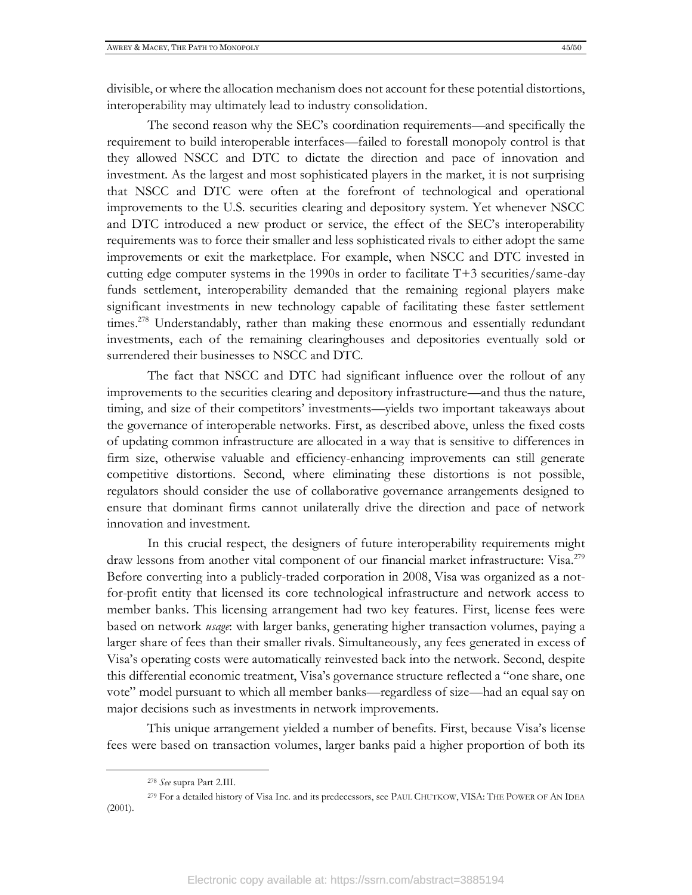divisible, or where the allocation mechanism does not account for these potential distortions, interoperability may ultimately lead to industry consolidation.

The second reason why the SEC's coordination requirements—and specifically the requirement to build interoperable interfaces—failed to forestall monopoly control is that they allowed NSCC and DTC to dictate the direction and pace of innovation and investment. As the largest and most sophisticated players in the market, it is not surprising that NSCC and DTC were often at the forefront of technological and operational improvements to the U.S. securities clearing and depository system. Yet whenever NSCC and DTC introduced a new product or service, the effect of the SEC's interoperability requirements was to force their smaller and less sophisticated rivals to either adopt the same improvements or exit the marketplace. For example, when NSCC and DTC invested in cutting edge computer systems in the 1990s in order to facilitate T+3 securities/same-day funds settlement, interoperability demanded that the remaining regional players make significant investments in new technology capable of facilitating these faster settlement times.[278] Understandably, rather than making these enormous and essentially redundant investments, each of the remaining clearinghouses and depositories eventually sold or surrendered their businesses to NSCC and DTC.

The fact that NSCC and DTC had significant influence over the rollout of any improvements to the securities clearing and depository infrastructure—and thus the nature, timing, and size of their competitors' investments—yields two important takeaways about the governance of interoperable networks. First, as described above, unless the fixed costs of updating common infrastructure are allocated in a way that is sensitive to differences in firm size, otherwise valuable and efficiency-enhancing improvements can still generate competitive distortions. Second, where eliminating these distortions is not possible, regulators should consider the use of collaborative governance arrangements designed to ensure that dominant firms cannot unilaterally drive the direction and pace of network innovation and investment.

In this crucial respect, the designers of future interoperability requirements might draw lessons from another vital component of our financial market infrastructure: Visa.[279] Before converting into a publicly-traded corporation in 2008, Visa was organized as a not-for-profit entity that licensed its core technological infrastructure and network access to member banks. This licensing arrangement had two key features. First, license fees were based on network *usage*: with larger banks, generating higher transaction volumes, paying a larger share of fees than their smaller rivals. Simultaneously, any fees generated in excess of Visa's operating costs were automatically reinvested back into the network. Second, despite this differential economic treatment, Visa's governance structure reflected a "one share, one vote" model pursuant to which all member banks—regardless of size—had an equal say on major decisions such as investments in network improvements.

This unique arrangement yielded a number of benefits. First, because Visa's license fees were based on transaction volumes, larger banks paid a higher proportion of both its

---

[278] *See* supra Part 2.III.

[279] For a detailed history of Visa Inc. and its predecessors, see PAUL CHUTKOW, VISA: THE POWER OF AN IDEA (2001).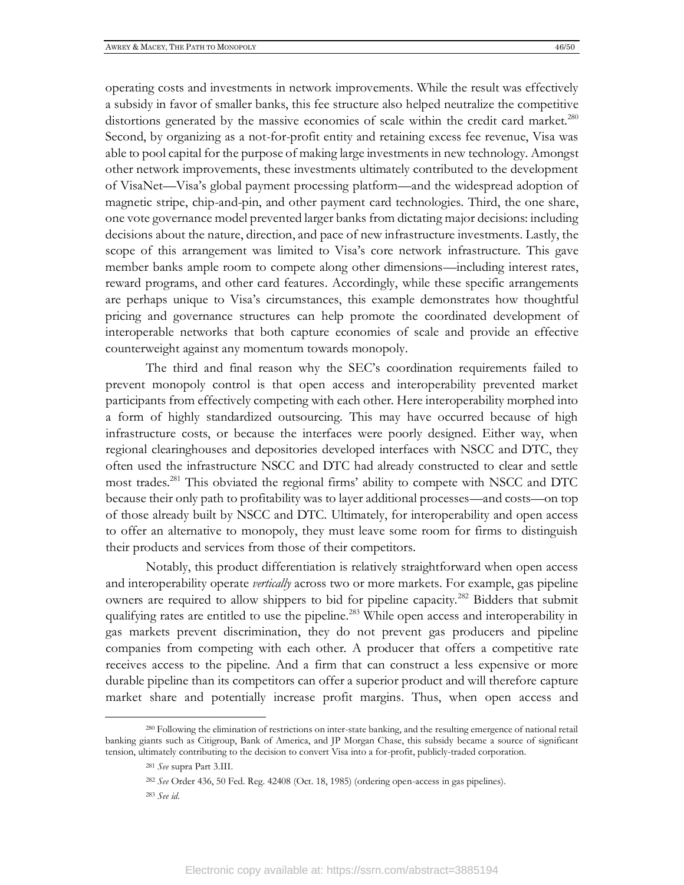operating costs and investments in network improvements. While the result was effectively a subsidy in favor of smaller banks, this fee structure also helped neutralize the competitive distortions generated by the massive economies of scale within the credit card market.[280] Second, by organizing as a not-for-profit entity and retaining excess fee revenue, Visa was able to pool capital for the purpose of making large investments in new technology. Amongst other network improvements, these investments ultimately contributed to the development of VisaNet—Visa's global payment processing platform—and the widespread adoption of magnetic stripe, chip-and-pin, and other payment card technologies. Third, the one share, one vote governance model prevented larger banks from dictating major decisions: including decisions about the nature, direction, and pace of new infrastructure investments. Lastly, the scope of this arrangement was limited to Visa's core network infrastructure. This gave member banks ample room to compete along other dimensions—including interest rates, reward programs, and other card features. Accordingly, while these specific arrangements are perhaps unique to Visa's circumstances, this example demonstrates how thoughtful pricing and governance structures can help promote the coordinated development of interoperable networks that both capture economies of scale and provide an effective counterweight against any momentum towards monopoly.

The third and final reason why the SEC's coordination requirements failed to prevent monopoly control is that open access and interoperability prevented market participants from effectively competing with each other. Here interoperability morphed into a form of highly standardized outsourcing. This may have occurred because of high infrastructure costs, or because the interfaces were poorly designed. Either way, when regional clearinghouses and depositories developed interfaces with NSCC and DTC, they often used the infrastructure NSCC and DTC had already constructed to clear and settle most trades.[281] This obviated the regional firms' ability to compete with NSCC and DTC because their only path to profitability was to layer additional processes—and costs—on top of those already built by NSCC and DTC. Ultimately, for interoperability and open access to offer an alternative to monopoly, they must leave some room for firms to distinguish their products and services from those of their competitors.

Notably, this product differentiation is relatively straightforward when open access and interoperability operate *vertically* across two or more markets. For example, gas pipeline owners are required to allow shippers to bid for pipeline capacity.[282] Bidders that submit qualifying rates are entitled to use the pipeline.[283] While open access and interoperability in gas markets prevent discrimination, they do not prevent gas producers and pipeline companies from competing with each other. A producer that offers a competitive rate receives access to the pipeline. And a firm that can construct a less expensive or more durable pipeline than its competitors can offer a superior product and will therefore capture market share and potentially increase profit margins. Thus, when open access and

---

[280] Following the elimination of restrictions on inter-state banking, and the resulting emergence of national retail banking giants such as Citigroup, Bank of America, and JP Morgan Chase, this subsidy became a source of significant tension, ultimately contributing to the decision to convert Visa into a for-profit, publicly-traded corporation.

[281] *See* supra Part 3.III.

[282] *See* Order 436, 50 Fed. Reg. 42408 (Oct. 18, 1985) (ordering open-access in gas pipelines).

[283] *See id*.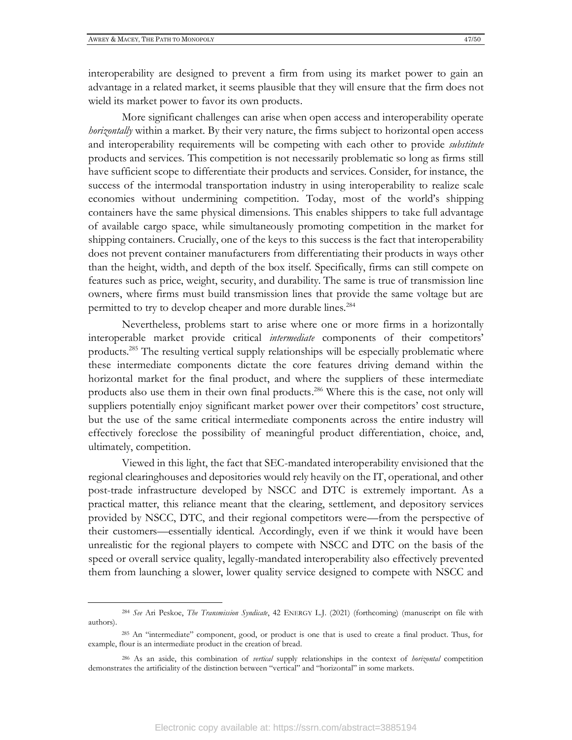interoperability are designed to prevent a firm from using its market power to gain an advantage in a related market, it seems plausible that they will ensure that the firm does not wield its market power to favor its own products.

More significant challenges can arise when open access and interoperability operate *horizontally* within a market. By their very nature, the firms subject to horizontal open access and interoperability requirements will be competing with each other to provide *substitute* products and services. This competition is not necessarily problematic so long as firms still have sufficient scope to differentiate their products and services. Consider, for instance, the success of the intermodal transportation industry in using interoperability to realize scale economies without undermining competition. Today, most of the world's shipping containers have the same physical dimensions. This enables shippers to take full advantage of available cargo space, while simultaneously promoting competition in the market for shipping containers. Crucially, one of the keys to this success is the fact that interoperability does not prevent container manufacturers from differentiating their products in ways other than the height, width, and depth of the box itself. Specifically, firms can still compete on features such as price, weight, security, and durability. The same is true of transmission line owners, where firms must build transmission lines that provide the same voltage but are permitted to try to develop cheaper and more durable lines.[284]

Nevertheless, problems start to arise where one or more firms in a horizontally interoperable market provide critical *intermediate* components of their competitors' products.[285] The resulting vertical supply relationships will be especially problematic where these intermediate components dictate the core features driving demand within the horizontal market for the final product, and where the suppliers of these intermediate products also use them in their own final products.[286] Where this is the case, not only will suppliers potentially enjoy significant market power over their competitors' cost structure, but the use of the same critical intermediate components across the entire industry will effectively foreclose the possibility of meaningful product differentiation, choice, and, ultimately, competition.

Viewed in this light, the fact that SEC-mandated interoperability envisioned that the regional clearinghouses and depositories would rely heavily on the IT, operational, and other post-trade infrastructure developed by NSCC and DTC is extremely important. As a practical matter, this reliance meant that the clearing, settlement, and depository services provided by NSCC, DTC, and their regional competitors were—from the perspective of their customers—essentially identical. Accordingly, even if we think it would have been unrealistic for the regional players to compete with NSCC and DTC on the basis of the speed or overall service quality, legally-mandated interoperability also effectively prevented them from launching a slower, lower quality service designed to compete with NSCC and

---

[284] *See* Ari Peskoe, *The Transmission Syndicate*, 42 ENERGY L.J. (2021) (forthcoming) (manuscript on file with authors).

[285] An "intermediate" component, good, or product is one that is used to create a final product. Thus, for example, flour is an intermediate product in the creation of bread.

[286] As an aside, this combination of *vertical* supply relationships in the context of *horizontal* competition demonstrates the artificiality of the distinction between "vertical" and "horizontal" in some markets.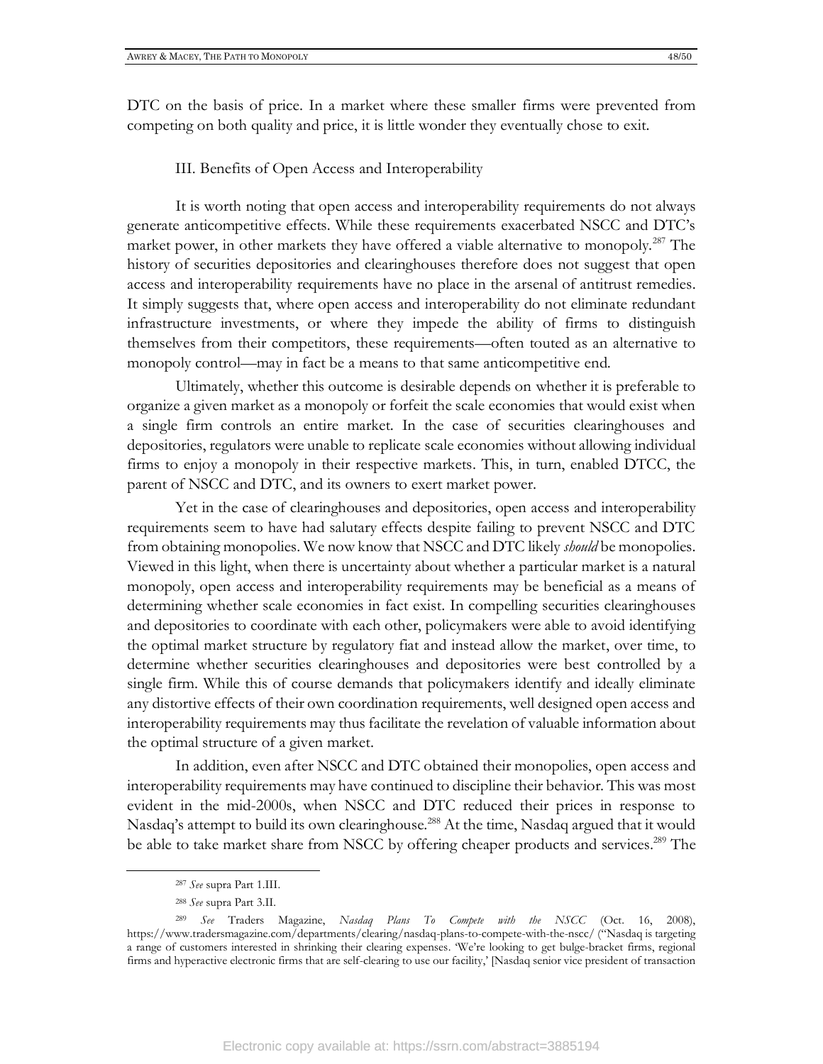DTC on the basis of price. In a market where these smaller firms were prevented from competing on both quality and price, it is little wonder they eventually chose to exit.

### III. Benefits of Open Access and Interoperability

It is worth noting that open access and interoperability requirements do not always generate anticompetitive effects. While these requirements exacerbated NSCC and DTC's market power, in other markets they have offered a viable alternative to monopoly.[287] The history of securities depositories and clearinghouses therefore does not suggest that open access and interoperability requirements have no place in the arsenal of antitrust remedies. It simply suggests that, where open access and interoperability do not eliminate redundant infrastructure investments, or where they impede the ability of firms to distinguish themselves from their competitors, these requirements—often touted as an alternative to monopoly control—may in fact be a means to that same anticompetitive end.

Ultimately, whether this outcome is desirable depends on whether it is preferable to organize a given market as a monopoly or forfeit the scale economies that would exist when a single firm controls an entire market. In the case of securities clearinghouses and depositories, regulators were unable to replicate scale economies without allowing individual firms to enjoy a monopoly in their respective markets. This, in turn, enabled DTCC, the parent of NSCC and DTC, and its owners to exert market power.

Yet in the case of clearinghouses and depositories, open access and interoperability requirements seem to have had salutary effects despite failing to prevent NSCC and DTC from obtaining monopolies. We now know that NSCC and DTC likely *should* be monopolies. Viewed in this light, when there is uncertainty about whether a particular market is a natural monopoly, open access and interoperability requirements may be beneficial as a means of determining whether scale economies in fact exist. In compelling securities clearinghouses and depositories to coordinate with each other, policymakers were able to avoid identifying the optimal market structure by regulatory fiat and instead allow the market, over time, to determine whether securities clearinghouses and depositories were best controlled by a single firm. While this of course demands that policymakers identify and ideally eliminate any distortive effects of their own coordination requirements, well designed open access and interoperability requirements may thus facilitate the revelation of valuable information about the optimal structure of a given market.

In addition, even after NSCC and DTC obtained their monopolies, open access and interoperability requirements may have continued to discipline their behavior. This was most evident in the mid-2000s, when NSCC and DTC reduced their prices in response to Nasdaq's attempt to build its own clearinghouse.[288] At the time, Nasdaq argued that it would be able to take market share from NSCC by offering cheaper products and services.[289] The

---

[287] *See* supra Part 1.III.

[288] *See* supra Part 3.II.

[289] *See* Traders Magazine, *Nasdaq Plans To Compete with the NSCC* (Oct. 16, 2008), https://www.tradersmagazine.com/departments/clearing/nasdaq-plans-to-compete-with-the-nscc/ ("Nasdaq is targeting a range of customers interested in shrinking their clearing expenses. 'We're looking to get bulge-bracket firms, regional firms and hyperactive electronic firms that are self-clearing to use our facility,' [Nasdaq senior vice president of transaction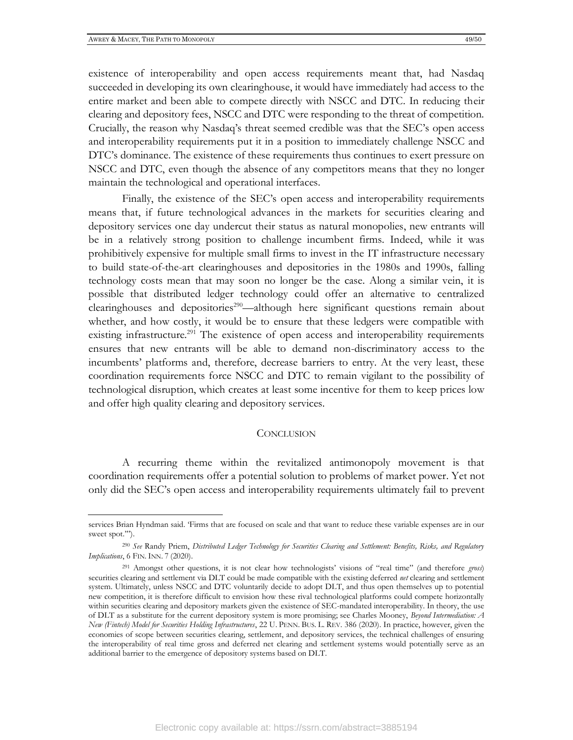existence of interoperability and open access requirements meant that, had Nasdaq succeeded in developing its own clearinghouse, it would have immediately had access to the entire market and been able to compete directly with NSCC and DTC. In reducing their clearing and depository fees, NSCC and DTC were responding to the threat of competition. Crucially, the reason why Nasdaq's threat seemed credible was that the SEC's open access and interoperability requirements put it in a position to immediately challenge NSCC and DTC's dominance. The existence of these requirements thus continues to exert pressure on NSCC and DTC, even though the absence of any competitors means that they no longer maintain the technological and operational interfaces.

Finally, the existence of the SEC's open access and interoperability requirements means that, if future technological advances in the markets for securities clearing and depository services one day undercut their status as natural monopolies, new entrants will be in a relatively strong position to challenge incumbent firms. Indeed, while it was prohibitively expensive for multiple small firms to invest in the IT infrastructure necessary to build state-of-the-art clearinghouses and depositories in the 1980s and 1990s, falling technology costs mean that may soon no longer be the case. Along a similar vein, it is possible that distributed ledger technology could offer an alternative to centralized clearinghouses and depositories[290]—although here significant questions remain about whether, and how costly, it would be to ensure that these ledgers were compatible with existing infrastructure.[291] The existence of open access and interoperability requirements ensures that new entrants will be able to demand non-discriminatory access to the incumbents' platforms and, therefore, decrease barriers to entry. At the very least, these coordination requirements force NSCC and DTC to remain vigilant to the possibility of technological disruption, which creates at least some incentive for them to keep prices low and offer high quality clearing and depository services.

## CONCLUSION

A recurring theme within the revitalized antimonopoly movement is that coordination requirements offer a potential solution to problems of market power. Yet not only did the SEC's open access and interoperability requirements ultimately fail to prevent

---

services Brian Hyndman said. 'Firms that are focused on scale and that want to reduce these variable expenses are in our sweet spot.'").

[290] *See* Randy Priem, *Distributed Ledger Technology for Securities Clearing and Settlement: Benefits, Risks, and Regulatory Implications*, 6 FIN. INN. 7 (2020).

[291] Amongst other questions, it is not clear how technologists' visions of "real time" (and therefore *gross*) securities clearing and settlement via DLT could be made compatible with the existing deferred *net* clearing and settlement system. Ultimately, unless NSCC and DTC voluntarily decide to adopt DLT, and thus open themselves up to potential new competition, it is therefore difficult to envision how these rival technological platforms could compete horizontally within securities clearing and depository markets given the existence of SEC-mandated interoperability. In theory, the use of DLT as a substitute for the current depository system is more promising; see Charles Mooney, *Beyond Intermediation: A New (Fintech) Model for Securities Holding Infrastructures*, 22 U. PENN. BUS. L. REV. 386 (2020). In practice, however, given the economies of scope between securities clearing, settlement, and depository services, the technical challenges of ensuring the interoperability of real time gross and deferred net clearing and settlement systems would potentially serve as an additional barrier to the emergence of depository systems based on DLT.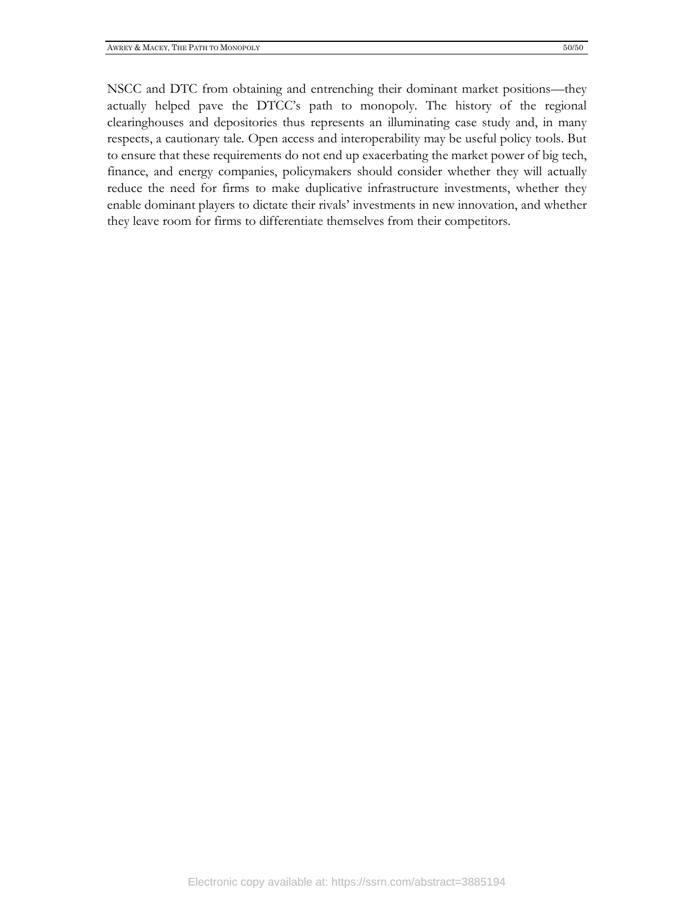NSCC and DTC from obtaining and entrenching their dominant market positions—they actually helped pave the DTCC's path to monopoly. The history of the regional clearinghouses and depositories thus represents an illuminating case study and, in many respects, a cautionary tale. Open access and interoperability may be useful policy tools. But to ensure that these requirements do not end up exacerbating the market power of big tech, finance, and energy companies, policymakers should consider whether they will actually reduce the need for firms to make duplicative infrastructure investments, whether they enable dominant players to dictate their rivals' investments in new innovation, and whether they leave room for firms to differentiate themselves from their competitors.